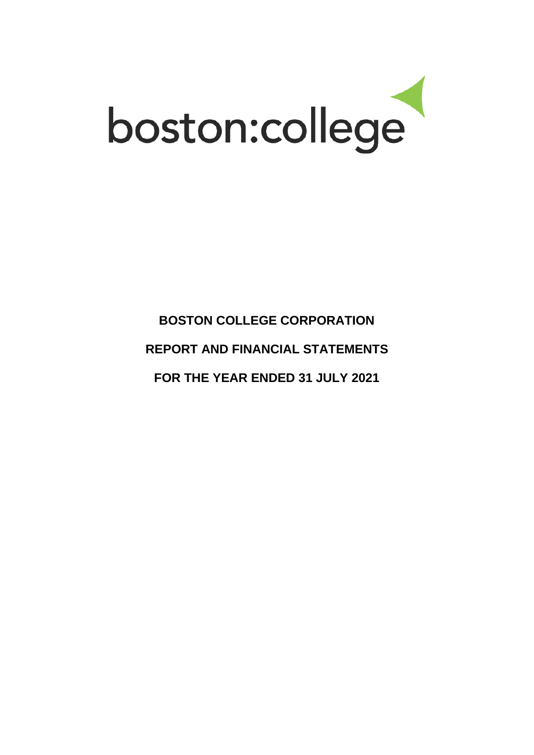boston:college

# BOSTON COLLEGE CORPORATION

# REPORT AND FINANCIAL STATEMENTS

# FOR THE YEAR ENDED 31 JULY 2021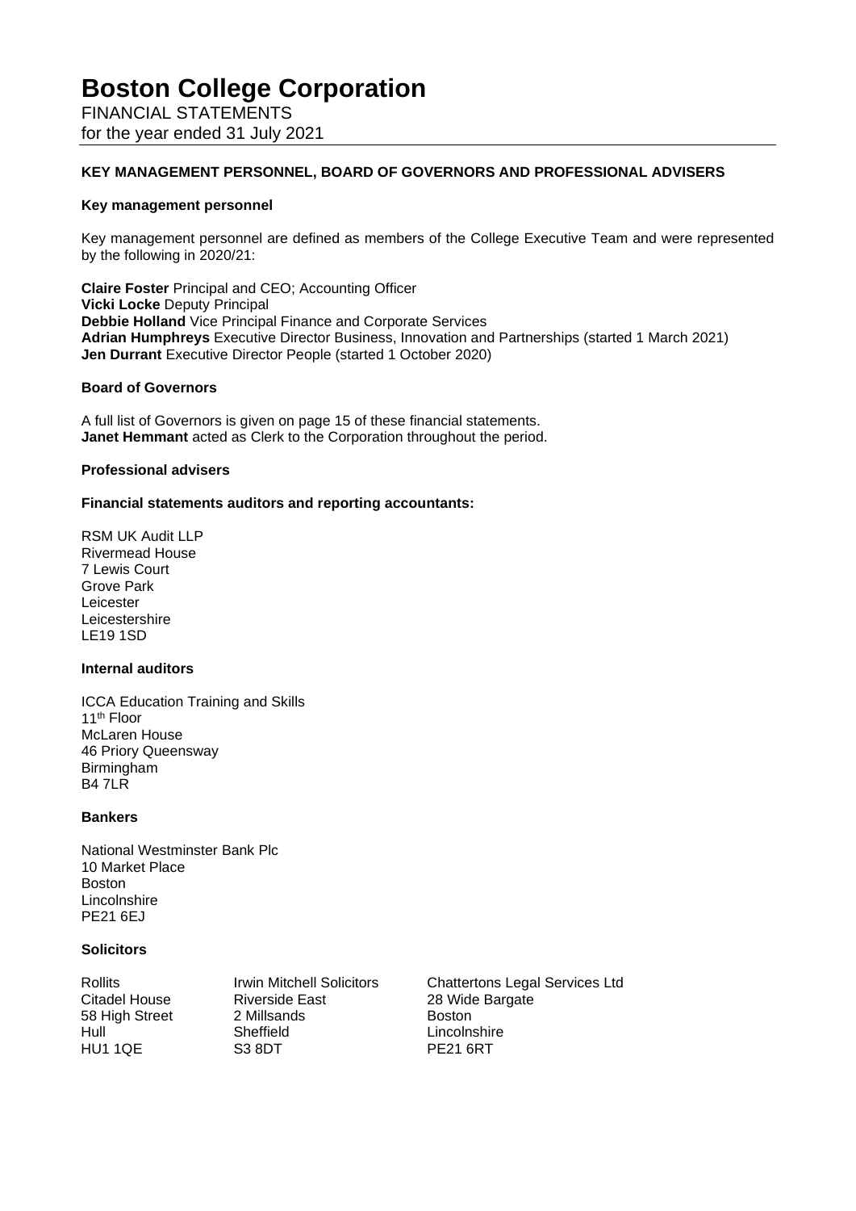# Boston College Corporation

FINANCIAL STATEMENTS
for the year ended 31 July 2021

**KEY MANAGEMENT PERSONNEL, BOARD OF GOVERNORS AND PROFESSIONAL ADVISERS**

**Key management personnel**

Key management personnel are defined as members of the College Executive Team and were represented by the following in 2020/21:

**Claire Foster** Principal and CEO; Accounting Officer
**Vicki Locke** Deputy Principal
**Debbie Holland** Vice Principal Finance and Corporate Services
**Adrian Humphreys** Executive Director Business, Innovation and Partnerships (started 1 March 2021)
**Jen Durrant** Executive Director People (started 1 October 2020)

**Board of Governors**

A full list of Governors is given on page 15 of these financial statements.
**Janet Hemmant** acted as Clerk to the Corporation throughout the period.

**Professional advisers**

**Financial statements auditors and reporting accountants:**

RSM UK Audit LLP
Rivermead House
7 Lewis Court
Grove Park
Leicester
Leicestershire
LE19 1SD

**Internal auditors**

ICCA Education Training and Skills
11th Floor
McLaren House
46 Priory Queensway
Birmingham
B4 7LR

**Bankers**

National Westminster Bank Plc
10 Market Place
Boston
Lincolnshire
PE21 6EJ

**Solicitors**

Rollits
Citadel House
58 High Street
Hull
HU1 1QE

Irwin Mitchell Solicitors
Riverside East
2 Millsands
Sheffield
S3 8DT

Chattertons Legal Services Ltd
28 Wide Bargate
Boston
Lincolnshire
PE21 6RT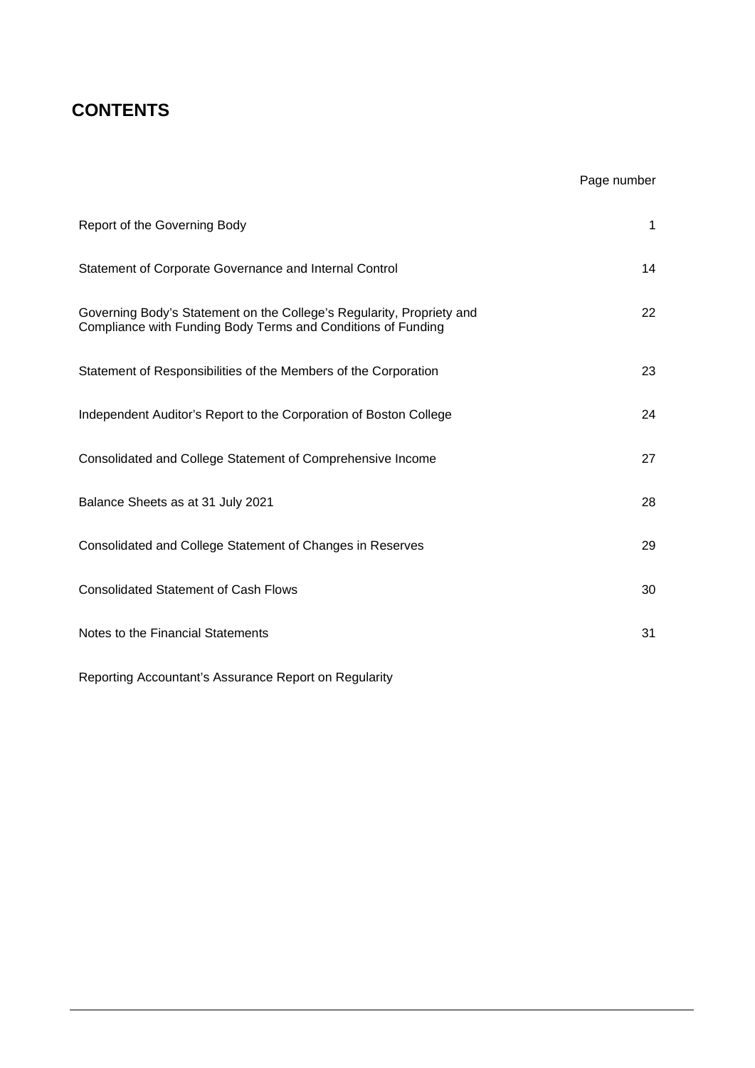# CONTENTS

| | Page number |
|---|---|
| Report of the Governing Body | 1 |
| Statement of Corporate Governance and Internal Control | 14 |
| Governing Body's Statement on the College's Regularity, Propriety and Compliance with Funding Body Terms and Conditions of Funding | 22 |
| Statement of Responsibilities of the Members of the Corporation | 23 |
| Independent Auditor's Report to the Corporation of Boston College | 24 |
| Consolidated and College Statement of Comprehensive Income | 27 |
| Balance Sheets as at 31 July 2021 | 28 |
| Consolidated and College Statement of Changes in Reserves | 29 |
| Consolidated Statement of Cash Flows | 30 |
| Notes to the Financial Statements | 31 |
| Reporting Accountant's Assurance Report on Regularity | |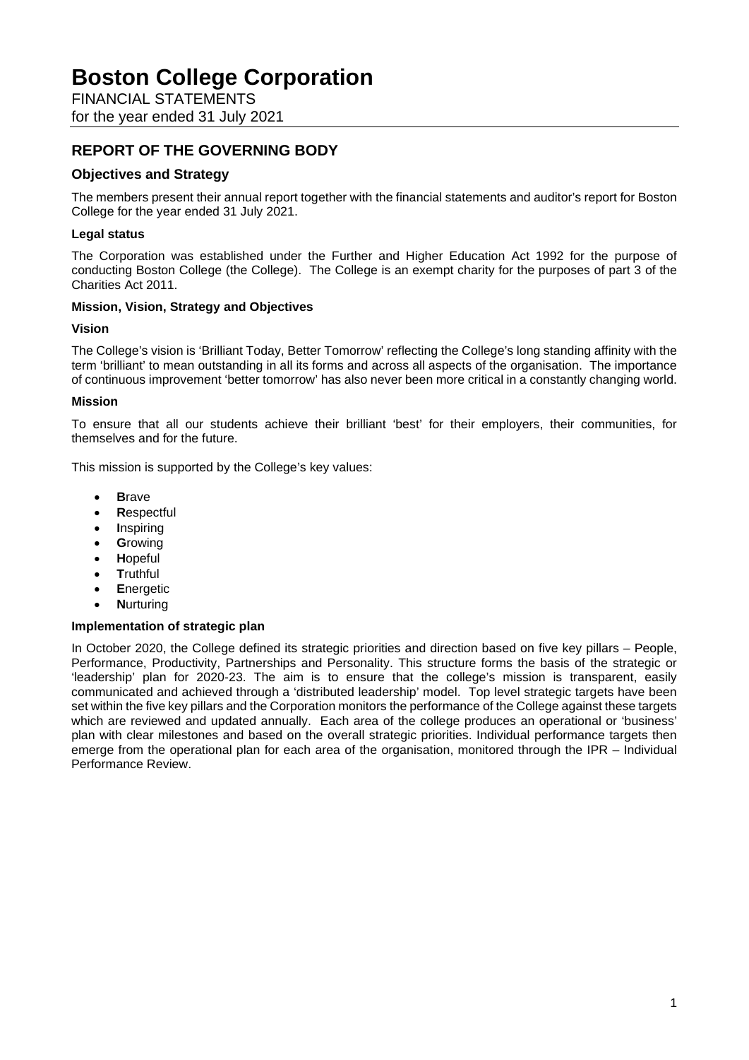# Boston College Corporation

FINANCIAL STATEMENTS
for the year ended 31 July 2021

## REPORT OF THE GOVERNING BODY

### Objectives and Strategy

The members present their annual report together with the financial statements and auditor's report for Boston College for the year ended 31 July 2021.

**Legal status**

The Corporation was established under the Further and Higher Education Act 1992 for the purpose of conducting Boston College (the College). The College is an exempt charity for the purposes of part 3 of the Charities Act 2011.

**Mission, Vision, Strategy and Objectives**

**Vision**

The College's vision is 'Brilliant Today, Better Tomorrow' reflecting the College's long standing affinity with the term 'brilliant' to mean outstanding in all its forms and across all aspects of the organisation. The importance of continuous improvement 'better tomorrow' has also never been more critical in a constantly changing world.

**Mission**

To ensure that all our students achieve their brilliant 'best' for their employers, their communities, for themselves and for the future.

This mission is supported by the College's key values:

- **B**rave
- **R**espectful
- **I**nspiring
- **G**rowing
- **H**opeful
- **T**ruthful
- **E**nergetic
- **N**urturing

**Implementation of strategic plan**

In October 2020, the College defined its strategic priorities and direction based on five key pillars – People, Performance, Productivity, Partnerships and Personality. This structure forms the basis of the strategic or 'leadership' plan for 2020-23. The aim is to ensure that the college's mission is transparent, easily communicated and achieved through a 'distributed leadership' model. Top level strategic targets have been set within the five key pillars and the Corporation monitors the performance of the College against these targets which are reviewed and updated annually. Each area of the college produces an operational or 'business' plan with clear milestones and based on the overall strategic priorities. Individual performance targets then emerge from the operational plan for each area of the organisation, monitored through the IPR – Individual Performance Review.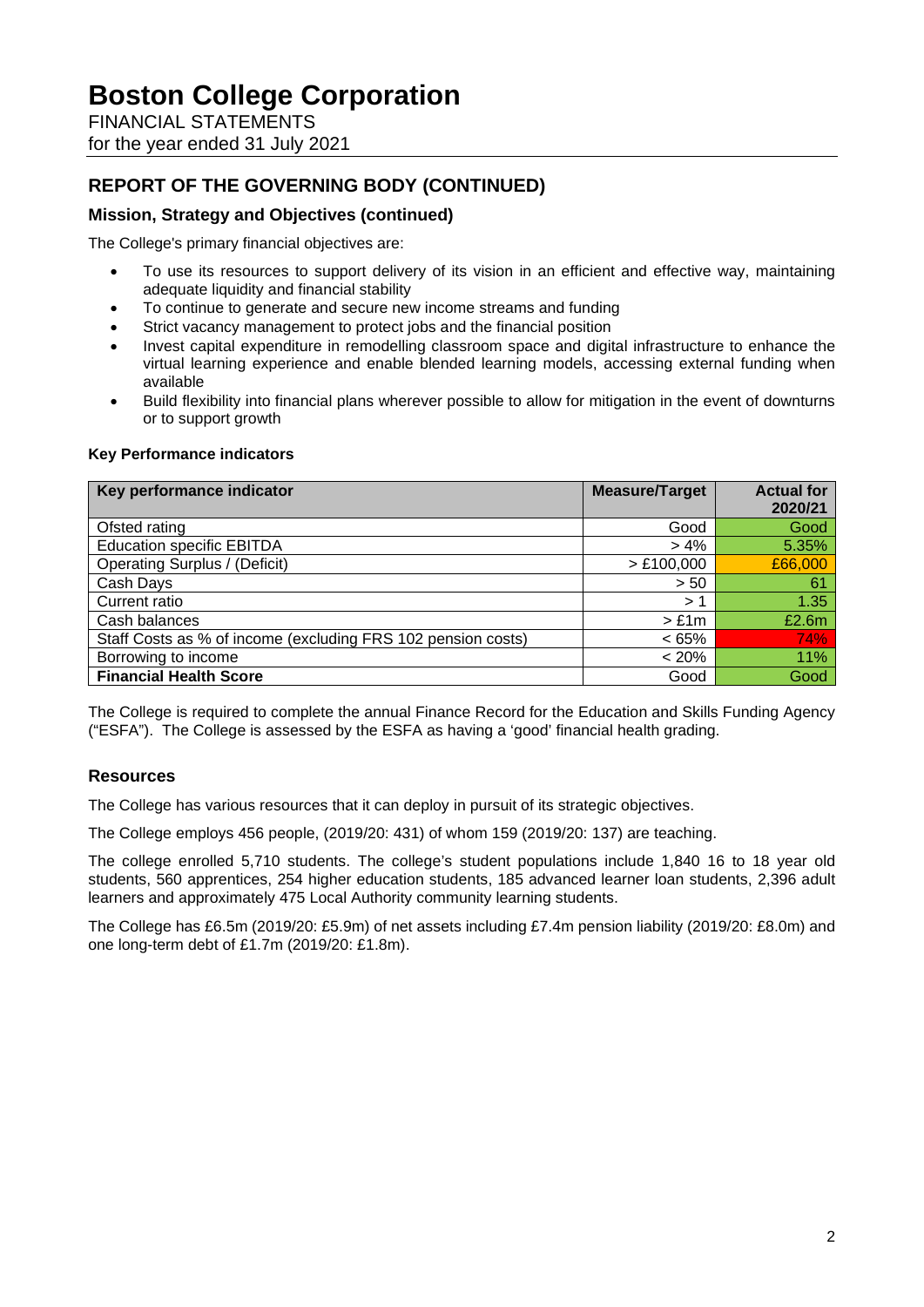## REPORT OF THE GOVERNING BODY (CONTINUED)

### Mission, Strategy and Objectives (continued)

The College's primary financial objectives are:

- To use its resources to support delivery of its vision in an efficient and effective way, maintaining adequate liquidity and financial stability
- To continue to generate and secure new income streams and funding
- Strict vacancy management to protect jobs and the financial position
- Invest capital expenditure in remodelling classroom space and digital infrastructure to enhance the virtual learning experience and enable blended learning models, accessing external funding when available
- Build flexibility into financial plans wherever possible to allow for mitigation in the event of downturns or to support growth

**Key Performance indicators**

| Key performance indicator | Measure/Target | Actual for 2020/21 |
|---|---|---|
| Ofsted rating | Good | Good |
| Education specific EBITDA | > 4% | 5.35% |
| Operating Surplus / (Deficit) | > £100,000 | £66,000 |
| Cash Days | > 50 | 61 |
| Current ratio | > 1 | 1.35 |
| Cash balances | > £1m | £2.6m |
| Staff Costs as % of income (excluding FRS 102 pension costs) | < 65% | 74% |
| Borrowing to income | < 20% | 11% |
| **Financial Health Score** | Good | Good |

The College is required to complete the annual Finance Record for the Education and Skills Funding Agency ("ESFA"). The College is assessed by the ESFA as having a 'good' financial health grading.

### Resources

The College has various resources that it can deploy in pursuit of its strategic objectives.

The College employs 456 people, (2019/20: 431) of whom 159 (2019/20: 137) are teaching.

The college enrolled 5,710 students. The college's student populations include 1,840 16 to 18 year old students, 560 apprentices, 254 higher education students, 185 advanced learner loan students, 2,396 adult learners and approximately 475 Local Authority community learning students.

The College has £6.5m (2019/20: £5.9m) of net assets including £7.4m pension liability (2019/20: £8.0m) and one long-term debt of £1.7m (2019/20: £1.8m).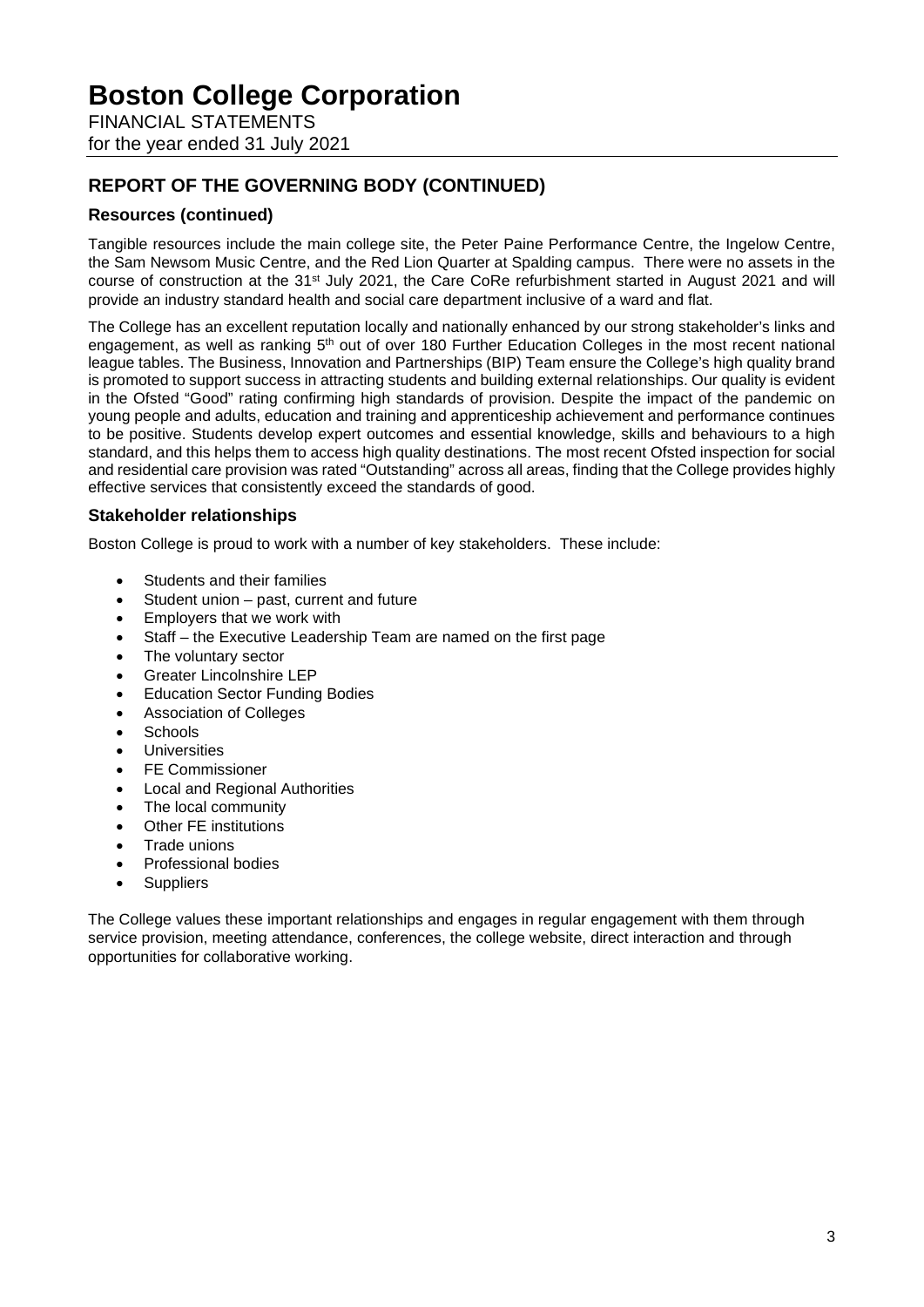## REPORT OF THE GOVERNING BODY (CONTINUED)

### Resources (continued)

Tangible resources include the main college site, the Peter Paine Performance Centre, the Ingelow Centre, the Sam Newsom Music Centre, and the Red Lion Quarter at Spalding campus. There were no assets in the course of construction at the 31st July 2021, the Care CoRe refurbishment started in August 2021 and will provide an industry standard health and social care department inclusive of a ward and flat.

The College has an excellent reputation locally and nationally enhanced by our strong stakeholder's links and engagement, as well as ranking 5th out of over 180 Further Education Colleges in the most recent national league tables. The Business, Innovation and Partnerships (BIP) Team ensure the College's high quality brand is promoted to support success in attracting students and building external relationships. Our quality is evident in the Ofsted "Good" rating confirming high standards of provision. Despite the impact of the pandemic on young people and adults, education and training and apprenticeship achievement and performance continues to be positive. Students develop expert outcomes and essential knowledge, skills and behaviours to a high standard, and this helps them to access high quality destinations. The most recent Ofsted inspection for social and residential care provision was rated "Outstanding" across all areas, finding that the College provides highly effective services that consistently exceed the standards of good.

### Stakeholder relationships

Boston College is proud to work with a number of key stakeholders. These include:

- Students and their families
- Student union – past, current and future
- Employers that we work with
- Staff – the Executive Leadership Team are named on the first page
- The voluntary sector
- Greater Lincolnshire LEP
- Education Sector Funding Bodies
- Association of Colleges
- Schools
- Universities
- FE Commissioner
- Local and Regional Authorities
- The local community
- Other FE institutions
- Trade unions
- Professional bodies
- Suppliers

The College values these important relationships and engages in regular engagement with them through service provision, meeting attendance, conferences, the college website, direct interaction and through opportunities for collaborative working.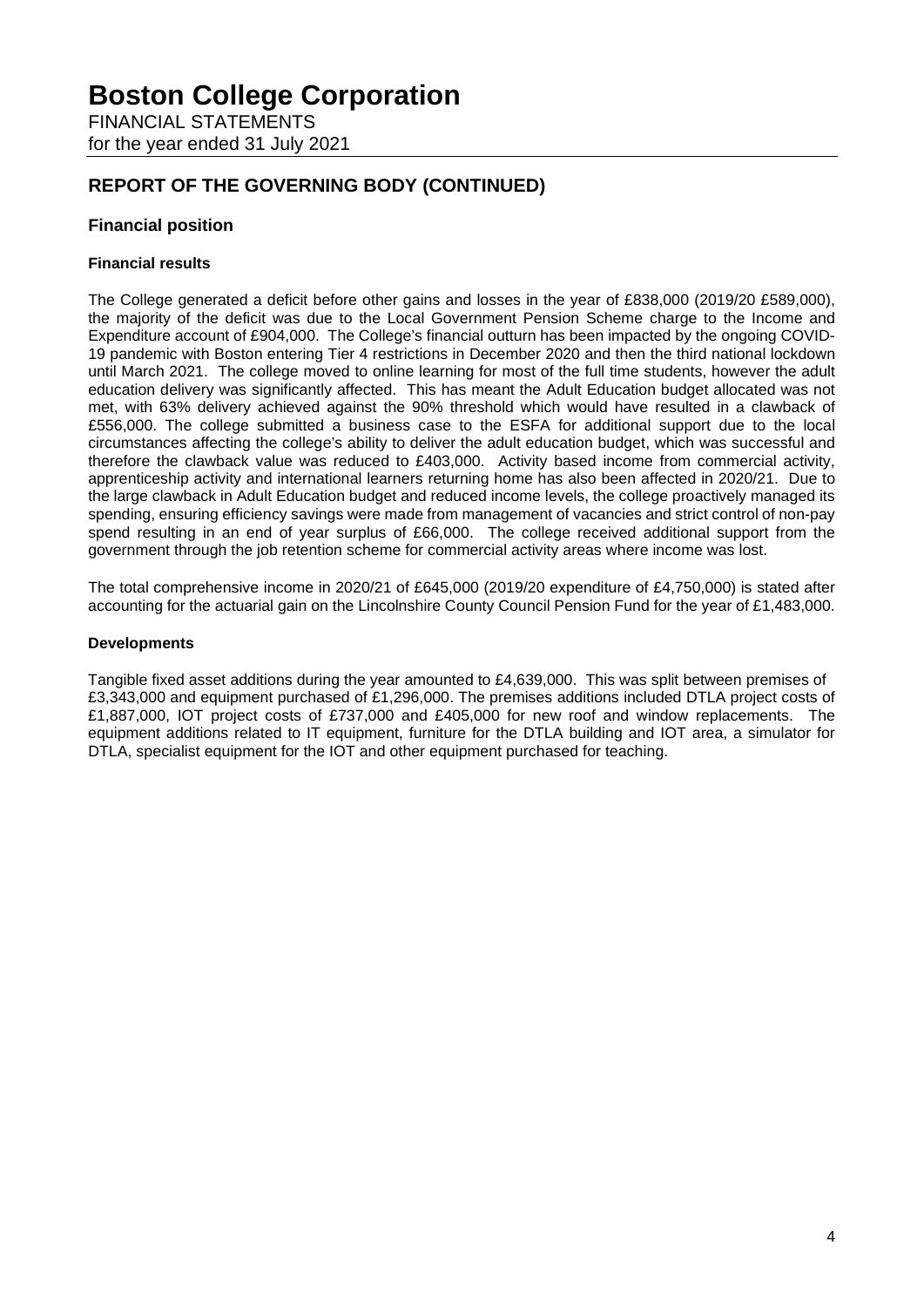## REPORT OF THE GOVERNING BODY (CONTINUED)

### Financial position

#### Financial results

The College generated a deficit before other gains and losses in the year of £838,000 (2019/20 £589,000), the majority of the deficit was due to the Local Government Pension Scheme charge to the Income and Expenditure account of £904,000. The College's financial outturn has been impacted by the ongoing COVID-19 pandemic with Boston entering Tier 4 restrictions in December 2020 and then the third national lockdown until March 2021. The college moved to online learning for most of the full time students, however the adult education delivery was significantly affected. This has meant the Adult Education budget allocated was not met, with 63% delivery achieved against the 90% threshold which would have resulted in a clawback of £556,000. The college submitted a business case to the ESFA for additional support due to the local circumstances affecting the college's ability to deliver the adult education budget, which was successful and therefore the clawback value was reduced to £403,000. Activity based income from commercial activity, apprenticeship activity and international learners returning home has also been affected in 2020/21. Due to the large clawback in Adult Education budget and reduced income levels, the college proactively managed its spending, ensuring efficiency savings were made from management of vacancies and strict control of non-pay spend resulting in an end of year surplus of £66,000. The college received additional support from the government through the job retention scheme for commercial activity areas where income was lost.

The total comprehensive income in 2020/21 of £645,000 (2019/20 expenditure of £4,750,000) is stated after accounting for the actuarial gain on the Lincolnshire County Council Pension Fund for the year of £1,483,000.

#### Developments

Tangible fixed asset additions during the year amounted to £4,639,000. This was split between premises of £3,343,000 and equipment purchased of £1,296,000. The premises additions included DTLA project costs of £1,887,000, IOT project costs of £737,000 and £405,000 for new roof and window replacements. The equipment additions related to IT equipment, furniture for the DTLA building and IOT area, a simulator for DTLA, specialist equipment for the IOT and other equipment purchased for teaching.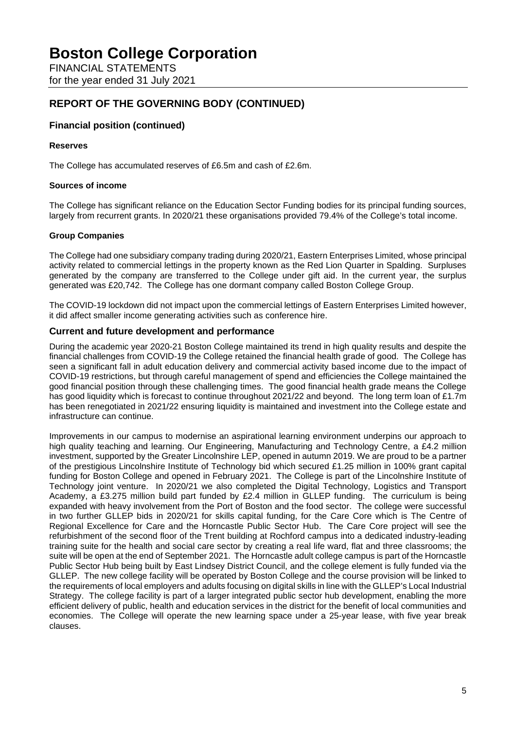## REPORT OF THE GOVERNING BODY (CONTINUED)

### Financial position (continued)

#### Reserves

The College has accumulated reserves of £6.5m and cash of £2.6m.

#### Sources of income

The College has significant reliance on the Education Sector Funding bodies for its principal funding sources, largely from recurrent grants. In 2020/21 these organisations provided 79.4% of the College's total income.

#### Group Companies

The College had one subsidiary company trading during 2020/21, Eastern Enterprises Limited, whose principal activity related to commercial lettings in the property known as the Red Lion Quarter in Spalding. Surpluses generated by the company are transferred to the College under gift aid. In the current year, the surplus generated was £20,742. The College has one dormant company called Boston College Group.

The COVID-19 lockdown did not impact upon the commercial lettings of Eastern Enterprises Limited however, it did affect smaller income generating activities such as conference hire.

### Current and future development and performance

During the academic year 2020-21 Boston College maintained its trend in high quality results and despite the financial challenges from COVID-19 the College retained the financial health grade of good. The College has seen a significant fall in adult education delivery and commercial activity based income due to the impact of COVID-19 restrictions, but through careful management of spend and efficiencies the College maintained the good financial position through these challenging times. The good financial health grade means the College has good liquidity which is forecast to continue throughout 2021/22 and beyond. The long term loan of £1.7m has been renegotiated in 2021/22 ensuring liquidity is maintained and investment into the College estate and infrastructure can continue.

Improvements in our campus to modernise an aspirational learning environment underpins our approach to high quality teaching and learning. Our Engineering, Manufacturing and Technology Centre, a £4.2 million investment, supported by the Greater Lincolnshire LEP, opened in autumn 2019. We are proud to be a partner of the prestigious Lincolnshire Institute of Technology bid which secured £1.25 million in 100% grant capital funding for Boston College and opened in February 2021. The College is part of the Lincolnshire Institute of Technology joint venture. In 2020/21 we also completed the Digital Technology, Logistics and Transport Academy, a £3.275 million build part funded by £2.4 million in GLLEP funding. The curriculum is being expanded with heavy involvement from the Port of Boston and the food sector. The college were successful in two further GLLEP bids in 2020/21 for skills capital funding, for the Care Core which is The Centre of Regional Excellence for Care and the Horncastle Public Sector Hub. The Care Core project will see the refurbishment of the second floor of the Trent building at Rochford campus into a dedicated industry-leading training suite for the health and social care sector by creating a real life ward, flat and three classrooms; the suite will be open at the end of September 2021. The Horncastle adult college campus is part of the Horncastle Public Sector Hub being built by East Lindsey District Council, and the college element is fully funded via the GLLEP. The new college facility will be operated by Boston College and the course provision will be linked to the requirements of local employers and adults focusing on digital skills in line with the GLLEP's Local Industrial Strategy. The college facility is part of a larger integrated public sector hub development, enabling the more efficient delivery of public, health and education services in the district for the benefit of local communities and economies. The College will operate the new learning space under a 25-year lease, with five year break clauses.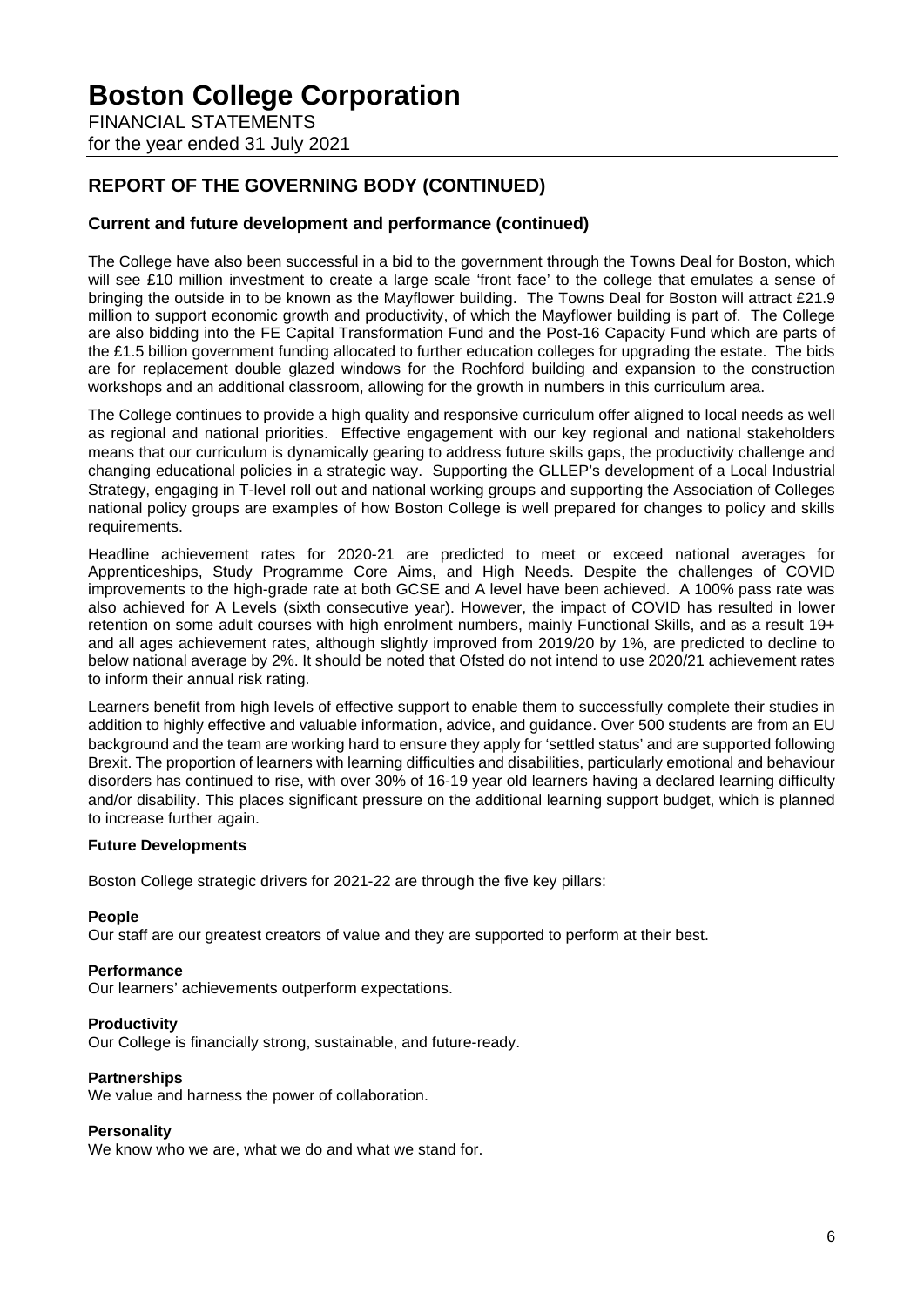## REPORT OF THE GOVERNING BODY (CONTINUED)

### Current and future development and performance (continued)

The College have also been successful in a bid to the government through the Towns Deal for Boston, which will see £10 million investment to create a large scale 'front face' to the college that emulates a sense of bringing the outside in to be known as the Mayflower building. The Towns Deal for Boston will attract £21.9 million to support economic growth and productivity, of which the Mayflower building is part of. The College are also bidding into the FE Capital Transformation Fund and the Post-16 Capacity Fund which are parts of the £1.5 billion government funding allocated to further education colleges for upgrading the estate. The bids are for replacement double glazed windows for the Rochford building and expansion to the construction workshops and an additional classroom, allowing for the growth in numbers in this curriculum area.

The College continues to provide a high quality and responsive curriculum offer aligned to local needs as well as regional and national priorities. Effective engagement with our key regional and national stakeholders means that our curriculum is dynamically gearing to address future skills gaps, the productivity challenge and changing educational policies in a strategic way. Supporting the GLLEP's development of a Local Industrial Strategy, engaging in T-level roll out and national working groups and supporting the Association of Colleges national policy groups are examples of how Boston College is well prepared for changes to policy and skills requirements.

Headline achievement rates for 2020-21 are predicted to meet or exceed national averages for Apprenticeships, Study Programme Core Aims, and High Needs. Despite the challenges of COVID improvements to the high-grade rate at both GCSE and A level have been achieved. A 100% pass rate was also achieved for A Levels (sixth consecutive year). However, the impact of COVID has resulted in lower retention on some adult courses with high enrolment numbers, mainly Functional Skills, and as a result 19+ and all ages achievement rates, although slightly improved from 2019/20 by 1%, are predicted to decline to below national average by 2%. It should be noted that Ofsted do not intend to use 2020/21 achievement rates to inform their annual risk rating.

Learners benefit from high levels of effective support to enable them to successfully complete their studies in addition to highly effective and valuable information, advice, and guidance. Over 500 students are from an EU background and the team are working hard to ensure they apply for 'settled status' and are supported following Brexit. The proportion of learners with learning difficulties and disabilities, particularly emotional and behaviour disorders has continued to rise, with over 30% of 16-19 year old learners having a declared learning difficulty and/or disability. This places significant pressure on the additional learning support budget, which is planned to increase further again.

#### Future Developments

Boston College strategic drivers for 2021-22 are through the five key pillars:

**People**
Our staff are our greatest creators of value and they are supported to perform at their best.

**Performance**
Our learners' achievements outperform expectations.

**Productivity**
Our College is financially strong, sustainable, and future-ready.

**Partnerships**
We value and harness the power of collaboration.

**Personality**
We know who we are, what we do and what we stand for.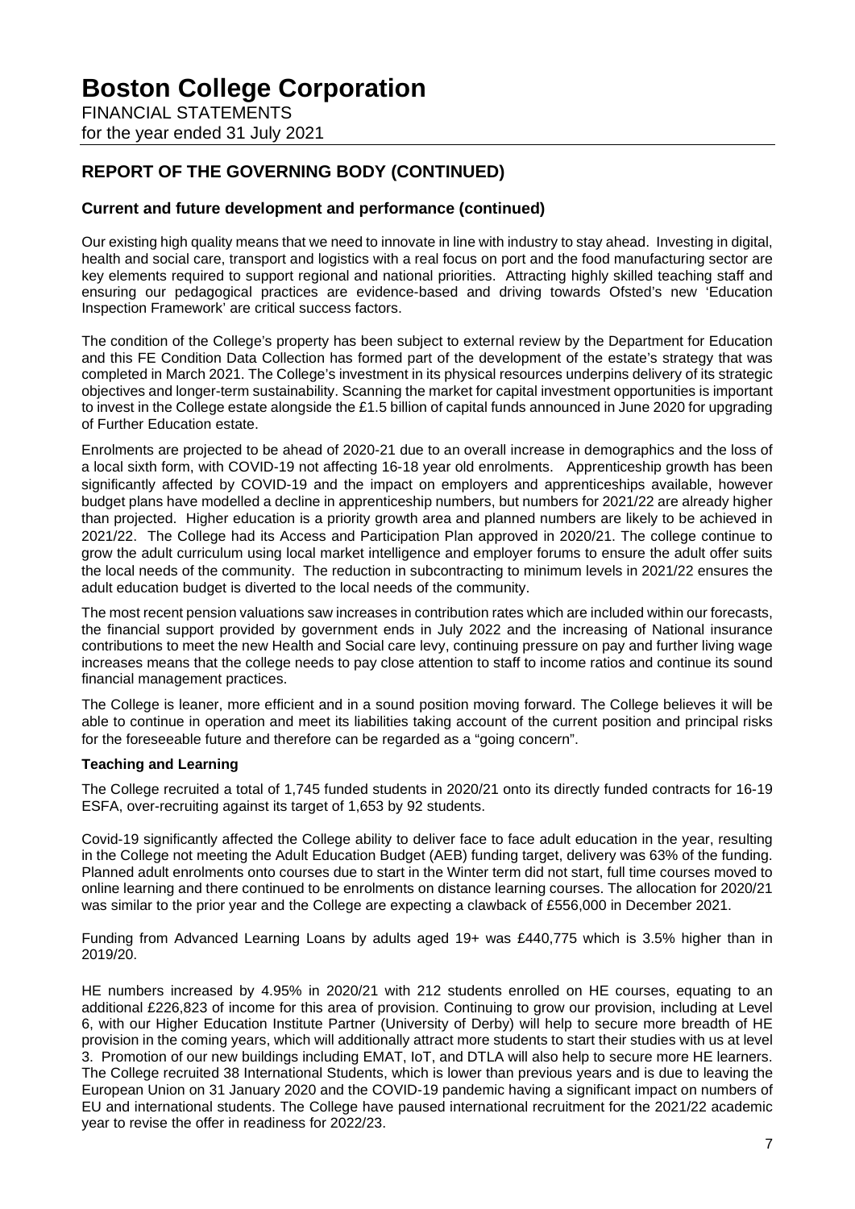## REPORT OF THE GOVERNING BODY (CONTINUED)

### Current and future development and performance (continued)

Our existing high quality means that we need to innovate in line with industry to stay ahead. Investing in digital, health and social care, transport and logistics with a real focus on port and the food manufacturing sector are key elements required to support regional and national priorities. Attracting highly skilled teaching staff and ensuring our pedagogical practices are evidence-based and driving towards Ofsted's new 'Education Inspection Framework' are critical success factors.

The condition of the College's property has been subject to external review by the Department for Education and this FE Condition Data Collection has formed part of the development of the estate's strategy that was completed in March 2021. The College's investment in its physical resources underpins delivery of its strategic objectives and longer-term sustainability. Scanning the market for capital investment opportunities is important to invest in the College estate alongside the £1.5 billion of capital funds announced in June 2020 for upgrading of Further Education estate.

Enrolments are projected to be ahead of 2020-21 due to an overall increase in demographics and the loss of a local sixth form, with COVID-19 not affecting 16-18 year old enrolments. Apprenticeship growth has been significantly affected by COVID-19 and the impact on employers and apprenticeships available, however budget plans have modelled a decline in apprenticeship numbers, but numbers for 2021/22 are already higher than projected. Higher education is a priority growth area and planned numbers are likely to be achieved in 2021/22. The College had its Access and Participation Plan approved in 2020/21. The college continue to grow the adult curriculum using local market intelligence and employer forums to ensure the adult offer suits the local needs of the community. The reduction in subcontracting to minimum levels in 2021/22 ensures the adult education budget is diverted to the local needs of the community.

The most recent pension valuations saw increases in contribution rates which are included within our forecasts, the financial support provided by government ends in July 2022 and the increasing of National insurance contributions to meet the new Health and Social care levy, continuing pressure on pay and further living wage increases means that the college needs to pay close attention to staff to income ratios and continue its sound financial management practices.

The College is leaner, more efficient and in a sound position moving forward. The College believes it will be able to continue in operation and meet its liabilities taking account of the current position and principal risks for the foreseeable future and therefore can be regarded as a "going concern".

**Teaching and Learning**

The College recruited a total of 1,745 funded students in 2020/21 onto its directly funded contracts for 16-19 ESFA, over-recruiting against its target of 1,653 by 92 students.

Covid-19 significantly affected the College ability to deliver face to face adult education in the year, resulting in the College not meeting the Adult Education Budget (AEB) funding target, delivery was 63% of the funding. Planned adult enrolments onto courses due to start in the Winter term did not start, full time courses moved to online learning and there continued to be enrolments on distance learning courses. The allocation for 2020/21 was similar to the prior year and the College are expecting a clawback of £556,000 in December 2021.

Funding from Advanced Learning Loans by adults aged 19+ was £440,775 which is 3.5% higher than in 2019/20.

HE numbers increased by 4.95% in 2020/21 with 212 students enrolled on HE courses, equating to an additional £226,823 of income for this area of provision. Continuing to grow our provision, including at Level 6, with our Higher Education Institute Partner (University of Derby) will help to secure more breadth of HE provision in the coming years, which will additionally attract more students to start their studies with us at level 3. Promotion of our new buildings including EMAT, IoT, and DTLA will also help to secure more HE learners. The College recruited 38 International Students, which is lower than previous years and is due to leaving the European Union on 31 January 2020 and the COVID-19 pandemic having a significant impact on numbers of EU and international students. The College have paused international recruitment for the 2021/22 academic year to revise the offer in readiness for 2022/23.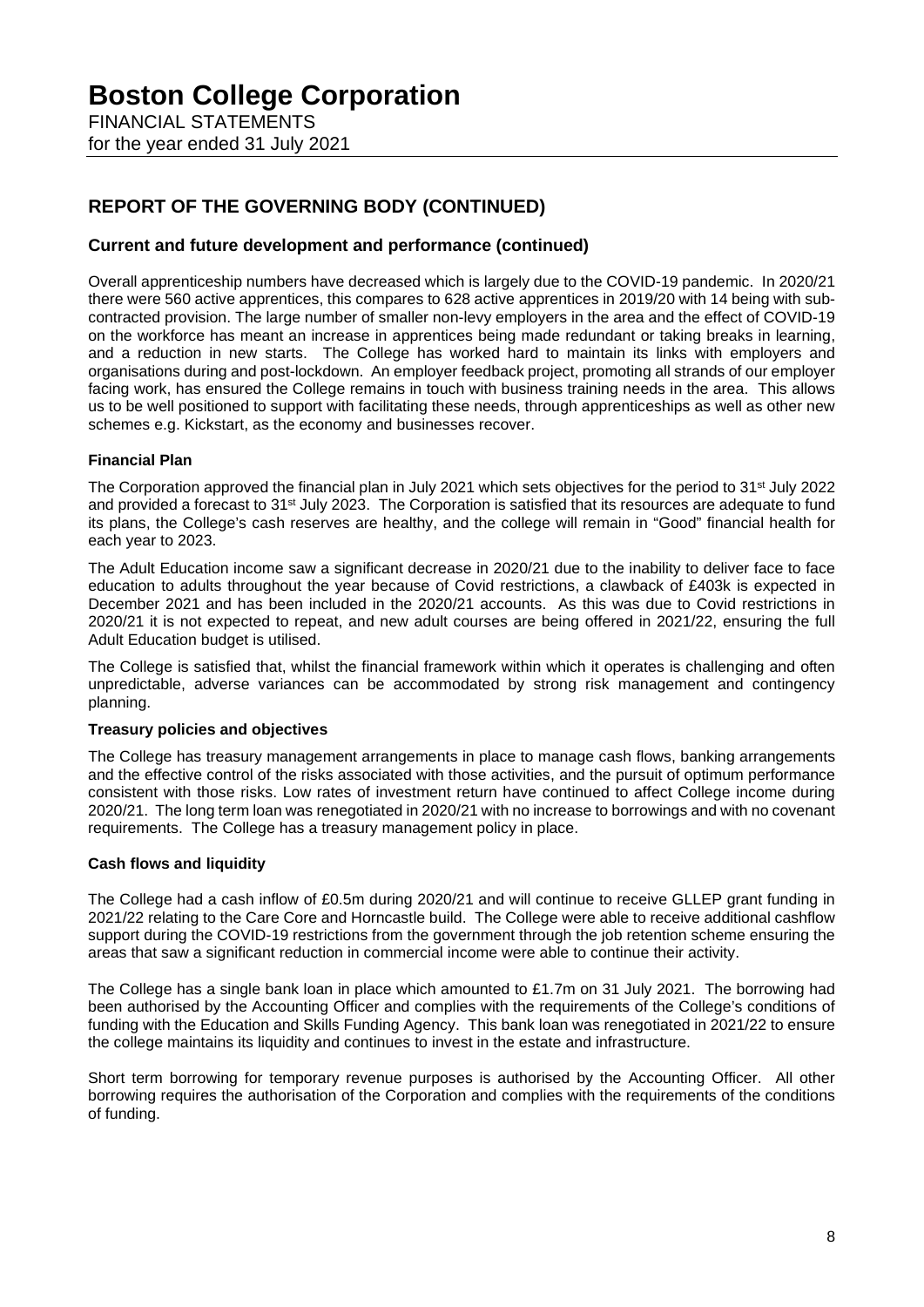## REPORT OF THE GOVERNING BODY (CONTINUED)

### Current and future development and performance (continued)

Overall apprenticeship numbers have decreased which is largely due to the COVID-19 pandemic. In 2020/21 there were 560 active apprentices, this compares to 628 active apprentices in 2019/20 with 14 being with sub-contracted provision. The large number of smaller non-levy employers in the area and the effect of COVID-19 on the workforce has meant an increase in apprentices being made redundant or taking breaks in learning, and a reduction in new starts. The College has worked hard to maintain its links with employers and organisations during and post-lockdown. An employer feedback project, promoting all strands of our employer facing work, has ensured the College remains in touch with business training needs in the area. This allows us to be well positioned to support with facilitating these needs, through apprenticeships as well as other new schemes e.g. Kickstart, as the economy and businesses recover.

**Financial Plan**

The Corporation approved the financial plan in July 2021 which sets objectives for the period to 31st July 2022 and provided a forecast to 31st July 2023. The Corporation is satisfied that its resources are adequate to fund its plans, the College's cash reserves are healthy, and the college will remain in "Good" financial health for each year to 2023.

The Adult Education income saw a significant decrease in 2020/21 due to the inability to deliver face to face education to adults throughout the year because of Covid restrictions, a clawback of £403k is expected in December 2021 and has been included in the 2020/21 accounts. As this was due to Covid restrictions in 2020/21 it is not expected to repeat, and new adult courses are being offered in 2021/22, ensuring the full Adult Education budget is utilised.

The College is satisfied that, whilst the financial framework within which it operates is challenging and often unpredictable, adverse variances can be accommodated by strong risk management and contingency planning.

**Treasury policies and objectives**

The College has treasury management arrangements in place to manage cash flows, banking arrangements and the effective control of the risks associated with those activities, and the pursuit of optimum performance consistent with those risks. Low rates of investment return have continued to affect College income during 2020/21. The long term loan was renegotiated in 2020/21 with no increase to borrowings and with no covenant requirements. The College has a treasury management policy in place.

**Cash flows and liquidity**

The College had a cash inflow of £0.5m during 2020/21 and will continue to receive GLLEP grant funding in 2021/22 relating to the Care Core and Horncastle build. The College were able to receive additional cashflow support during the COVID-19 restrictions from the government through the job retention scheme ensuring the areas that saw a significant reduction in commercial income were able to continue their activity.

The College has a single bank loan in place which amounted to £1.7m on 31 July 2021. The borrowing had been authorised by the Accounting Officer and complies with the requirements of the College's conditions of funding with the Education and Skills Funding Agency. This bank loan was renegotiated in 2021/22 to ensure the college maintains its liquidity and continues to invest in the estate and infrastructure.

Short term borrowing for temporary revenue purposes is authorised by the Accounting Officer. All other borrowing requires the authorisation of the Corporation and complies with the requirements of the conditions of funding.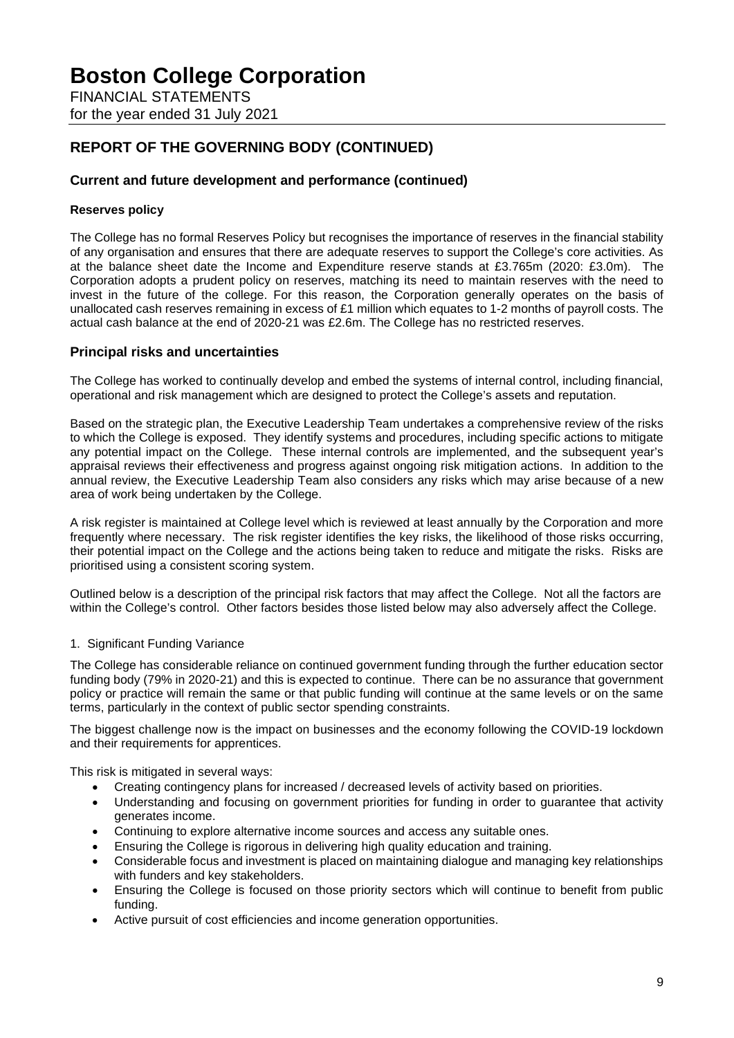## REPORT OF THE GOVERNING BODY (CONTINUED)

### Current and future development and performance (continued)

#### Reserves policy

The College has no formal Reserves Policy but recognises the importance of reserves in the financial stability of any organisation and ensures that there are adequate reserves to support the College's core activities. As at the balance sheet date the Income and Expenditure reserve stands at £3.765m (2020: £3.0m). The Corporation adopts a prudent policy on reserves, matching its need to maintain reserves with the need to invest in the future of the college. For this reason, the Corporation generally operates on the basis of unallocated cash reserves remaining in excess of £1 million which equates to 1-2 months of payroll costs. The actual cash balance at the end of 2020-21 was £2.6m. The College has no restricted reserves.

### Principal risks and uncertainties

The College has worked to continually develop and embed the systems of internal control, including financial, operational and risk management which are designed to protect the College's assets and reputation.

Based on the strategic plan, the Executive Leadership Team undertakes a comprehensive review of the risks to which the College is exposed. They identify systems and procedures, including specific actions to mitigate any potential impact on the College. These internal controls are implemented, and the subsequent year's appraisal reviews their effectiveness and progress against ongoing risk mitigation actions. In addition to the annual review, the Executive Leadership Team also considers any risks which may arise because of a new area of work being undertaken by the College.

A risk register is maintained at College level which is reviewed at least annually by the Corporation and more frequently where necessary. The risk register identifies the key risks, the likelihood of those risks occurring, their potential impact on the College and the actions being taken to reduce and mitigate the risks. Risks are prioritised using a consistent scoring system.

Outlined below is a description of the principal risk factors that may affect the College. Not all the factors are within the College's control. Other factors besides those listed below may also adversely affect the College.

1. Significant Funding Variance

The College has considerable reliance on continued government funding through the further education sector funding body (79% in 2020-21) and this is expected to continue. There can be no assurance that government policy or practice will remain the same or that public funding will continue at the same levels or on the same terms, particularly in the context of public sector spending constraints.

The biggest challenge now is the impact on businesses and the economy following the COVID-19 lockdown and their requirements for apprentices.

This risk is mitigated in several ways:

- Creating contingency plans for increased / decreased levels of activity based on priorities.
- Understanding and focusing on government priorities for funding in order to guarantee that activity generates income.
- Continuing to explore alternative income sources and access any suitable ones.
- Ensuring the College is rigorous in delivering high quality education and training.
- Considerable focus and investment is placed on maintaining dialogue and managing key relationships with funders and key stakeholders.
- Ensuring the College is focused on those priority sectors which will continue to benefit from public funding.
- Active pursuit of cost efficiencies and income generation opportunities.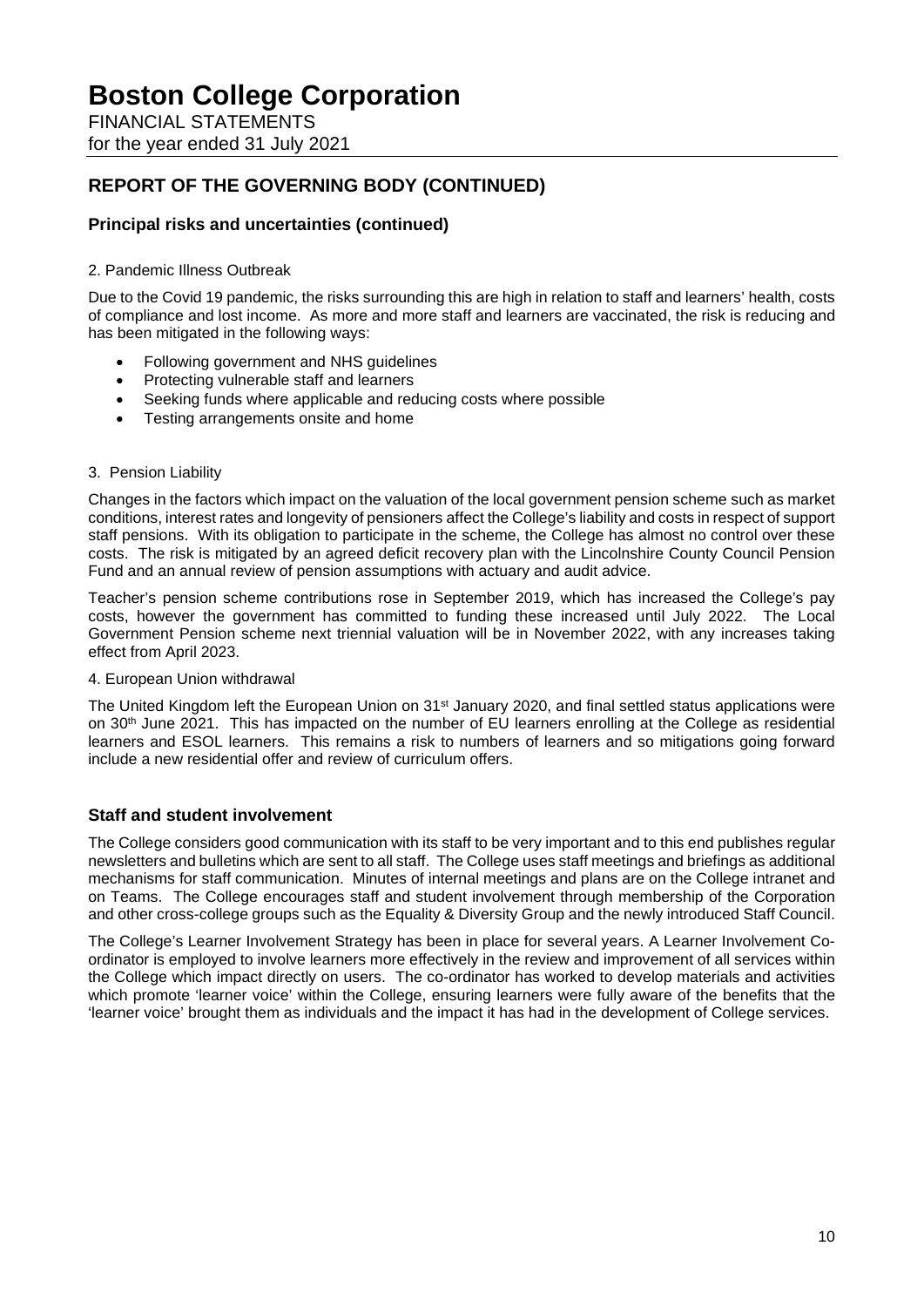## REPORT OF THE GOVERNING BODY (CONTINUED)

### Principal risks and uncertainties (continued)

2. Pandemic Illness Outbreak

Due to the Covid 19 pandemic, the risks surrounding this are high in relation to staff and learners' health, costs of compliance and lost income. As more and more staff and learners are vaccinated, the risk is reducing and has been mitigated in the following ways:

- Following government and NHS guidelines
- Protecting vulnerable staff and learners
- Seeking funds where applicable and reducing costs where possible
- Testing arrangements onsite and home

3. Pension Liability

Changes in the factors which impact on the valuation of the local government pension scheme such as market conditions, interest rates and longevity of pensioners affect the College's liability and costs in respect of support staff pensions. With its obligation to participate in the scheme, the College has almost no control over these costs. The risk is mitigated by an agreed deficit recovery plan with the Lincolnshire County Council Pension Fund and an annual review of pension assumptions with actuary and audit advice.

Teacher's pension scheme contributions rose in September 2019, which has increased the College's pay costs, however the government has committed to funding these increased until July 2022. The Local Government Pension scheme next triennial valuation will be in November 2022, with any increases taking effect from April 2023.

4. European Union withdrawal

The United Kingdom left the European Union on 31st January 2020, and final settled status applications were on 30th June 2021. This has impacted on the number of EU learners enrolling at the College as residential learners and ESOL learners. This remains a risk to numbers of learners and so mitigations going forward include a new residential offer and review of curriculum offers.

### Staff and student involvement

The College considers good communication with its staff to be very important and to this end publishes regular newsletters and bulletins which are sent to all staff. The College uses staff meetings and briefings as additional mechanisms for staff communication. Minutes of internal meetings and plans are on the College intranet and on Teams. The College encourages staff and student involvement through membership of the Corporation and other cross-college groups such as the Equality & Diversity Group and the newly introduced Staff Council.

The College's Learner Involvement Strategy has been in place for several years. A Learner Involvement Co-ordinator is employed to involve learners more effectively in the review and improvement of all services within the College which impact directly on users. The co-ordinator has worked to develop materials and activities which promote 'learner voice' within the College, ensuring learners were fully aware of the benefits that the 'learner voice' brought them as individuals and the impact it has had in the development of College services.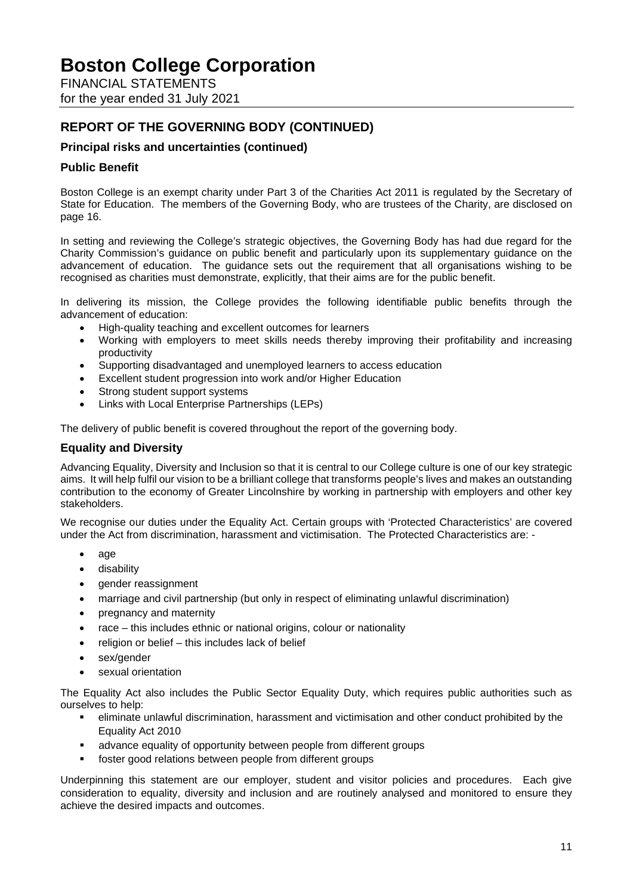## REPORT OF THE GOVERNING BODY (CONTINUED)

### Principal risks and uncertainties (continued)

### Public Benefit

Boston College is an exempt charity under Part 3 of the Charities Act 2011 is regulated by the Secretary of State for Education. The members of the Governing Body, who are trustees of the Charity, are disclosed on page 16.

In setting and reviewing the College's strategic objectives, the Governing Body has had due regard for the Charity Commission's guidance on public benefit and particularly upon its supplementary guidance on the advancement of education. The guidance sets out the requirement that all organisations wishing to be recognised as charities must demonstrate, explicitly, that their aims are for the public benefit.

In delivering its mission, the College provides the following identifiable public benefits through the advancement of education:

- High-quality teaching and excellent outcomes for learners
- Working with employers to meet skills needs thereby improving their profitability and increasing productivity
- Supporting disadvantaged and unemployed learners to access education
- Excellent student progression into work and/or Higher Education
- Strong student support systems
- Links with Local Enterprise Partnerships (LEPs)

The delivery of public benefit is covered throughout the report of the governing body.

### Equality and Diversity

Advancing Equality, Diversity and Inclusion so that it is central to our College culture is one of our key strategic aims. It will help fulfil our vision to be a brilliant college that transforms people's lives and makes an outstanding contribution to the economy of Greater Lincolnshire by working in partnership with employers and other key stakeholders.

We recognise our duties under the Equality Act. Certain groups with 'Protected Characteristics' are covered under the Act from discrimination, harassment and victimisation. The Protected Characteristics are: -

- age
- disability
- gender reassignment
- marriage and civil partnership (but only in respect of eliminating unlawful discrimination)
- pregnancy and maternity
- race – this includes ethnic or national origins, colour or nationality
- religion or belief – this includes lack of belief
- sex/gender
- sexual orientation

The Equality Act also includes the Public Sector Equality Duty, which requires public authorities such as ourselves to help:

- eliminate unlawful discrimination, harassment and victimisation and other conduct prohibited by the Equality Act 2010
- advance equality of opportunity between people from different groups
- foster good relations between people from different groups

Underpinning this statement are our employer, student and visitor policies and procedures. Each give consideration to equality, diversity and inclusion and are routinely analysed and monitored to ensure they achieve the desired impacts and outcomes.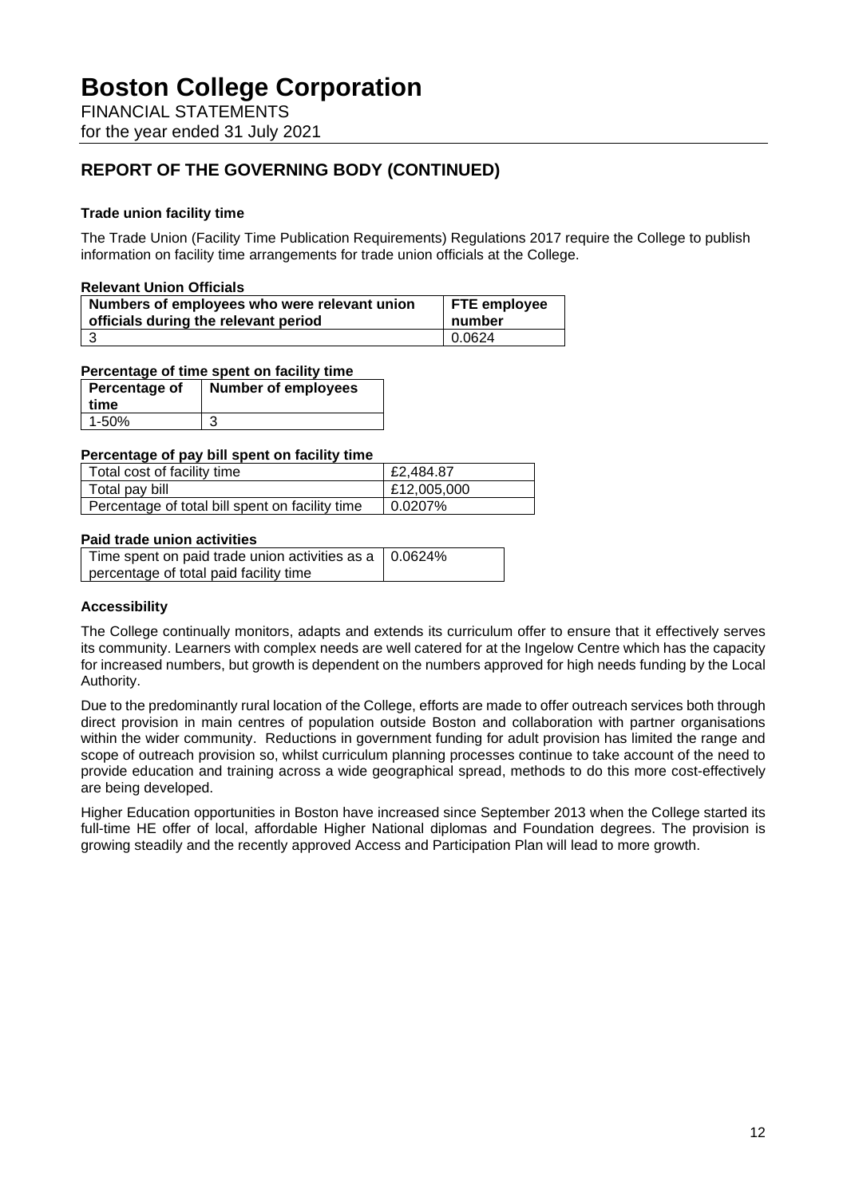# Boston College Corporation

FINANCIAL STATEMENTS

for the year ended 31 July 2021

## REPORT OF THE GOVERNING BODY (CONTINUED)

### Trade union facility time

The Trade Union (Facility Time Publication Requirements) Regulations 2017 require the College to publish information on facility time arrangements for trade union officials at the College.

**Relevant Union Officials**

| Numbers of employees who were relevant union officials during the relevant period | FTE employee number |
|---|---|
| 3 | 0.0624 |

**Percentage of time spent on facility time**

| Percentage of time | Number of employees |
|---|---|
| 1-50% | 3 |

**Percentage of pay bill spent on facility time**

| | |
|---|---|
| Total cost of facility time | £2,484.87 |
| Total pay bill | £12,005,000 |
| Percentage of total bill spent on facility time | 0.0207% |

**Paid trade union activities**

| | |
|---|---|
| Time spent on paid trade union activities as a percentage of total paid facility time | 0.0624% |

### Accessibility

The College continually monitors, adapts and extends its curriculum offer to ensure that it effectively serves its community. Learners with complex needs are well catered for at the Ingelow Centre which has the capacity for increased numbers, but growth is dependent on the numbers approved for high needs funding by the Local Authority.

Due to the predominantly rural location of the College, efforts are made to offer outreach services both through direct provision in main centres of population outside Boston and collaboration with partner organisations within the wider community. Reductions in government funding for adult provision has limited the range and scope of outreach provision so, whilst curriculum planning processes continue to take account of the need to provide education and training across a wide geographical spread, methods to do this more cost-effectively are being developed.

Higher Education opportunities in Boston have increased since September 2013 when the College started its full-time HE offer of local, affordable Higher National diplomas and Foundation degrees. The provision is growing steadily and the recently approved Access and Participation Plan will lead to more growth.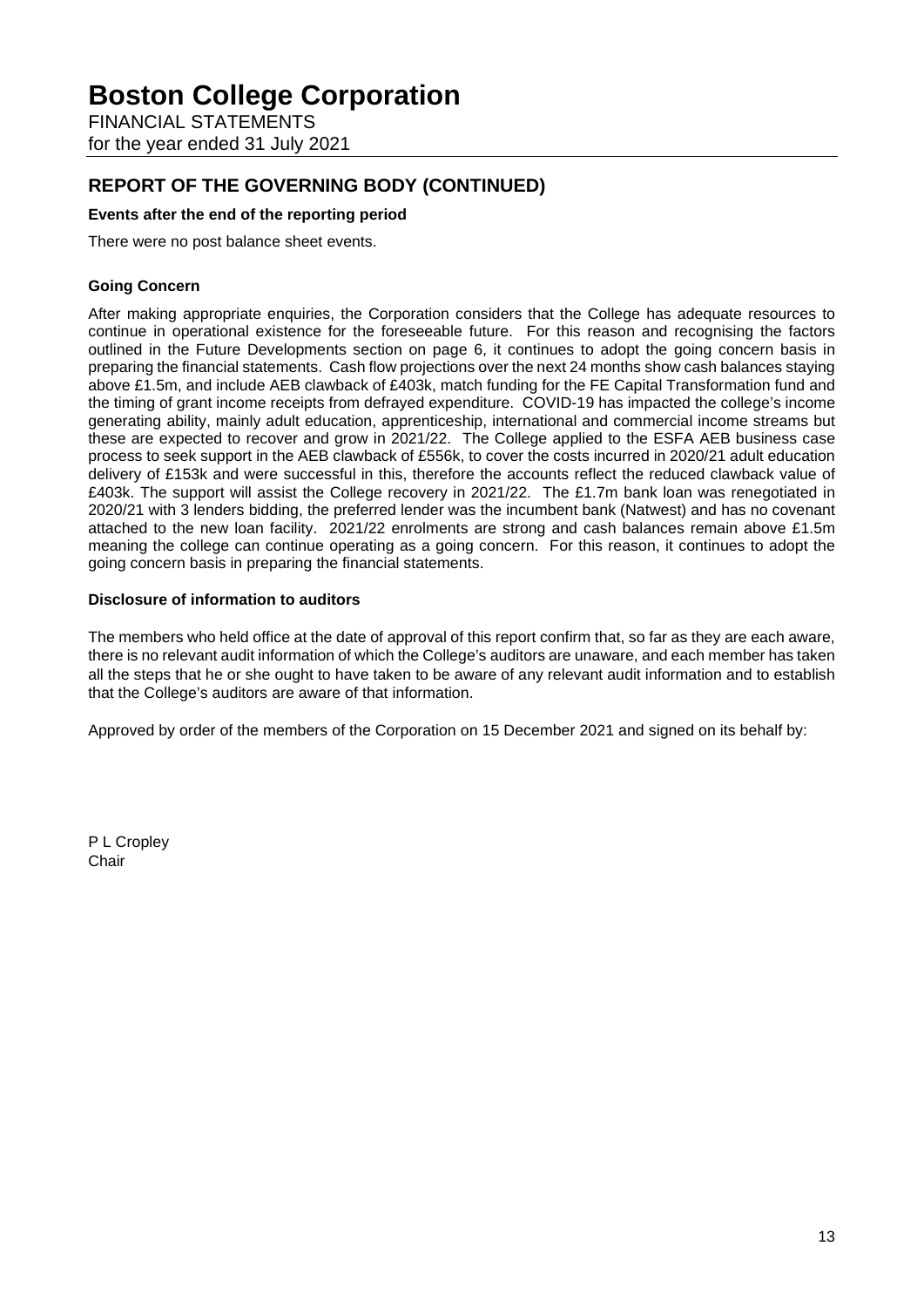# Boston College Corporation

FINANCIAL STATEMENTS
for the year ended 31 July 2021

## REPORT OF THE GOVERNING BODY (CONTINUED)

### Events after the end of the reporting period

There were no post balance sheet events.

### Going Concern

After making appropriate enquiries, the Corporation considers that the College has adequate resources to continue in operational existence for the foreseeable future. For this reason and recognising the factors outlined in the Future Developments section on page 6, it continues to adopt the going concern basis in preparing the financial statements. Cash flow projections over the next 24 months show cash balances staying above £1.5m, and include AEB clawback of £403k, match funding for the FE Capital Transformation fund and the timing of grant income receipts from defrayed expenditure. COVID-19 has impacted the college's income generating ability, mainly adult education, apprenticeship, international and commercial income streams but these are expected to recover and grow in 2021/22. The College applied to the ESFA AEB business case process to seek support in the AEB clawback of £556k, to cover the costs incurred in 2020/21 adult education delivery of £153k and were successful in this, therefore the accounts reflect the reduced clawback value of £403k. The support will assist the College recovery in 2021/22. The £1.7m bank loan was renegotiated in 2020/21 with 3 lenders bidding, the preferred lender was the incumbent bank (Natwest) and has no covenant attached to the new loan facility. 2021/22 enrolments are strong and cash balances remain above £1.5m meaning the college can continue operating as a going concern. For this reason, it continues to adopt the going concern basis in preparing the financial statements.

### Disclosure of information to auditors

The members who held office at the date of approval of this report confirm that, so far as they are each aware, there is no relevant audit information of which the College's auditors are unaware, and each member has taken all the steps that he or she ought to have taken to be aware of any relevant audit information and to establish that the College's auditors are aware of that information.

Approved by order of the members of the Corporation on 15 December 2021 and signed on its behalf by:

P L Cropley
Chair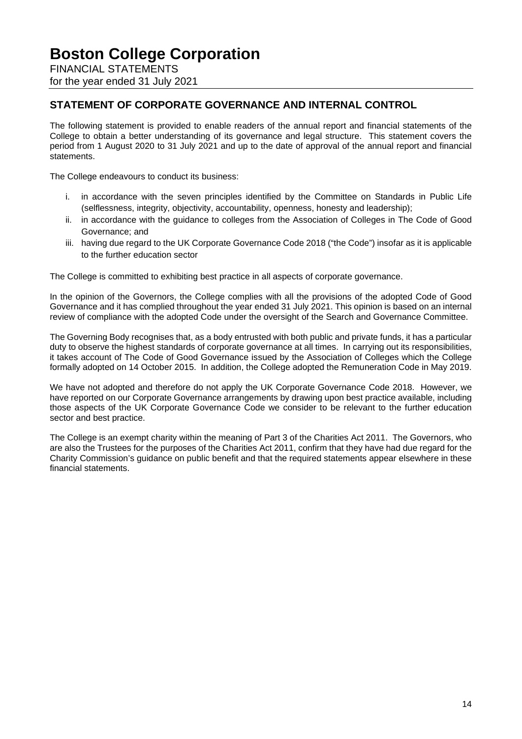## STATEMENT OF CORPORATE GOVERNANCE AND INTERNAL CONTROL

The following statement is provided to enable readers of the annual report and financial statements of the College to obtain a better understanding of its governance and legal structure. This statement covers the period from 1 August 2020 to 31 July 2021 and up to the date of approval of the annual report and financial statements.

The College endeavours to conduct its business:

i. in accordance with the seven principles identified by the Committee on Standards in Public Life (selflessness, integrity, objectivity, accountability, openness, honesty and leadership);
ii. in accordance with the guidance to colleges from the Association of Colleges in The Code of Good Governance; and
iii. having due regard to the UK Corporate Governance Code 2018 ("the Code") insofar as it is applicable to the further education sector

The College is committed to exhibiting best practice in all aspects of corporate governance.

In the opinion of the Governors, the College complies with all the provisions of the adopted Code of Good Governance and it has complied throughout the year ended 31 July 2021. This opinion is based on an internal review of compliance with the adopted Code under the oversight of the Search and Governance Committee.

The Governing Body recognises that, as a body entrusted with both public and private funds, it has a particular duty to observe the highest standards of corporate governance at all times. In carrying out its responsibilities, it takes account of The Code of Good Governance issued by the Association of Colleges which the College formally adopted on 14 October 2015. In addition, the College adopted the Remuneration Code in May 2019.

We have not adopted and therefore do not apply the UK Corporate Governance Code 2018. However, we have reported on our Corporate Governance arrangements by drawing upon best practice available, including those aspects of the UK Corporate Governance Code we consider to be relevant to the further education sector and best practice.

The College is an exempt charity within the meaning of Part 3 of the Charities Act 2011. The Governors, who are also the Trustees for the purposes of the Charities Act 2011, confirm that they have had due regard for the Charity Commission's guidance on public benefit and that the required statements appear elsewhere in these financial statements.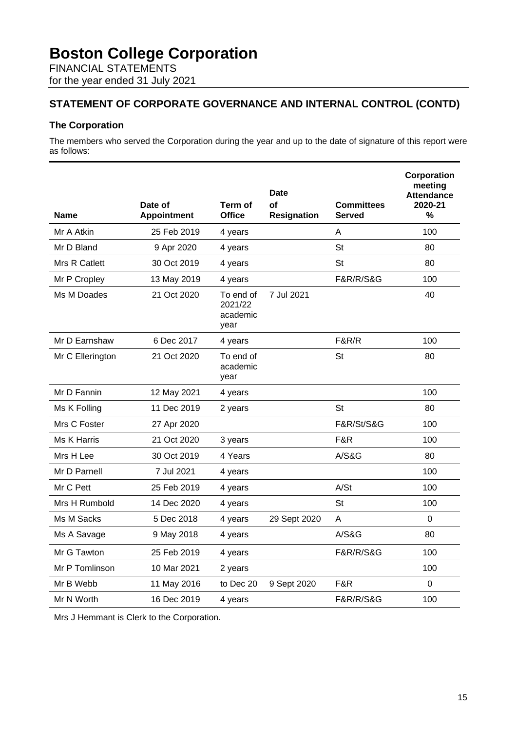# Boston College Corporation

FINANCIAL STATEMENTS
for the year ended 31 July 2021

## STATEMENT OF CORPORATE GOVERNANCE AND INTERNAL CONTROL (CONTD)

### The Corporation

The members who served the Corporation during the year and up to the date of signature of this report were as follows:

| Name | Date of Appointment | Term of Office | Date of Resignation | Committees Served | Corporation meeting Attendance 2020-21 % |
|---|---|---|---|---|---|
| Mr A Atkin | 25 Feb 2019 | 4 years | | A | 100 |
| Mr D Bland | 9 Apr 2020 | 4 years | | St | 80 |
| Mrs R Catlett | 30 Oct 2019 | 4 years | | St | 80 |
| Mr P Cropley | 13 May 2019 | 4 years | | F&R/R/S&G | 100 |
| Ms M Doades | 21 Oct 2020 | To end of 2021/22 academic year | 7 Jul 2021 | | 40 |
| Mr D Earnshaw | 6 Dec 2017 | 4 years | | F&R/R | 100 |
| Mr C Ellerington | 21 Oct 2020 | To end of academic year | | St | 80 |
| Mr D Fannin | 12 May 2021 | 4 years | | | 100 |
| Ms K Folling | 11 Dec 2019 | 2 years | | St | 80 |
| Mrs C Foster | 27 Apr 2020 | | | F&R/St/S&G | 100 |
| Ms K Harris | 21 Oct 2020 | 3 years | | F&R | 100 |
| Mrs H Lee | 30 Oct 2019 | 4 Years | | A/S&G | 80 |
| Mr D Parnell | 7 Jul 2021 | 4 years | | | 100 |
| Mr C Pett | 25 Feb 2019 | 4 years | | A/St | 100 |
| Mrs H Rumbold | 14 Dec 2020 | 4 years | | St | 100 |
| Ms M Sacks | 5 Dec 2018 | 4 years | 29 Sept 2020 | A | 0 |
| Ms A Savage | 9 May 2018 | 4 years | | A/S&G | 80 |
| Mr G Tawton | 25 Feb 2019 | 4 years | | F&R/R/S&G | 100 |
| Mr P Tomlinson | 10 Mar 2021 | 2 years | | | 100 |
| Mr B Webb | 11 May 2016 | to Dec 20 | 9 Sept 2020 | F&R | 0 |
| Mr N Worth | 16 Dec 2019 | 4 years | | F&R/R/S&G | 100 |

Mrs J Hemmant is Clerk to the Corporation.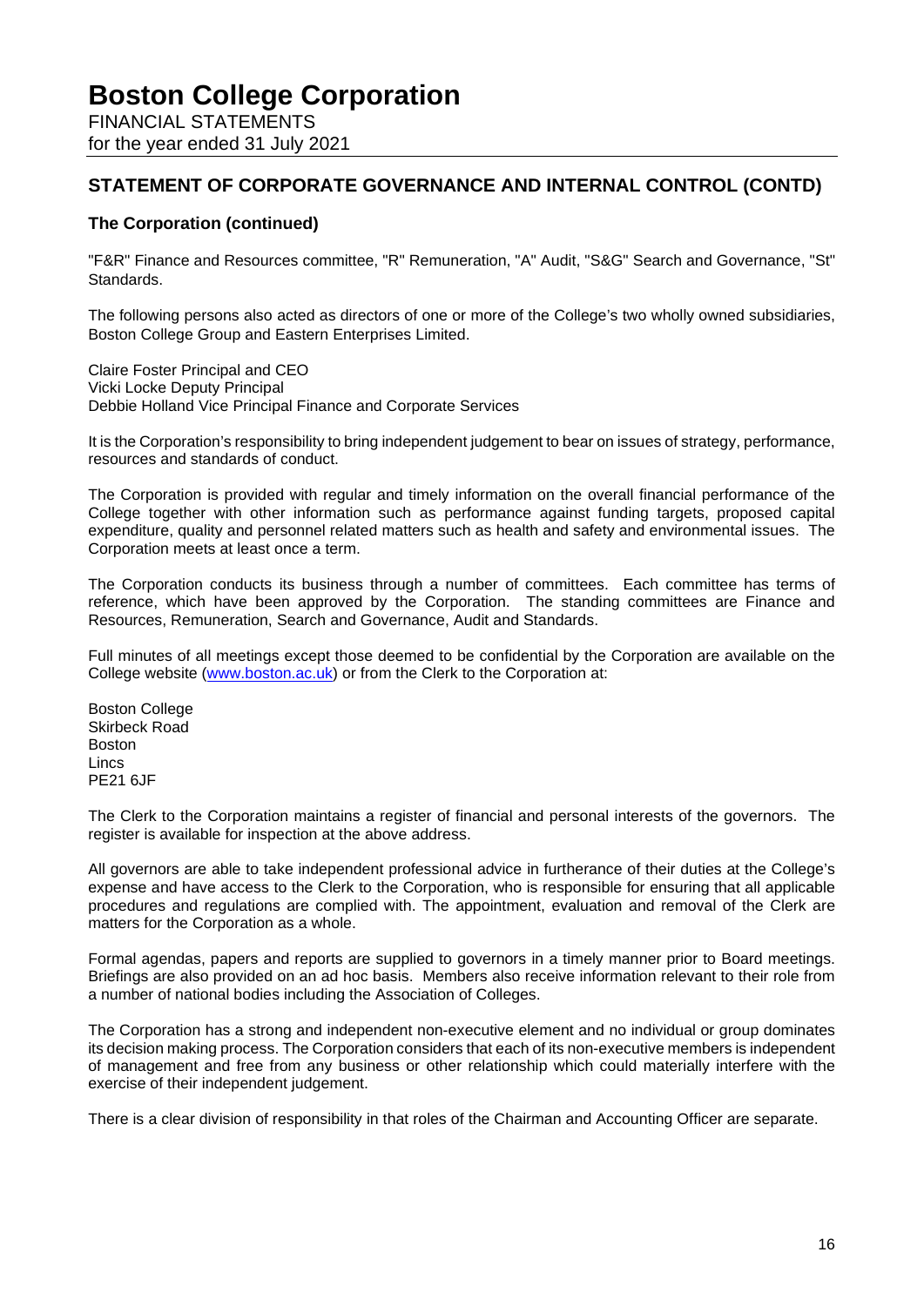## STATEMENT OF CORPORATE GOVERNANCE AND INTERNAL CONTROL (CONTD)

### The Corporation (continued)

"F&R" Finance and Resources committee, "R" Remuneration, "A" Audit, "S&G" Search and Governance, "St" Standards.

The following persons also acted as directors of one or more of the College's two wholly owned subsidiaries, Boston College Group and Eastern Enterprises Limited.

Claire Foster Principal and CEO
Vicki Locke Deputy Principal
Debbie Holland Vice Principal Finance and Corporate Services

It is the Corporation's responsibility to bring independent judgement to bear on issues of strategy, performance, resources and standards of conduct.

The Corporation is provided with regular and timely information on the overall financial performance of the College together with other information such as performance against funding targets, proposed capital expenditure, quality and personnel related matters such as health and safety and environmental issues. The Corporation meets at least once a term.

The Corporation conducts its business through a number of committees. Each committee has terms of reference, which have been approved by the Corporation. The standing committees are Finance and Resources, Remuneration, Search and Governance, Audit and Standards.

Full minutes of all meetings except those deemed to be confidential by the Corporation are available on the College website (www.boston.ac.uk) or from the Clerk to the Corporation at:

Boston College
Skirbeck Road
Boston
Lincs
PE21 6JF

The Clerk to the Corporation maintains a register of financial and personal interests of the governors. The register is available for inspection at the above address.

All governors are able to take independent professional advice in furtherance of their duties at the College's expense and have access to the Clerk to the Corporation, who is responsible for ensuring that all applicable procedures and regulations are complied with. The appointment, evaluation and removal of the Clerk are matters for the Corporation as a whole.

Formal agendas, papers and reports are supplied to governors in a timely manner prior to Board meetings. Briefings are also provided on an ad hoc basis. Members also receive information relevant to their role from a number of national bodies including the Association of Colleges.

The Corporation has a strong and independent non-executive element and no individual or group dominates its decision making process. The Corporation considers that each of its non-executive members is independent of management and free from any business or other relationship which could materially interfere with the exercise of their independent judgement.

There is a clear division of responsibility in that roles of the Chairman and Accounting Officer are separate.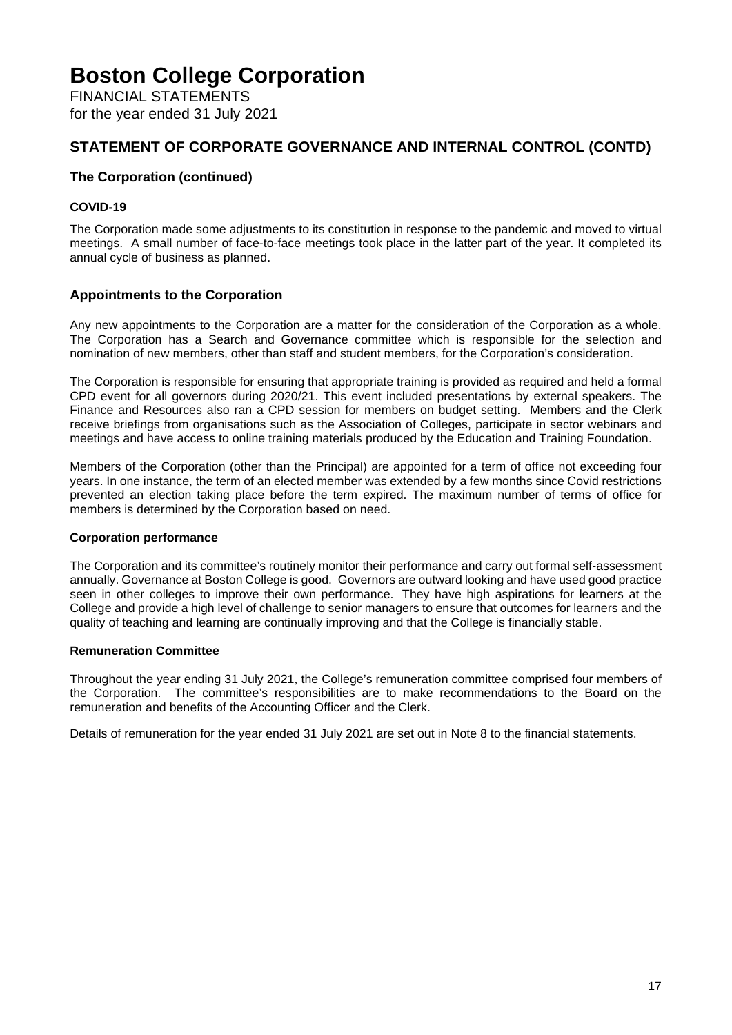## STATEMENT OF CORPORATE GOVERNANCE AND INTERNAL CONTROL (CONTD)

### The Corporation (continued)

**COVID-19**

The Corporation made some adjustments to its constitution in response to the pandemic and moved to virtual meetings. A small number of face-to-face meetings took place in the latter part of the year. It completed its annual cycle of business as planned.

### Appointments to the Corporation

Any new appointments to the Corporation are a matter for the consideration of the Corporation as a whole. The Corporation has a Search and Governance committee which is responsible for the selection and nomination of new members, other than staff and student members, for the Corporation's consideration.

The Corporation is responsible for ensuring that appropriate training is provided as required and held a formal CPD event for all governors during 2020/21. This event included presentations by external speakers. The Finance and Resources also ran a CPD session for members on budget setting. Members and the Clerk receive briefings from organisations such as the Association of Colleges, participate in sector webinars and meetings and have access to online training materials produced by the Education and Training Foundation.

Members of the Corporation (other than the Principal) are appointed for a term of office not exceeding four years. In one instance, the term of an elected member was extended by a few months since Covid restrictions prevented an election taking place before the term expired. The maximum number of terms of office for members is determined by the Corporation based on need.

**Corporation performance**

The Corporation and its committee's routinely monitor their performance and carry out formal self-assessment annually. Governance at Boston College is good. Governors are outward looking and have used good practice seen in other colleges to improve their own performance. They have high aspirations for learners at the College and provide a high level of challenge to senior managers to ensure that outcomes for learners and the quality of teaching and learning are continually improving and that the College is financially stable.

**Remuneration Committee**

Throughout the year ending 31 July 2021, the College's remuneration committee comprised four members of the Corporation. The committee's responsibilities are to make recommendations to the Board on the remuneration and benefits of the Accounting Officer and the Clerk.

Details of remuneration for the year ended 31 July 2021 are set out in Note 8 to the financial statements.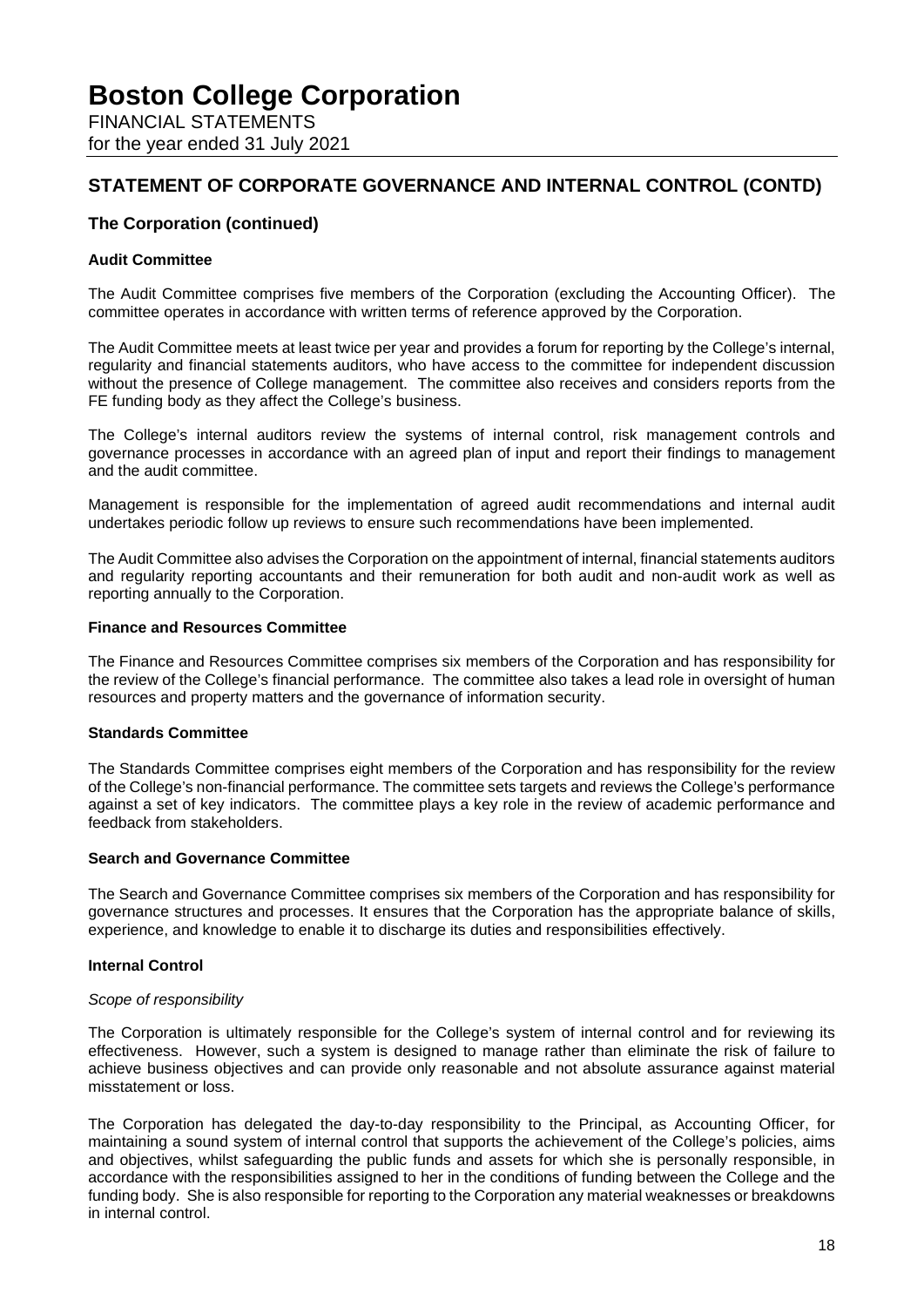## STATEMENT OF CORPORATE GOVERNANCE AND INTERNAL CONTROL (CONTD)

### The Corporation (continued)

**Audit Committee**

The Audit Committee comprises five members of the Corporation (excluding the Accounting Officer). The committee operates in accordance with written terms of reference approved by the Corporation.

The Audit Committee meets at least twice per year and provides a forum for reporting by the College's internal, regularity and financial statements auditors, who have access to the committee for independent discussion without the presence of College management. The committee also receives and considers reports from the FE funding body as they affect the College's business.

The College's internal auditors review the systems of internal control, risk management controls and governance processes in accordance with an agreed plan of input and report their findings to management and the audit committee.

Management is responsible for the implementation of agreed audit recommendations and internal audit undertakes periodic follow up reviews to ensure such recommendations have been implemented.

The Audit Committee also advises the Corporation on the appointment of internal, financial statements auditors and regularity reporting accountants and their remuneration for both audit and non-audit work as well as reporting annually to the Corporation.

**Finance and Resources Committee**

The Finance and Resources Committee comprises six members of the Corporation and has responsibility for the review of the College's financial performance. The committee also takes a lead role in oversight of human resources and property matters and the governance of information security.

**Standards Committee**

The Standards Committee comprises eight members of the Corporation and has responsibility for the review of the College's non-financial performance. The committee sets targets and reviews the College's performance against a set of key indicators. The committee plays a key role in the review of academic performance and feedback from stakeholders.

**Search and Governance Committee**

The Search and Governance Committee comprises six members of the Corporation and has responsibility for governance structures and processes. It ensures that the Corporation has the appropriate balance of skills, experience, and knowledge to enable it to discharge its duties and responsibilities effectively.

**Internal Control**

*Scope of responsibility*

The Corporation is ultimately responsible for the College's system of internal control and for reviewing its effectiveness. However, such a system is designed to manage rather than eliminate the risk of failure to achieve business objectives and can provide only reasonable and not absolute assurance against material misstatement or loss.

The Corporation has delegated the day-to-day responsibility to the Principal, as Accounting Officer, for maintaining a sound system of internal control that supports the achievement of the College's policies, aims and objectives, whilst safeguarding the public funds and assets for which she is personally responsible, in accordance with the responsibilities assigned to her in the conditions of funding between the College and the funding body. She is also responsible for reporting to the Corporation any material weaknesses or breakdowns in internal control.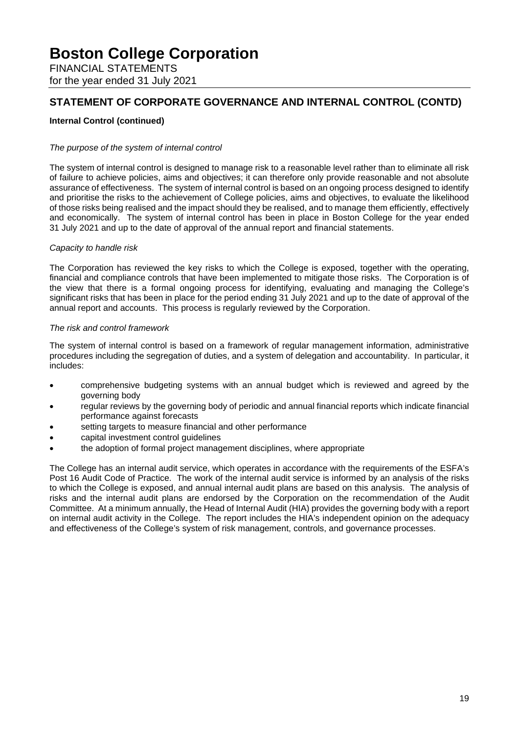## STATEMENT OF CORPORATE GOVERNANCE AND INTERNAL CONTROL (CONTD)

### Internal Control (continued)

*The purpose of the system of internal control*

The system of internal control is designed to manage risk to a reasonable level rather than to eliminate all risk of failure to achieve policies, aims and objectives; it can therefore only provide reasonable and not absolute assurance of effectiveness. The system of internal control is based on an ongoing process designed to identify and prioritise the risks to the achievement of College policies, aims and objectives, to evaluate the likelihood of those risks being realised and the impact should they be realised, and to manage them efficiently, effectively and economically. The system of internal control has been in place in Boston College for the year ended 31 July 2021 and up to the date of approval of the annual report and financial statements.

*Capacity to handle risk*

The Corporation has reviewed the key risks to which the College is exposed, together with the operating, financial and compliance controls that have been implemented to mitigate those risks. The Corporation is of the view that there is a formal ongoing process for identifying, evaluating and managing the College's significant risks that has been in place for the period ending 31 July 2021 and up to the date of approval of the annual report and accounts. This process is regularly reviewed by the Corporation.

*The risk and control framework*

The system of internal control is based on a framework of regular management information, administrative procedures including the segregation of duties, and a system of delegation and accountability. In particular, it includes:

- comprehensive budgeting systems with an annual budget which is reviewed and agreed by the governing body
- regular reviews by the governing body of periodic and annual financial reports which indicate financial performance against forecasts
- setting targets to measure financial and other performance
- capital investment control guidelines
- the adoption of formal project management disciplines, where appropriate

The College has an internal audit service, which operates in accordance with the requirements of the ESFA's Post 16 Audit Code of Practice. The work of the internal audit service is informed by an analysis of the risks to which the College is exposed, and annual internal audit plans are based on this analysis. The analysis of risks and the internal audit plans are endorsed by the Corporation on the recommendation of the Audit Committee. At a minimum annually, the Head of Internal Audit (HIA) provides the governing body with a report on internal audit activity in the College. The report includes the HIA's independent opinion on the adequacy and effectiveness of the College's system of risk management, controls, and governance processes.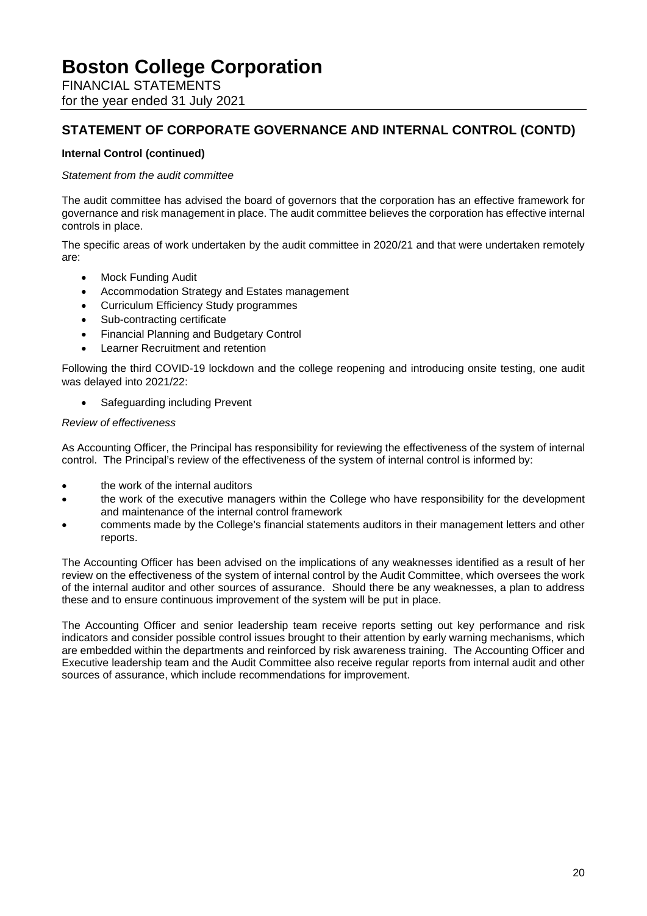## STATEMENT OF CORPORATE GOVERNANCE AND INTERNAL CONTROL (CONTD)

**Internal Control (continued)**

*Statement from the audit committee*

The audit committee has advised the board of governors that the corporation has an effective framework for governance and risk management in place. The audit committee believes the corporation has effective internal controls in place.

The specific areas of work undertaken by the audit committee in 2020/21 and that were undertaken remotely are:

- Mock Funding Audit
- Accommodation Strategy and Estates management
- Curriculum Efficiency Study programmes
- Sub-contracting certificate
- Financial Planning and Budgetary Control
- Learner Recruitment and retention

Following the third COVID-19 lockdown and the college reopening and introducing onsite testing, one audit was delayed into 2021/22:

- Safeguarding including Prevent

*Review of effectiveness*

As Accounting Officer, the Principal has responsibility for reviewing the effectiveness of the system of internal control. The Principal's review of the effectiveness of the system of internal control is informed by:

- the work of the internal auditors
- the work of the executive managers within the College who have responsibility for the development and maintenance of the internal control framework
- comments made by the College's financial statements auditors in their management letters and other reports.

The Accounting Officer has been advised on the implications of any weaknesses identified as a result of her review on the effectiveness of the system of internal control by the Audit Committee, which oversees the work of the internal auditor and other sources of assurance. Should there be any weaknesses, a plan to address these and to ensure continuous improvement of the system will be put in place.

The Accounting Officer and senior leadership team receive reports setting out key performance and risk indicators and consider possible control issues brought to their attention by early warning mechanisms, which are embedded within the departments and reinforced by risk awareness training. The Accounting Officer and Executive leadership team and the Audit Committee also receive regular reports from internal audit and other sources of assurance, which include recommendations for improvement.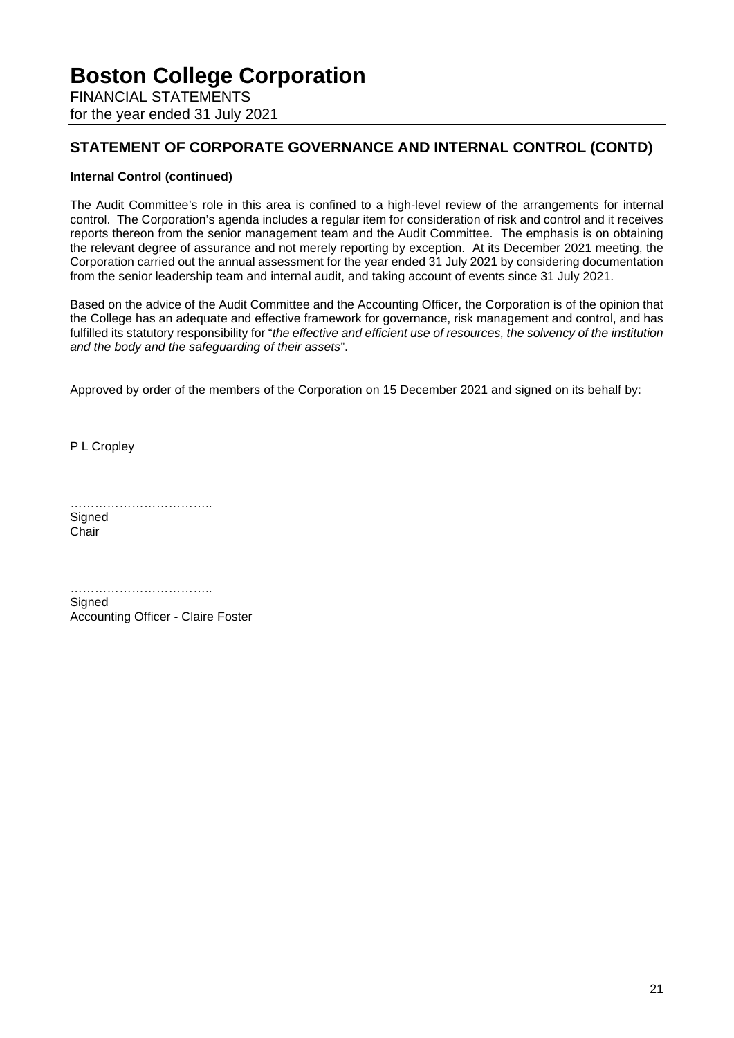## STATEMENT OF CORPORATE GOVERNANCE AND INTERNAL CONTROL (CONTD)

**Internal Control (continued)**

The Audit Committee's role in this area is confined to a high-level review of the arrangements for internal control. The Corporation's agenda includes a regular item for consideration of risk and control and it receives reports thereon from the senior management team and the Audit Committee. The emphasis is on obtaining the relevant degree of assurance and not merely reporting by exception. At its December 2021 meeting, the Corporation carried out the annual assessment for the year ended 31 July 2021 by considering documentation from the senior leadership team and internal audit, and taking account of events since 31 July 2021.

Based on the advice of the Audit Committee and the Accounting Officer, the Corporation is of the opinion that the College has an adequate and effective framework for governance, risk management and control, and has fulfilled its statutory responsibility for "*the effective and efficient use of resources, the solvency of the institution and the body and the safeguarding of their assets*".

Approved by order of the members of the Corporation on 15 December 2021 and signed on its behalf by:

P L Cropley

……………………………..
Signed
Chair

……………………………..
Signed
Accounting Officer - Claire Foster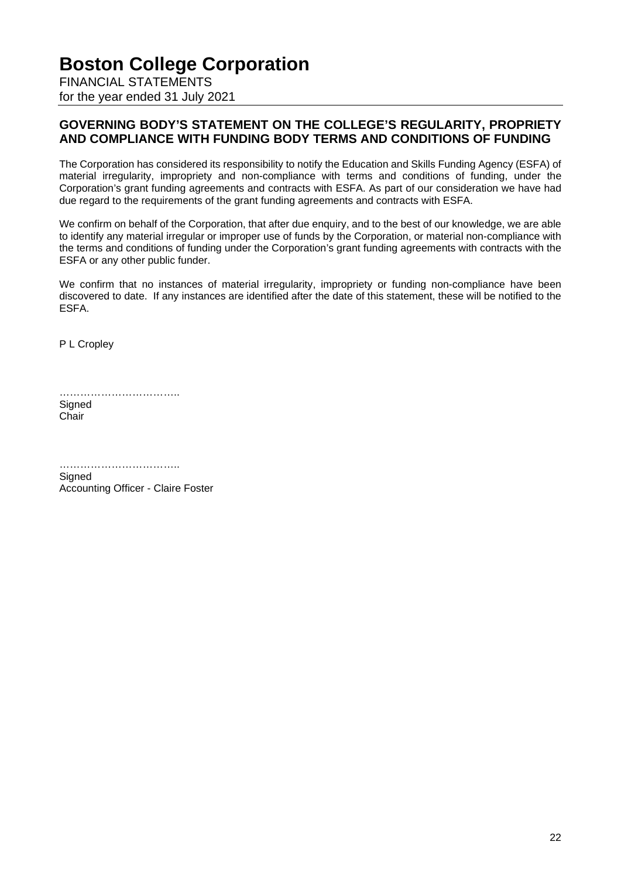# Boston College Corporation

FINANCIAL STATEMENTS
for the year ended 31 July 2021

## GOVERNING BODY'S STATEMENT ON THE COLLEGE'S REGULARITY, PROPRIETY AND COMPLIANCE WITH FUNDING BODY TERMS AND CONDITIONS OF FUNDING

The Corporation has considered its responsibility to notify the Education and Skills Funding Agency (ESFA) of material irregularity, impropriety and non-compliance with terms and conditions of funding, under the Corporation's grant funding agreements and contracts with ESFA. As part of our consideration we have had due regard to the requirements of the grant funding agreements and contracts with ESFA.

We confirm on behalf of the Corporation, that after due enquiry, and to the best of our knowledge, we are able to identify any material irregular or improper use of funds by the Corporation, or material non-compliance with the terms and conditions of funding under the Corporation's grant funding agreements with contracts with the ESFA or any other public funder.

We confirm that no instances of material irregularity, impropriety or funding non-compliance have been discovered to date. If any instances are identified after the date of this statement, these will be notified to the ESFA.

P L Cropley

……………………………..
Signed
Chair

……………………………..
Signed
Accounting Officer - Claire Foster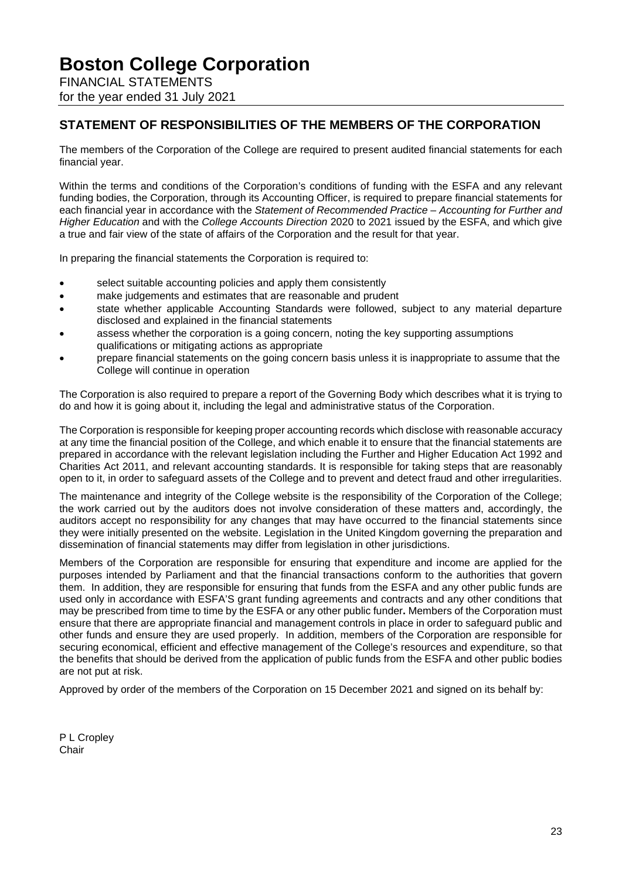# Boston College Corporation

FINANCIAL STATEMENTS
for the year ended 31 July 2021

## STATEMENT OF RESPONSIBILITIES OF THE MEMBERS OF THE CORPORATION

The members of the Corporation of the College are required to present audited financial statements for each financial year.

Within the terms and conditions of the Corporation's conditions of funding with the ESFA and any relevant funding bodies, the Corporation, through its Accounting Officer, is required to prepare financial statements for each financial year in accordance with the *Statement of Recommended Practice – Accounting for Further and Higher Education* and with the *College Accounts Direction* 2020 to 2021 issued by the ESFA, and which give a true and fair view of the state of affairs of the Corporation and the result for that year.

In preparing the financial statements the Corporation is required to:

- select suitable accounting policies and apply them consistently
- make judgements and estimates that are reasonable and prudent
- state whether applicable Accounting Standards were followed, subject to any material departure disclosed and explained in the financial statements
- assess whether the corporation is a going concern, noting the key supporting assumptions qualifications or mitigating actions as appropriate
- prepare financial statements on the going concern basis unless it is inappropriate to assume that the College will continue in operation

The Corporation is also required to prepare a report of the Governing Body which describes what it is trying to do and how it is going about it, including the legal and administrative status of the Corporation.

The Corporation is responsible for keeping proper accounting records which disclose with reasonable accuracy at any time the financial position of the College, and which enable it to ensure that the financial statements are prepared in accordance with the relevant legislation including the Further and Higher Education Act 1992 and Charities Act 2011, and relevant accounting standards. It is responsible for taking steps that are reasonably open to it, in order to safeguard assets of the College and to prevent and detect fraud and other irregularities.

The maintenance and integrity of the College website is the responsibility of the Corporation of the College; the work carried out by the auditors does not involve consideration of these matters and, accordingly, the auditors accept no responsibility for any changes that may have occurred to the financial statements since they were initially presented on the website. Legislation in the United Kingdom governing the preparation and dissemination of financial statements may differ from legislation in other jurisdictions.

Members of the Corporation are responsible for ensuring that expenditure and income are applied for the purposes intended by Parliament and that the financial transactions conform to the authorities that govern them. In addition, they are responsible for ensuring that funds from the ESFA and any other public funds are used only in accordance with ESFA'S grant funding agreements and contracts and any other conditions that may be prescribed from time to time by the ESFA or any other public funder**.** Members of the Corporation must ensure that there are appropriate financial and management controls in place in order to safeguard public and other funds and ensure they are used properly. In addition, members of the Corporation are responsible for securing economical, efficient and effective management of the College's resources and expenditure, so that the benefits that should be derived from the application of public funds from the ESFA and other public bodies are not put at risk.

Approved by order of the members of the Corporation on 15 December 2021 and signed on its behalf by:

P L Cropley
Chair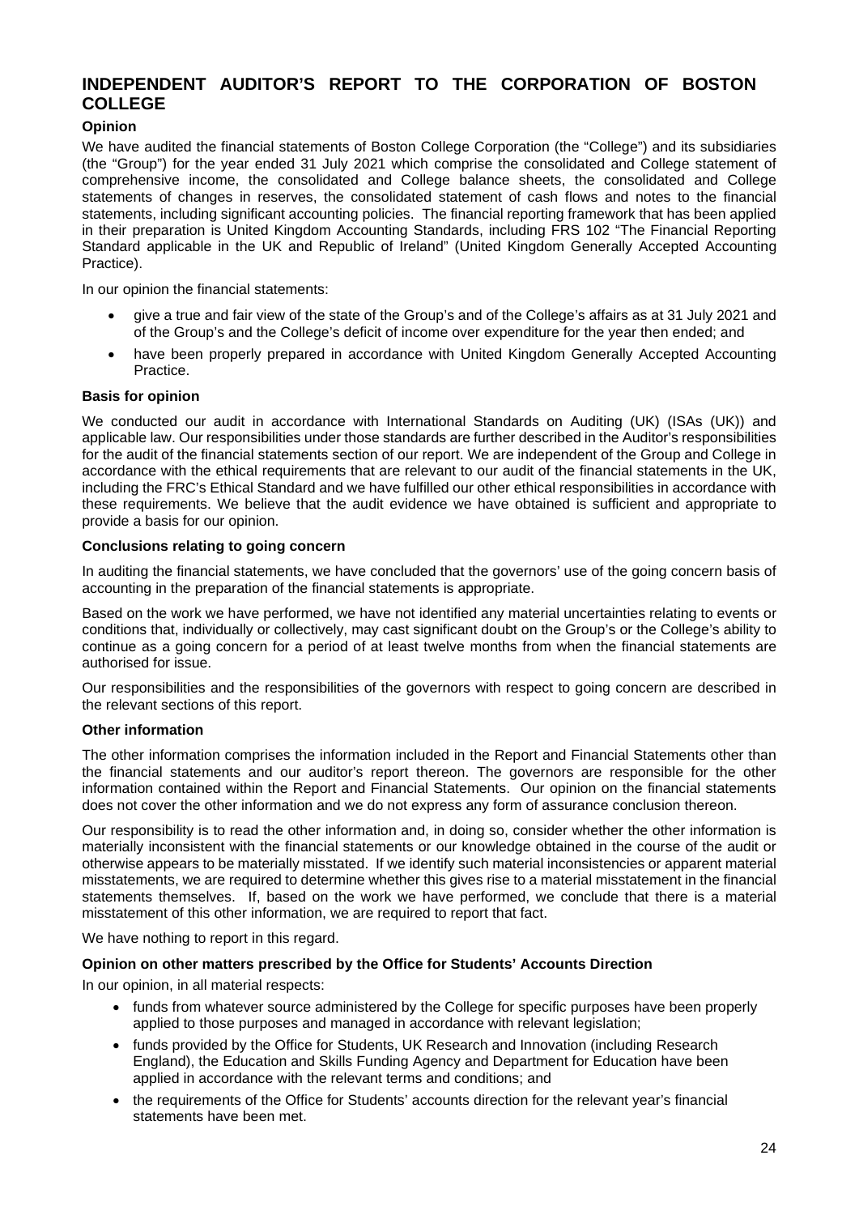# INDEPENDENT AUDITOR'S REPORT TO THE CORPORATION OF BOSTON COLLEGE

**Opinion**

We have audited the financial statements of Boston College Corporation (the "College") and its subsidiaries (the "Group") for the year ended 31 July 2021 which comprise the consolidated and College statement of comprehensive income, the consolidated and College balance sheets, the consolidated and College statements of changes in reserves, the consolidated statement of cash flows and notes to the financial statements, including significant accounting policies. The financial reporting framework that has been applied in their preparation is United Kingdom Accounting Standards, including FRS 102 "The Financial Reporting Standard applicable in the UK and Republic of Ireland" (United Kingdom Generally Accepted Accounting Practice).

In our opinion the financial statements:

- give a true and fair view of the state of the Group's and of the College's affairs as at 31 July 2021 and of the Group's and the College's deficit of income over expenditure for the year then ended; and
- have been properly prepared in accordance with United Kingdom Generally Accepted Accounting Practice.

**Basis for opinion**

We conducted our audit in accordance with International Standards on Auditing (UK) (ISAs (UK)) and applicable law. Our responsibilities under those standards are further described in the Auditor's responsibilities for the audit of the financial statements section of our report. We are independent of the Group and College in accordance with the ethical requirements that are relevant to our audit of the financial statements in the UK, including the FRC's Ethical Standard and we have fulfilled our other ethical responsibilities in accordance with these requirements. We believe that the audit evidence we have obtained is sufficient and appropriate to provide a basis for our opinion.

**Conclusions relating to going concern**

In auditing the financial statements, we have concluded that the governors' use of the going concern basis of accounting in the preparation of the financial statements is appropriate.

Based on the work we have performed, we have not identified any material uncertainties relating to events or conditions that, individually or collectively, may cast significant doubt on the Group's or the College's ability to continue as a going concern for a period of at least twelve months from when the financial statements are authorised for issue.

Our responsibilities and the responsibilities of the governors with respect to going concern are described in the relevant sections of this report.

**Other information**

The other information comprises the information included in the Report and Financial Statements other than the financial statements and our auditor's report thereon. The governors are responsible for the other information contained within the Report and Financial Statements. Our opinion on the financial statements does not cover the other information and we do not express any form of assurance conclusion thereon.

Our responsibility is to read the other information and, in doing so, consider whether the other information is materially inconsistent with the financial statements or our knowledge obtained in the course of the audit or otherwise appears to be materially misstated. If we identify such material inconsistencies or apparent material misstatements, we are required to determine whether this gives rise to a material misstatement in the financial statements themselves. If, based on the work we have performed, we conclude that there is a material misstatement of this other information, we are required to report that fact.

We have nothing to report in this regard.

**Opinion on other matters prescribed by the Office for Students' Accounts Direction**

In our opinion, in all material respects:

- funds from whatever source administered by the College for specific purposes have been properly applied to those purposes and managed in accordance with relevant legislation;
- funds provided by the Office for Students, UK Research and Innovation (including Research England), the Education and Skills Funding Agency and Department for Education have been applied in accordance with the relevant terms and conditions; and
- the requirements of the Office for Students' accounts direction for the relevant year's financial statements have been met.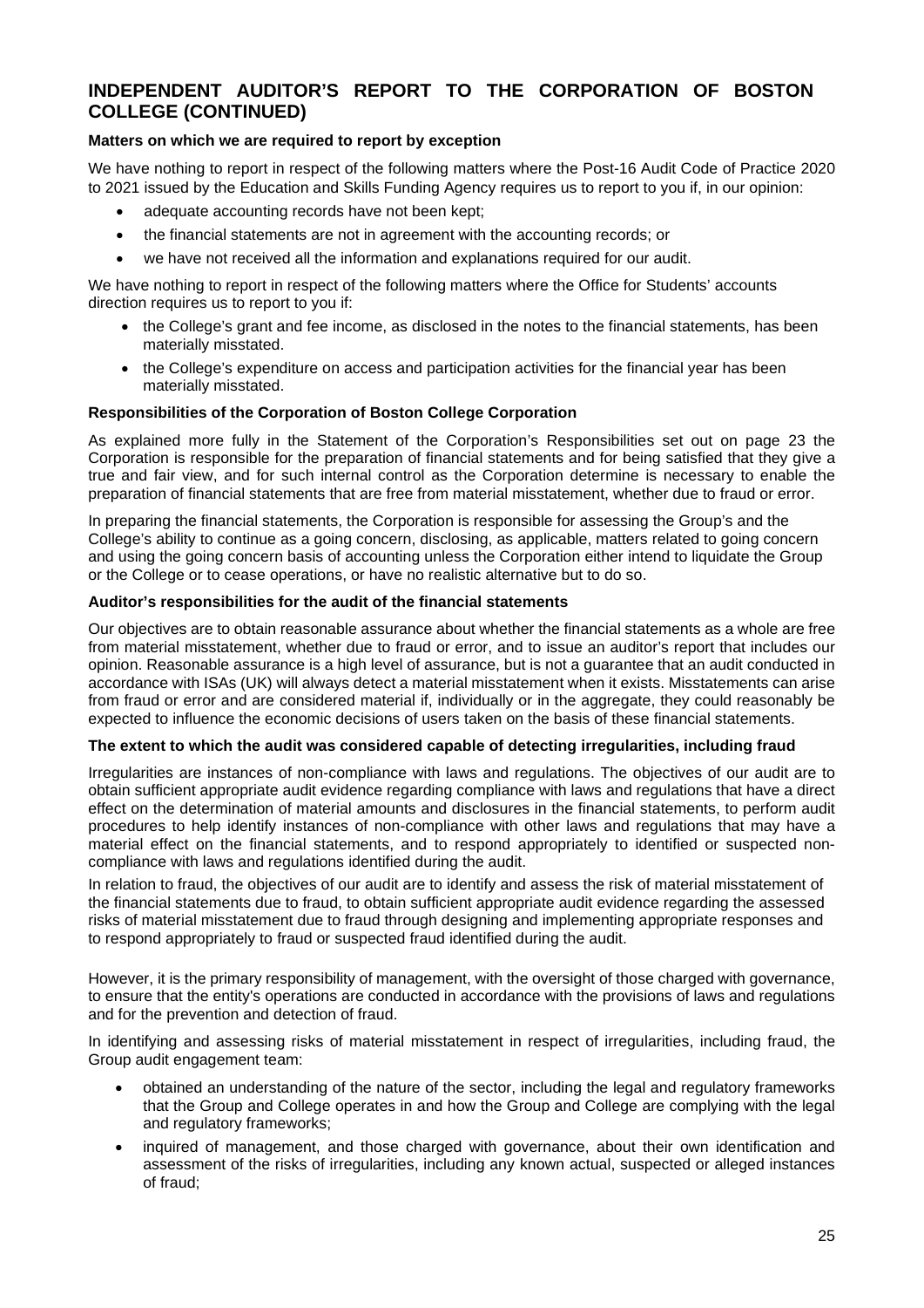## INDEPENDENT AUDITOR'S REPORT TO THE CORPORATION OF BOSTON COLLEGE (CONTINUED)

**Matters on which we are required to report by exception**

We have nothing to report in respect of the following matters where the Post-16 Audit Code of Practice 2020 to 2021 issued by the Education and Skills Funding Agency requires us to report to you if, in our opinion:

- adequate accounting records have not been kept;
- the financial statements are not in agreement with the accounting records; or
- we have not received all the information and explanations required for our audit.

We have nothing to report in respect of the following matters where the Office for Students' accounts direction requires us to report to you if:

- the College's grant and fee income, as disclosed in the notes to the financial statements, has been materially misstated.
- the College's expenditure on access and participation activities for the financial year has been materially misstated.

**Responsibilities of the Corporation of Boston College Corporation**

As explained more fully in the Statement of the Corporation's Responsibilities set out on page 23 the Corporation is responsible for the preparation of financial statements and for being satisfied that they give a true and fair view, and for such internal control as the Corporation determine is necessary to enable the preparation of financial statements that are free from material misstatement, whether due to fraud or error.

In preparing the financial statements, the Corporation is responsible for assessing the Group's and the College's ability to continue as a going concern, disclosing, as applicable, matters related to going concern and using the going concern basis of accounting unless the Corporation either intend to liquidate the Group or the College or to cease operations, or have no realistic alternative but to do so.

**Auditor's responsibilities for the audit of the financial statements**

Our objectives are to obtain reasonable assurance about whether the financial statements as a whole are free from material misstatement, whether due to fraud or error, and to issue an auditor's report that includes our opinion. Reasonable assurance is a high level of assurance, but is not a guarantee that an audit conducted in accordance with ISAs (UK) will always detect a material misstatement when it exists. Misstatements can arise from fraud or error and are considered material if, individually or in the aggregate, they could reasonably be expected to influence the economic decisions of users taken on the basis of these financial statements.

**The extent to which the audit was considered capable of detecting irregularities, including fraud**

Irregularities are instances of non-compliance with laws and regulations. The objectives of our audit are to obtain sufficient appropriate audit evidence regarding compliance with laws and regulations that have a direct effect on the determination of material amounts and disclosures in the financial statements, to perform audit procedures to help identify instances of non-compliance with other laws and regulations that may have a material effect on the financial statements, and to respond appropriately to identified or suspected non-compliance with laws and regulations identified during the audit.

In relation to fraud, the objectives of our audit are to identify and assess the risk of material misstatement of the financial statements due to fraud, to obtain sufficient appropriate audit evidence regarding the assessed risks of material misstatement due to fraud through designing and implementing appropriate responses and to respond appropriately to fraud or suspected fraud identified during the audit.

However, it is the primary responsibility of management, with the oversight of those charged with governance, to ensure that the entity's operations are conducted in accordance with the provisions of laws and regulations and for the prevention and detection of fraud.

In identifying and assessing risks of material misstatement in respect of irregularities, including fraud, the Group audit engagement team:

- obtained an understanding of the nature of the sector, including the legal and regulatory frameworks that the Group and College operates in and how the Group and College are complying with the legal and regulatory frameworks;
- inquired of management, and those charged with governance, about their own identification and assessment of the risks of irregularities, including any known actual, suspected or alleged instances of fraud;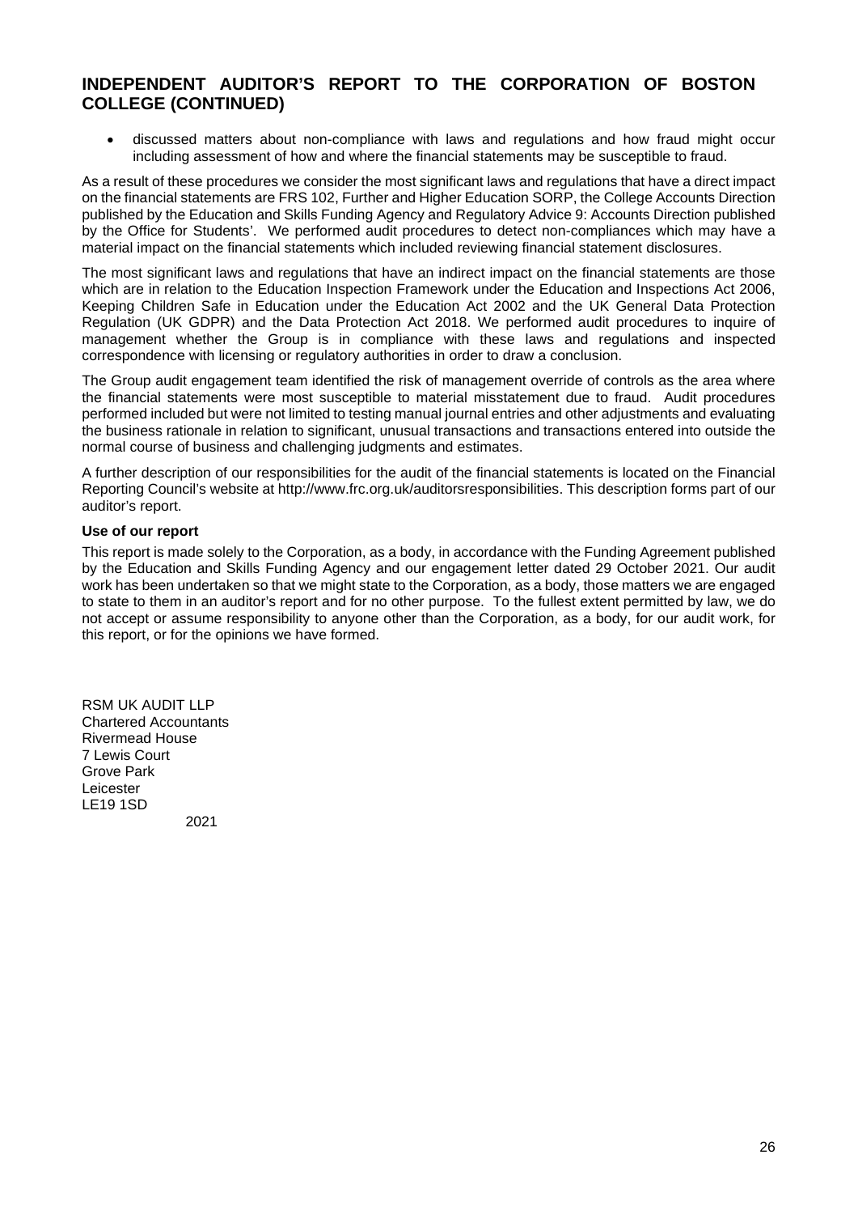# INDEPENDENT AUDITOR'S REPORT TO THE CORPORATION OF BOSTON COLLEGE (CONTINUED)

- discussed matters about non-compliance with laws and regulations and how fraud might occur including assessment of how and where the financial statements may be susceptible to fraud.

As a result of these procedures we consider the most significant laws and regulations that have a direct impact on the financial statements are FRS 102, Further and Higher Education SORP, the College Accounts Direction published by the Education and Skills Funding Agency and Regulatory Advice 9: Accounts Direction published by the Office for Students'. We performed audit procedures to detect non-compliances which may have a material impact on the financial statements which included reviewing financial statement disclosures.

The most significant laws and regulations that have an indirect impact on the financial statements are those which are in relation to the Education Inspection Framework under the Education and Inspections Act 2006, Keeping Children Safe in Education under the Education Act 2002 and the UK General Data Protection Regulation (UK GDPR) and the Data Protection Act 2018. We performed audit procedures to inquire of management whether the Group is in compliance with these laws and regulations and inspected correspondence with licensing or regulatory authorities in order to draw a conclusion.

The Group audit engagement team identified the risk of management override of controls as the area where the financial statements were most susceptible to material misstatement due to fraud. Audit procedures performed included but were not limited to testing manual journal entries and other adjustments and evaluating the business rationale in relation to significant, unusual transactions and transactions entered into outside the normal course of business and challenging judgments and estimates.

A further description of our responsibilities for the audit of the financial statements is located on the Financial Reporting Council's website at http://www.frc.org.uk/auditorsresponsibilities. This description forms part of our auditor's report.

**Use of our report**

This report is made solely to the Corporation, as a body, in accordance with the Funding Agreement published by the Education and Skills Funding Agency and our engagement letter dated 29 October 2021. Our audit work has been undertaken so that we might state to the Corporation, as a body, those matters we are engaged to state to them in an auditor's report and for no other purpose. To the fullest extent permitted by law, we do not accept or assume responsibility to anyone other than the Corporation, as a body, for our audit work, for this report, or for the opinions we have formed.

RSM UK AUDIT LLP
Chartered Accountants
Rivermead House
7 Lewis Court
Grove Park
Leicester
LE19 1SD

2021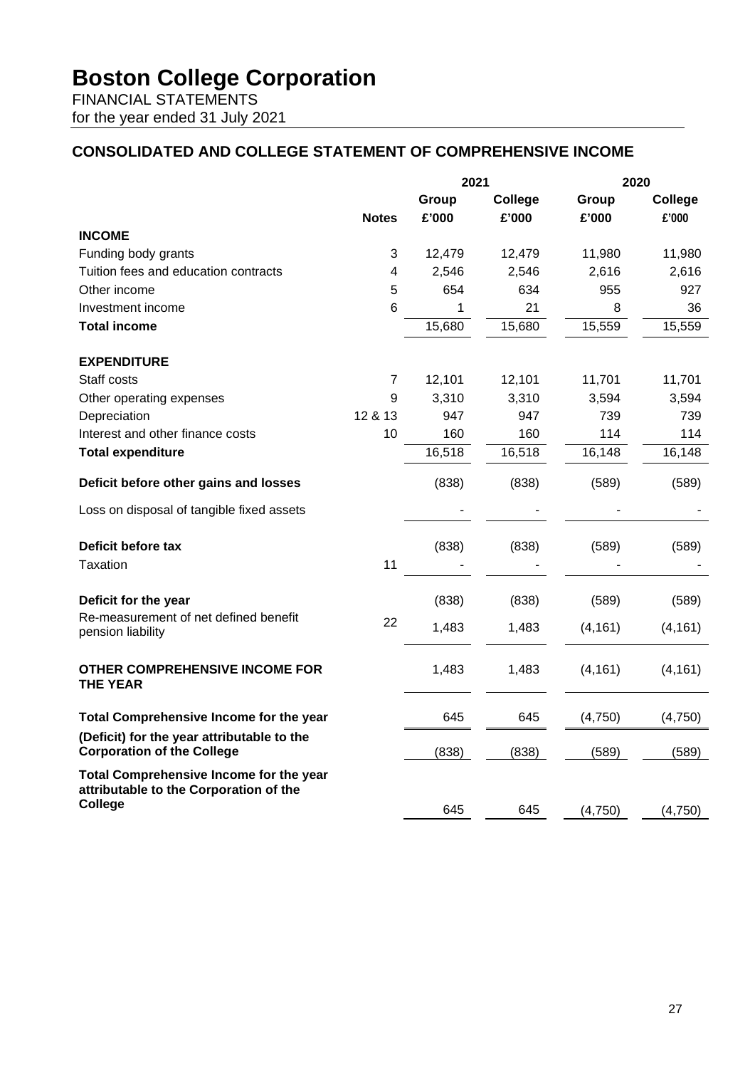# Boston College Corporation

FINANCIAL STATEMENTS

for the year ended 31 July 2021

## CONSOLIDATED AND COLLEGE STATEMENT OF COMPREHENSIVE INCOME

| | | 2021 | | 2020 | |
|---|---|---|---|---|---|
| | | Group | College | Group | College |
| | Notes | £'000 | £'000 | £'000 | £'000 |
| **INCOME** | | | | | |
| Funding body grants | 3 | 12,479 | 12,479 | 11,980 | 11,980 |
| Tuition fees and education contracts | 4 | 2,546 | 2,546 | 2,616 | 2,616 |
| Other income | 5 | 654 | 634 | 955 | 927 |
| Investment income | 6 | 1 | 21 | 8 | 36 |
| **Total income** | | 15,680 | 15,680 | 15,559 | 15,559 |
| **EXPENDITURE** | | | | | |
| Staff costs | 7 | 12,101 | 12,101 | 11,701 | 11,701 |
| Other operating expenses | 9 | 3,310 | 3,310 | 3,594 | 3,594 |
| Depreciation | 12 & 13 | 947 | 947 | 739 | 739 |
| Interest and other finance costs | 10 | 160 | 160 | 114 | 114 |
| **Total expenditure** | | 16,518 | 16,518 | 16,148 | 16,148 |
| **Deficit before other gains and losses** | | (838) | (838) | (589) | (589) |
| Loss on disposal of tangible fixed assets | | - | - | - | - |
| **Deficit before tax** | | (838) | (838) | (589) | (589) |
| Taxation | 11 | - | - | - | - |
| **Deficit for the year** | | (838) | (838) | (589) | (589) |
| Re-measurement of net defined benefit pension liability | 22 | 1,483 | 1,483 | (4,161) | (4,161) |
| **OTHER COMPREHENSIVE INCOME FOR THE YEAR** | | 1,483 | 1,483 | (4,161) | (4,161) |
| **Total Comprehensive Income for the year** | | 645 | 645 | (4,750) | (4,750) |
| **(Deficit) for the year attributable to the Corporation of the College** | | (838) | (838) | (589) | (589) |
| **Total Comprehensive Income for the year attributable to the Corporation of the College** | | 645 | 645 | (4,750) | (4,750) |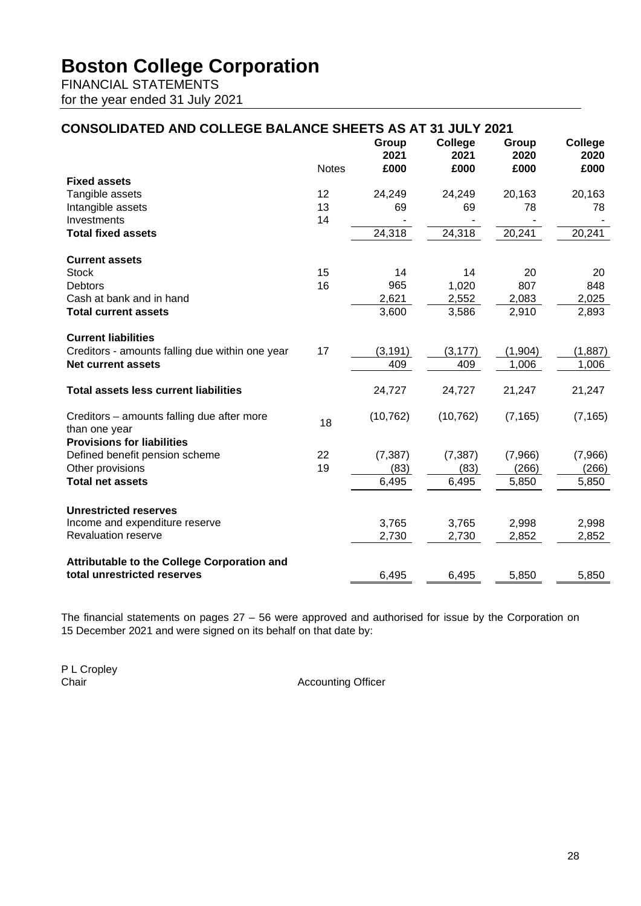# Boston College Corporation

FINANCIAL STATEMENTS
for the year ended 31 July 2021

## CONSOLIDATED AND COLLEGE BALANCE SHEETS AS AT 31 JULY 2021

| | Notes | Group 2021 £000 | College 2021 £000 | Group 2020 £000 | College 2020 £000 |
|---|---|---|---|---|---|
| **Fixed assets** | | | | | |
| Tangible assets | 12 | 24,249 | 24,249 | 20,163 | 20,163 |
| Intangible assets | 13 | 69 | 69 | 78 | 78 |
| Investments | 14 | - | - | - | - |
| **Total fixed assets** | | 24,318 | 24,318 | 20,241 | 20,241 |
| | | | | | |
| **Current assets** | | | | | |
| Stock | 15 | 14 | 14 | 20 | 20 |
| Debtors | 16 | 965 | 1,020 | 807 | 848 |
| Cash at bank and in hand | | 2,621 | 2,552 | 2,083 | 2,025 |
| **Total current assets** | | 3,600 | 3,586 | 2,910 | 2,893 |
| | | | | | |
| **Current liabilities** | | | | | |
| Creditors - amounts falling due within one year | 17 | (3,191) | (3,177) | (1,904) | (1,887) |
| **Net current assets** | | 409 | 409 | 1,006 | 1,006 |
| | | | | | |
| **Total assets less current liabilities** | | 24,727 | 24,727 | 21,247 | 21,247 |
| | | | | | |
| Creditors – amounts falling due after more than one year | 18 | (10,762) | (10,762) | (7,165) | (7,165) |
| **Provisions for liabilities** | | | | | |
| Defined benefit pension scheme | 22 | (7,387) | (7,387) | (7,966) | (7,966) |
| Other provisions | 19 | (83) | (83) | (266) | (266) |
| **Total net assets** | | 6,495 | 6,495 | 5,850 | 5,850 |
| | | | | | |
| **Unrestricted reserves** | | | | | |
| Income and expenditure reserve | | 3,765 | 3,765 | 2,998 | 2,998 |
| Revaluation reserve | | 2,730 | 2,730 | 2,852 | 2,852 |
| | | | | | |
| **Attributable to the College Corporation and total unrestricted reserves** | | 6,495 | 6,495 | 5,850 | 5,850 |

The financial statements on pages 27 – 56 were approved and authorised for issue by the Corporation on 15 December 2021 and were signed on its behalf on that date by:

P L Cropley
Chair

Accounting Officer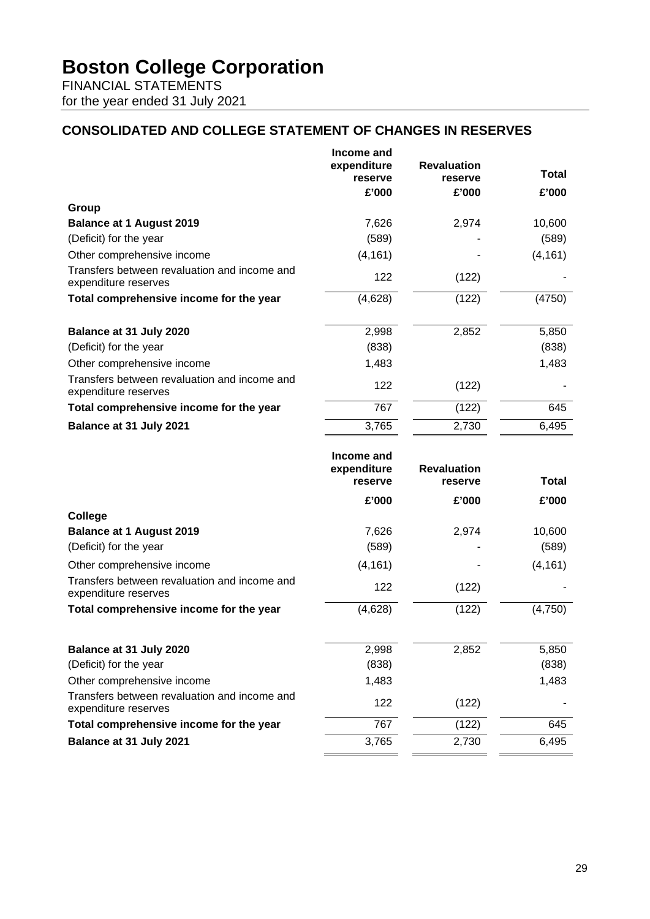# Boston College Corporation

FINANCIAL STATEMENTS
for the year ended 31 July 2021

## CONSOLIDATED AND COLLEGE STATEMENT OF CHANGES IN RESERVES

| | Income and expenditure reserve | Revaluation reserve | Total |
|---|---|---|---|
| | £'000 | £'000 | £'000 |
| **Group** | | | |
| **Balance at 1 August 2019** | 7,626 | 2,974 | 10,600 |
| (Deficit) for the year | (589) | - | (589) |
| Other comprehensive income | (4,161) | - | (4,161) |
| Transfers between revaluation and income and expenditure reserves | 122 | (122) | - |
| **Total comprehensive income for the year** | (4,628) | (122) | (4750) |
| | | | |
| **Balance at 31 July 2020** | 2,998 | 2,852 | 5,850 |
| (Deficit) for the year | (838) | | (838) |
| Other comprehensive income | 1,483 | | 1,483 |
| Transfers between revaluation and income and expenditure reserves | 122 | (122) | - |
| **Total comprehensive income for the year** | 767 | (122) | 645 |
| **Balance at 31 July 2021** | 3,765 | 2,730 | 6,495 |

| | Income and expenditure reserve | Revaluation reserve | Total |
|---|---|---|---|
| | £'000 | £'000 | £'000 |
| **College** | | | |
| **Balance at 1 August 2019** | 7,626 | 2,974 | 10,600 |
| (Deficit) for the year | (589) | - | (589) |
| Other comprehensive income | (4,161) | - | (4,161) |
| Transfers between revaluation and income and expenditure reserves | 122 | (122) | - |
| **Total comprehensive income for the year** | (4,628) | (122) | (4,750) |
| | | | |
| **Balance at 31 July 2020** | 2,998 | 2,852 | 5,850 |
| (Deficit) for the year | (838) | | (838) |
| Other comprehensive income | 1,483 | | 1,483 |
| Transfers between revaluation and income and expenditure reserves | 122 | (122) | - |
| **Total comprehensive income for the year** | 767 | (122) | 645 |
| **Balance at 31 July 2021** | 3,765 | 2,730 | 6,495 |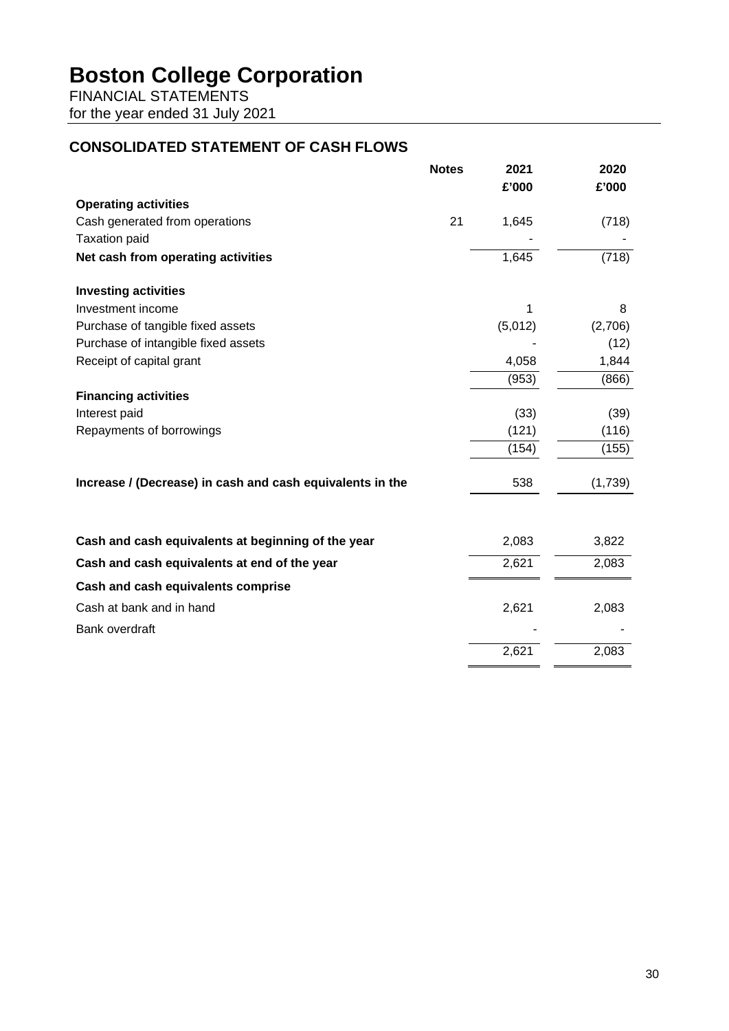# Boston College Corporation

FINANCIAL STATEMENTS
for the year ended 31 July 2021

## CONSOLIDATED STATEMENT OF CASH FLOWS

| | Notes | 2021 | 2020 |
|---|---|---|---|
| | | £'000 | £'000 |
| **Operating activities** | | | |
| Cash generated from operations | 21 | 1,645 | (718) |
| Taxation paid | | - | - |
| **Net cash from operating activities** | | 1,645 | (718) |
| | | | |
| **Investing activities** | | | |
| Investment income | | 1 | 8 |
| Purchase of tangible fixed assets | | (5,012) | (2,706) |
| Purchase of intangible fixed assets | | - | (12) |
| Receipt of capital grant | | 4,058 | 1,844 |
| | | (953) | (866) |
| **Financing activities** | | | |
| Interest paid | | (33) | (39) |
| Repayments of borrowings | | (121) | (116) |
| | | (154) | (155) |
| | | | |
| **Increase / (Decrease) in cash and cash equivalents in the** | | 538 | (1,739) |
| | | | |
| **Cash and cash equivalents at beginning of the year** | | 2,083 | 3,822 |
| **Cash and cash equivalents at end of the year** | | 2,621 | 2,083 |
| **Cash and cash equivalents comprise** | | | |
| Cash at bank and in hand | | 2,621 | 2,083 |
| Bank overdraft | | - | - |
| | | 2,621 | 2,083 |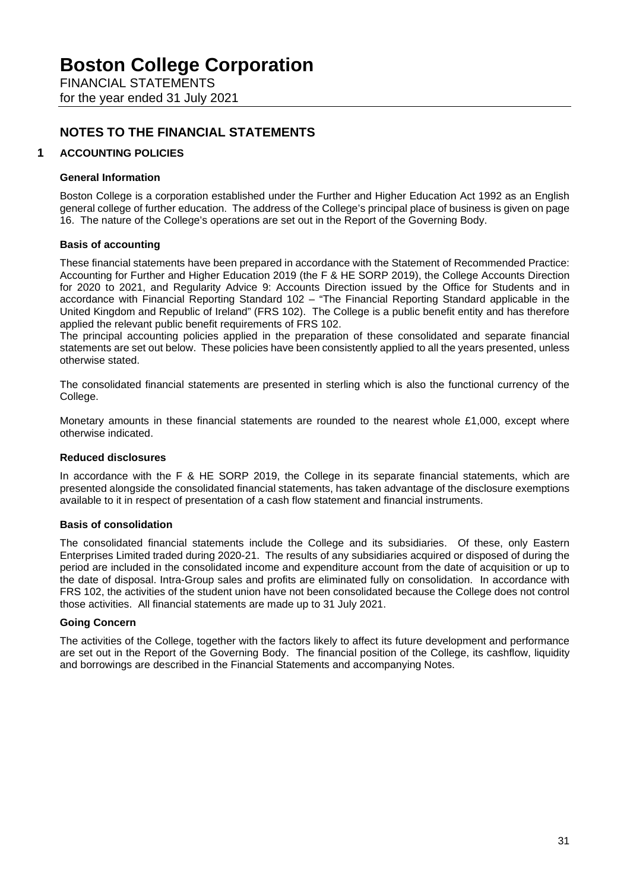# NOTES TO THE FINANCIAL STATEMENTS

## 1 ACCOUNTING POLICIES

### General Information

Boston College is a corporation established under the Further and Higher Education Act 1992 as an English general college of further education. The address of the College's principal place of business is given on page 16. The nature of the College's operations are set out in the Report of the Governing Body.

### Basis of accounting

These financial statements have been prepared in accordance with the Statement of Recommended Practice: Accounting for Further and Higher Education 2019 (the F & HE SORP 2019), the College Accounts Direction for 2020 to 2021, and Regularity Advice 9: Accounts Direction issued by the Office for Students and in accordance with Financial Reporting Standard 102 – "The Financial Reporting Standard applicable in the United Kingdom and Republic of Ireland" (FRS 102). The College is a public benefit entity and has therefore applied the relevant public benefit requirements of FRS 102.

The principal accounting policies applied in the preparation of these consolidated and separate financial statements are set out below. These policies have been consistently applied to all the years presented, unless otherwise stated.

The consolidated financial statements are presented in sterling which is also the functional currency of the College.

Monetary amounts in these financial statements are rounded to the nearest whole £1,000, except where otherwise indicated.

### Reduced disclosures

In accordance with the F & HE SORP 2019, the College in its separate financial statements, which are presented alongside the consolidated financial statements, has taken advantage of the disclosure exemptions available to it in respect of presentation of a cash flow statement and financial instruments.

### Basis of consolidation

The consolidated financial statements include the College and its subsidiaries. Of these, only Eastern Enterprises Limited traded during 2020-21. The results of any subsidiaries acquired or disposed of during the period are included in the consolidated income and expenditure account from the date of acquisition or up to the date of disposal. Intra-Group sales and profits are eliminated fully on consolidation. In accordance with FRS 102, the activities of the student union have not been consolidated because the College does not control those activities. All financial statements are made up to 31 July 2021.

### Going Concern

The activities of the College, together with the factors likely to affect its future development and performance are set out in the Report of the Governing Body. The financial position of the College, its cashflow, liquidity and borrowings are described in the Financial Statements and accompanying Notes.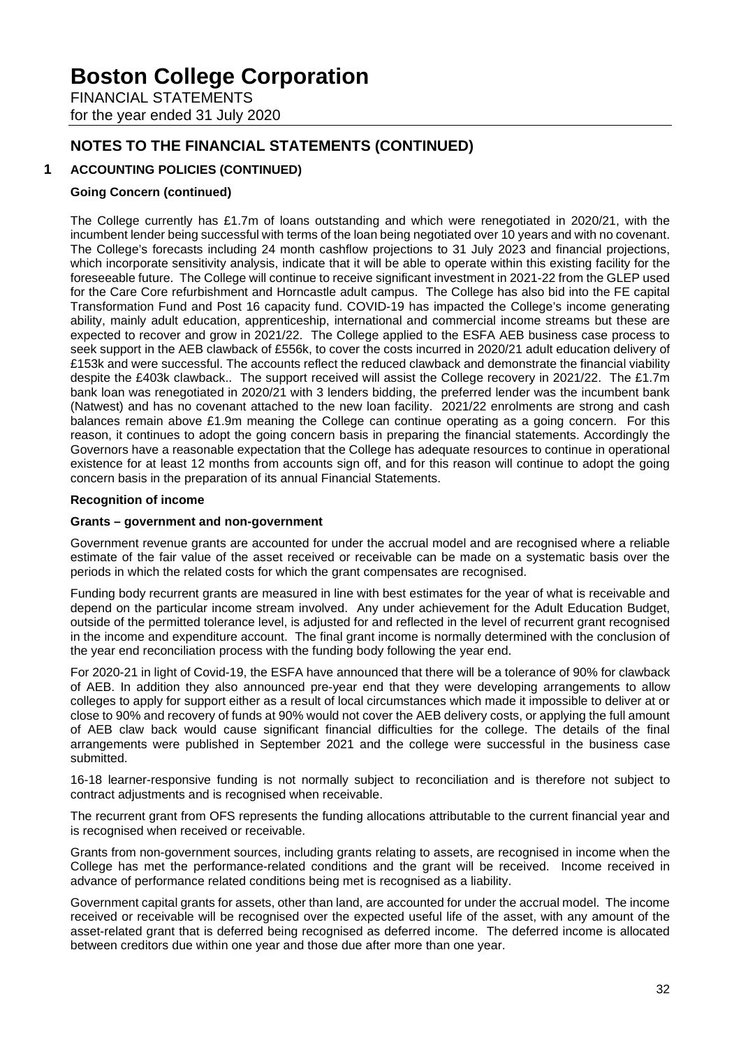## NOTES TO THE FINANCIAL STATEMENTS (CONTINUED)

### 1 ACCOUNTING POLICIES (CONTINUED)

**Going Concern (continued)**

The College currently has £1.7m of loans outstanding and which were renegotiated in 2020/21, with the incumbent lender being successful with terms of the loan being negotiated over 10 years and with no covenant. The College's forecasts including 24 month cashflow projections to 31 July 2023 and financial projections, which incorporate sensitivity analysis, indicate that it will be able to operate within this existing facility for the foreseeable future. The College will continue to receive significant investment in 2021-22 from the GLEP used for the Care Core refurbishment and Horncastle adult campus. The College has also bid into the FE capital Transformation Fund and Post 16 capacity fund. COVID-19 has impacted the College's income generating ability, mainly adult education, apprenticeship, international and commercial income streams but these are expected to recover and grow in 2021/22. The College applied to the ESFA AEB business case process to seek support in the AEB clawback of £556k, to cover the costs incurred in 2020/21 adult education delivery of £153k and were successful. The accounts reflect the reduced clawback and demonstrate the financial viability despite the £403k clawback.. The support received will assist the College recovery in 2021/22. The £1.7m bank loan was renegotiated in 2020/21 with 3 lenders bidding, the preferred lender was the incumbent bank (Natwest) and has no covenant attached to the new loan facility. 2021/22 enrolments are strong and cash balances remain above £1.9m meaning the College can continue operating as a going concern. For this reason, it continues to adopt the going concern basis in preparing the financial statements. Accordingly the Governors have a reasonable expectation that the College has adequate resources to continue in operational existence for at least 12 months from accounts sign off, and for this reason will continue to adopt the going concern basis in the preparation of its annual Financial Statements.

**Recognition of income**

**Grants – government and non-government**

Government revenue grants are accounted for under the accrual model and are recognised where a reliable estimate of the fair value of the asset received or receivable can be made on a systematic basis over the periods in which the related costs for which the grant compensates are recognised.

Funding body recurrent grants are measured in line with best estimates for the year of what is receivable and depend on the particular income stream involved. Any under achievement for the Adult Education Budget, outside of the permitted tolerance level, is adjusted for and reflected in the level of recurrent grant recognised in the income and expenditure account. The final grant income is normally determined with the conclusion of the year end reconciliation process with the funding body following the year end.

For 2020-21 in light of Covid-19, the ESFA have announced that there will be a tolerance of 90% for clawback of AEB. In addition they also announced pre-year end that they were developing arrangements to allow colleges to apply for support either as a result of local circumstances which made it impossible to deliver at or close to 90% and recovery of funds at 90% would not cover the AEB delivery costs, or applying the full amount of AEB claw back would cause significant financial difficulties for the college. The details of the final arrangements were published in September 2021 and the college were successful in the business case submitted.

16-18 learner-responsive funding is not normally subject to reconciliation and is therefore not subject to contract adjustments and is recognised when receivable.

The recurrent grant from OFS represents the funding allocations attributable to the current financial year and is recognised when received or receivable.

Grants from non-government sources, including grants relating to assets, are recognised in income when the College has met the performance-related conditions and the grant will be received. Income received in advance of performance related conditions being met is recognised as a liability.

Government capital grants for assets, other than land, are accounted for under the accrual model. The income received or receivable will be recognised over the expected useful life of the asset, with any amount of the asset-related grant that is deferred being recognised as deferred income. The deferred income is allocated between creditors due within one year and those due after more than one year.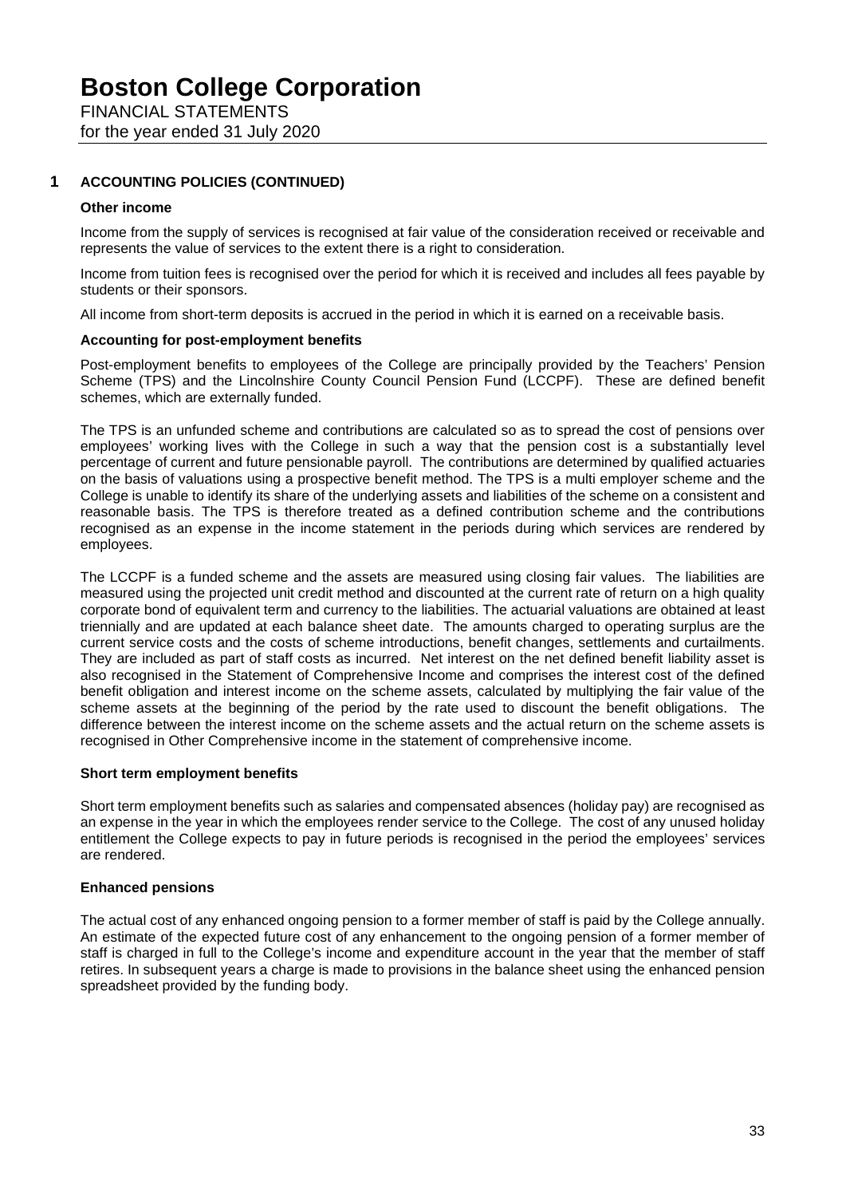## 1 ACCOUNTING POLICIES (CONTINUED)

### Other income

Income from the supply of services is recognised at fair value of the consideration received or receivable and represents the value of services to the extent there is a right to consideration.

Income from tuition fees is recognised over the period for which it is received and includes all fees payable by students or their sponsors.

All income from short-term deposits is accrued in the period in which it is earned on a receivable basis.

### Accounting for post-employment benefits

Post-employment benefits to employees of the College are principally provided by the Teachers' Pension Scheme (TPS) and the Lincolnshire County Council Pension Fund (LCCPF). These are defined benefit schemes, which are externally funded.

The TPS is an unfunded scheme and contributions are calculated so as to spread the cost of pensions over employees' working lives with the College in such a way that the pension cost is a substantially level percentage of current and future pensionable payroll. The contributions are determined by qualified actuaries on the basis of valuations using a prospective benefit method. The TPS is a multi employer scheme and the College is unable to identify its share of the underlying assets and liabilities of the scheme on a consistent and reasonable basis. The TPS is therefore treated as a defined contribution scheme and the contributions recognised as an expense in the income statement in the periods during which services are rendered by employees.

The LCCPF is a funded scheme and the assets are measured using closing fair values. The liabilities are measured using the projected unit credit method and discounted at the current rate of return on a high quality corporate bond of equivalent term and currency to the liabilities. The actuarial valuations are obtained at least triennially and are updated at each balance sheet date. The amounts charged to operating surplus are the current service costs and the costs of scheme introductions, benefit changes, settlements and curtailments. They are included as part of staff costs as incurred. Net interest on the net defined benefit liability asset is also recognised in the Statement of Comprehensive Income and comprises the interest cost of the defined benefit obligation and interest income on the scheme assets, calculated by multiplying the fair value of the scheme assets at the beginning of the period by the rate used to discount the benefit obligations. The difference between the interest income on the scheme assets and the actual return on the scheme assets is recognised in Other Comprehensive income in the statement of comprehensive income.

### Short term employment benefits

Short term employment benefits such as salaries and compensated absences (holiday pay) are recognised as an expense in the year in which the employees render service to the College. The cost of any unused holiday entitlement the College expects to pay in future periods is recognised in the period the employees' services are rendered.

### Enhanced pensions

The actual cost of any enhanced ongoing pension to a former member of staff is paid by the College annually. An estimate of the expected future cost of any enhancement to the ongoing pension of a former member of staff is charged in full to the College's income and expenditure account in the year that the member of staff retires. In subsequent years a charge is made to provisions in the balance sheet using the enhanced pension spreadsheet provided by the funding body.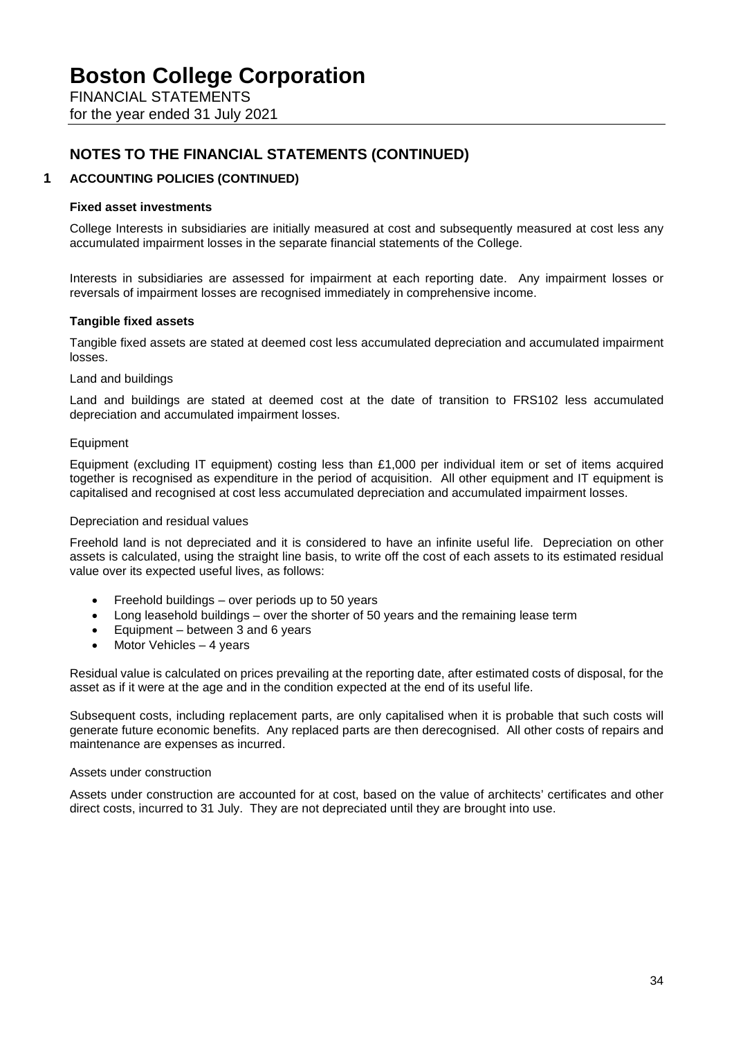## NOTES TO THE FINANCIAL STATEMENTS (CONTINUED)

### 1 ACCOUNTING POLICIES (CONTINUED)

**Fixed asset investments**

College Interests in subsidiaries are initially measured at cost and subsequently measured at cost less any accumulated impairment losses in the separate financial statements of the College.

Interests in subsidiaries are assessed for impairment at each reporting date. Any impairment losses or reversals of impairment losses are recognised immediately in comprehensive income.

**Tangible fixed assets**

Tangible fixed assets are stated at deemed cost less accumulated depreciation and accumulated impairment losses.

Land and buildings

Land and buildings are stated at deemed cost at the date of transition to FRS102 less accumulated depreciation and accumulated impairment losses.

Equipment

Equipment (excluding IT equipment) costing less than £1,000 per individual item or set of items acquired together is recognised as expenditure in the period of acquisition. All other equipment and IT equipment is capitalised and recognised at cost less accumulated depreciation and accumulated impairment losses.

Depreciation and residual values

Freehold land is not depreciated and it is considered to have an infinite useful life. Depreciation on other assets is calculated, using the straight line basis, to write off the cost of each assets to its estimated residual value over its expected useful lives, as follows:

- Freehold buildings – over periods up to 50 years
- Long leasehold buildings – over the shorter of 50 years and the remaining lease term
- Equipment – between 3 and 6 years
- Motor Vehicles – 4 years

Residual value is calculated on prices prevailing at the reporting date, after estimated costs of disposal, for the asset as if it were at the age and in the condition expected at the end of its useful life.

Subsequent costs, including replacement parts, are only capitalised when it is probable that such costs will generate future economic benefits. Any replaced parts are then derecognised. All other costs of repairs and maintenance are expenses as incurred.

Assets under construction

Assets under construction are accounted for at cost, based on the value of architects' certificates and other direct costs, incurred to 31 July. They are not depreciated until they are brought into use.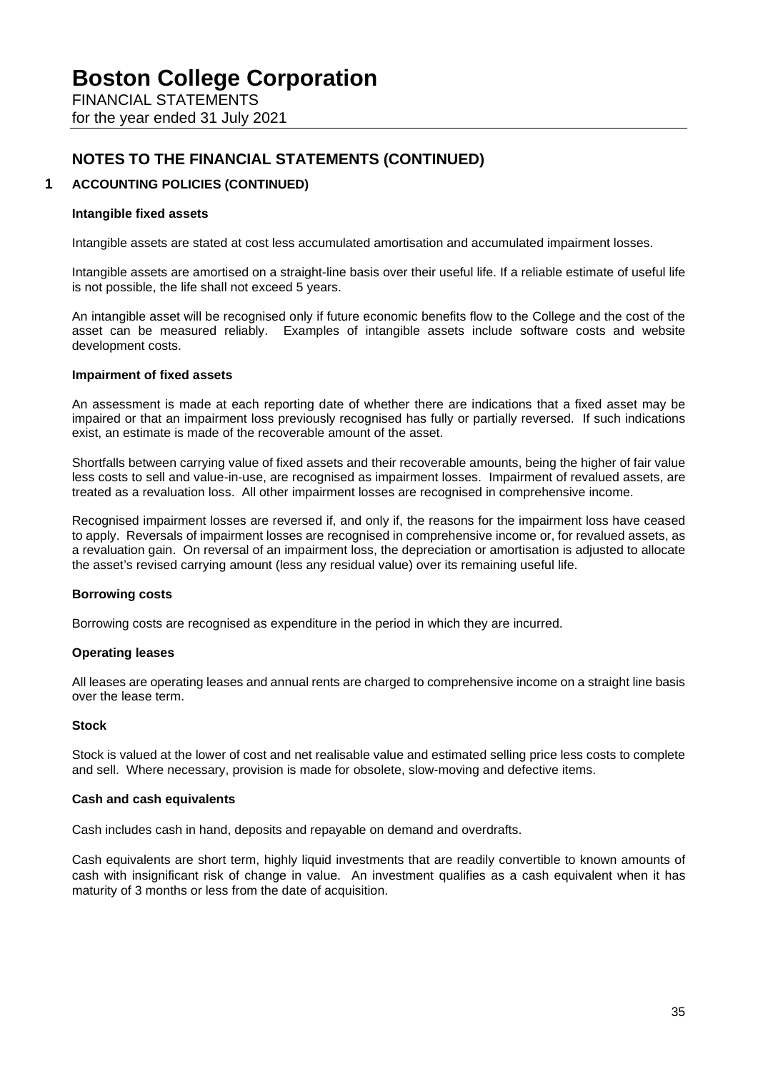## NOTES TO THE FINANCIAL STATEMENTS (CONTINUED)

### 1 ACCOUNTING POLICIES (CONTINUED)

**Intangible fixed assets**

Intangible assets are stated at cost less accumulated amortisation and accumulated impairment losses.

Intangible assets are amortised on a straight-line basis over their useful life. If a reliable estimate of useful life is not possible, the life shall not exceed 5 years.

An intangible asset will be recognised only if future economic benefits flow to the College and the cost of the asset can be measured reliably. Examples of intangible assets include software costs and website development costs.

**Impairment of fixed assets**

An assessment is made at each reporting date of whether there are indications that a fixed asset may be impaired or that an impairment loss previously recognised has fully or partially reversed. If such indications exist, an estimate is made of the recoverable amount of the asset.

Shortfalls between carrying value of fixed assets and their recoverable amounts, being the higher of fair value less costs to sell and value-in-use, are recognised as impairment losses. Impairment of revalued assets, are treated as a revaluation loss. All other impairment losses are recognised in comprehensive income.

Recognised impairment losses are reversed if, and only if, the reasons for the impairment loss have ceased to apply. Reversals of impairment losses are recognised in comprehensive income or, for revalued assets, as a revaluation gain. On reversal of an impairment loss, the depreciation or amortisation is adjusted to allocate the asset's revised carrying amount (less any residual value) over its remaining useful life.

**Borrowing costs**

Borrowing costs are recognised as expenditure in the period in which they are incurred.

**Operating leases**

All leases are operating leases and annual rents are charged to comprehensive income on a straight line basis over the lease term.

**Stock**

Stock is valued at the lower of cost and net realisable value and estimated selling price less costs to complete and sell. Where necessary, provision is made for obsolete, slow-moving and defective items.

**Cash and cash equivalents**

Cash includes cash in hand, deposits and repayable on demand and overdrafts.

Cash equivalents are short term, highly liquid investments that are readily convertible to known amounts of cash with insignificant risk of change in value. An investment qualifies as a cash equivalent when it has maturity of 3 months or less from the date of acquisition.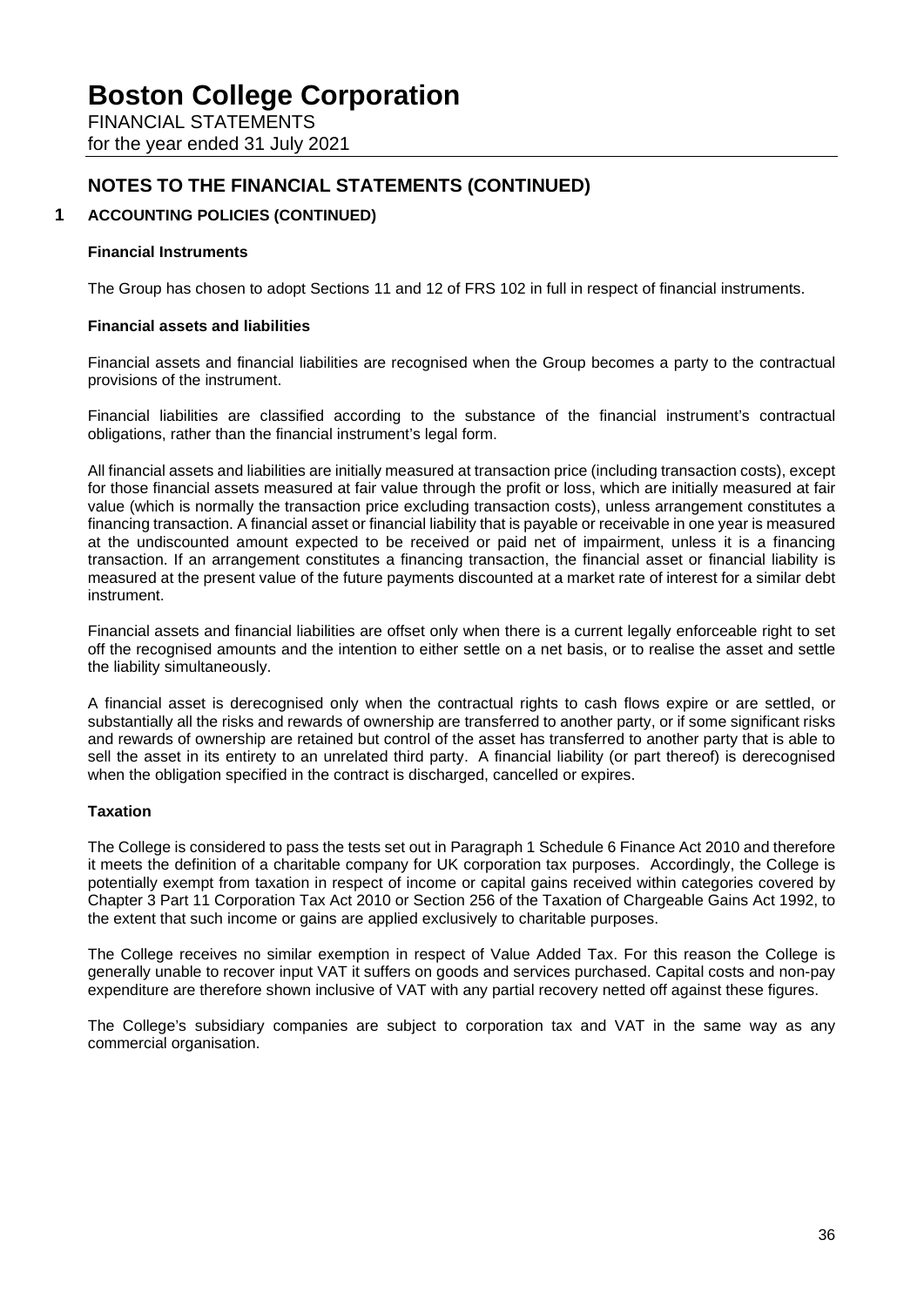## NOTES TO THE FINANCIAL STATEMENTS (CONTINUED)

### 1 ACCOUNTING POLICIES (CONTINUED)

**Financial Instruments**

The Group has chosen to adopt Sections 11 and 12 of FRS 102 in full in respect of financial instruments.

**Financial assets and liabilities**

Financial assets and financial liabilities are recognised when the Group becomes a party to the contractual provisions of the instrument.

Financial liabilities are classified according to the substance of the financial instrument's contractual obligations, rather than the financial instrument's legal form.

All financial assets and liabilities are initially measured at transaction price (including transaction costs), except for those financial assets measured at fair value through the profit or loss, which are initially measured at fair value (which is normally the transaction price excluding transaction costs), unless arrangement constitutes a financing transaction. A financial asset or financial liability that is payable or receivable in one year is measured at the undiscounted amount expected to be received or paid net of impairment, unless it is a financing transaction. If an arrangement constitutes a financing transaction, the financial asset or financial liability is measured at the present value of the future payments discounted at a market rate of interest for a similar debt instrument.

Financial assets and financial liabilities are offset only when there is a current legally enforceable right to set off the recognised amounts and the intention to either settle on a net basis, or to realise the asset and settle the liability simultaneously.

A financial asset is derecognised only when the contractual rights to cash flows expire or are settled, or substantially all the risks and rewards of ownership are transferred to another party, or if some significant risks and rewards of ownership are retained but control of the asset has transferred to another party that is able to sell the asset in its entirety to an unrelated third party. A financial liability (or part thereof) is derecognised when the obligation specified in the contract is discharged, cancelled or expires.

**Taxation**

The College is considered to pass the tests set out in Paragraph 1 Schedule 6 Finance Act 2010 and therefore it meets the definition of a charitable company for UK corporation tax purposes. Accordingly, the College is potentially exempt from taxation in respect of income or capital gains received within categories covered by Chapter 3 Part 11 Corporation Tax Act 2010 or Section 256 of the Taxation of Chargeable Gains Act 1992, to the extent that such income or gains are applied exclusively to charitable purposes.

The College receives no similar exemption in respect of Value Added Tax. For this reason the College is generally unable to recover input VAT it suffers on goods and services purchased. Capital costs and non-pay expenditure are therefore shown inclusive of VAT with any partial recovery netted off against these figures.

The College's subsidiary companies are subject to corporation tax and VAT in the same way as any commercial organisation.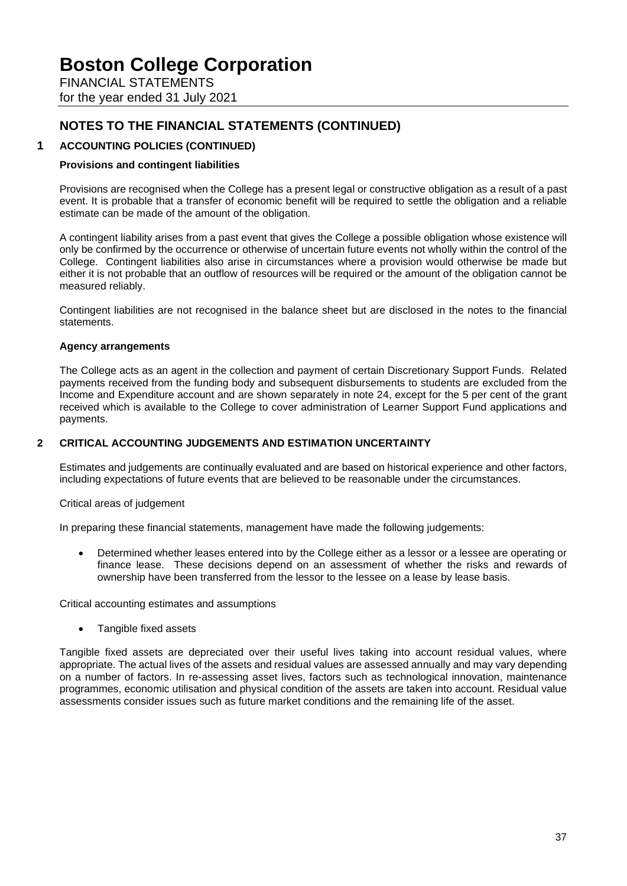# NOTES TO THE FINANCIAL STATEMENTS (CONTINUED)

## 1 ACCOUNTING POLICIES (CONTINUED)

### Provisions and contingent liabilities

Provisions are recognised when the College has a present legal or constructive obligation as a result of a past event. It is probable that a transfer of economic benefit will be required to settle the obligation and a reliable estimate can be made of the amount of the obligation.

A contingent liability arises from a past event that gives the College a possible obligation whose existence will only be confirmed by the occurrence or otherwise of uncertain future events not wholly within the control of the College. Contingent liabilities also arise in circumstances where a provision would otherwise be made but either it is not probable that an outflow of resources will be required or the amount of the obligation cannot be measured reliably.

Contingent liabilities are not recognised in the balance sheet but are disclosed in the notes to the financial statements.

### Agency arrangements

The College acts as an agent in the collection and payment of certain Discretionary Support Funds. Related payments received from the funding body and subsequent disbursements to students are excluded from the Income and Expenditure account and are shown separately in note 24, except for the 5 per cent of the grant received which is available to the College to cover administration of Learner Support Fund applications and payments.

## 2 CRITICAL ACCOUNTING JUDGEMENTS AND ESTIMATION UNCERTAINTY

Estimates and judgements are continually evaluated and are based on historical experience and other factors, including expectations of future events that are believed to be reasonable under the circumstances.

Critical areas of judgement

In preparing these financial statements, management have made the following judgements:

- Determined whether leases entered into by the College either as a lessor or a lessee are operating or finance lease. These decisions depend on an assessment of whether the risks and rewards of ownership have been transferred from the lessor to the lessee on a lease by lease basis.

Critical accounting estimates and assumptions

- Tangible fixed assets

Tangible fixed assets are depreciated over their useful lives taking into account residual values, where appropriate. The actual lives of the assets and residual values are assessed annually and may vary depending on a number of factors. In re-assessing asset lives, factors such as technological innovation, maintenance programmes, economic utilisation and physical condition of the assets are taken into account. Residual value assessments consider issues such as future market conditions and the remaining life of the asset.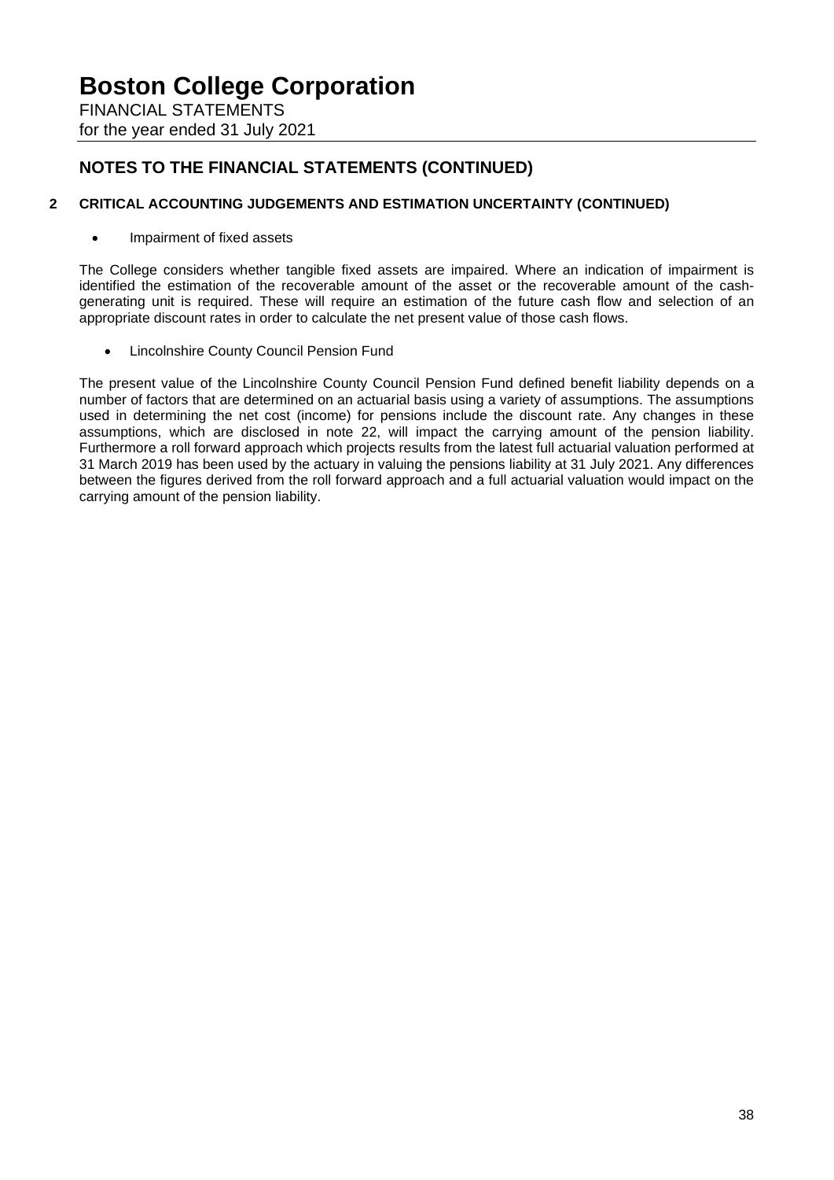## NOTES TO THE FINANCIAL STATEMENTS (CONTINUED)

### 2 CRITICAL ACCOUNTING JUDGEMENTS AND ESTIMATION UNCERTAINTY (CONTINUED)

- Impairment of fixed assets

The College considers whether tangible fixed assets are impaired. Where an indication of impairment is identified the estimation of the recoverable amount of the asset or the recoverable amount of the cash-generating unit is required. These will require an estimation of the future cash flow and selection of an appropriate discount rates in order to calculate the net present value of those cash flows.

- Lincolnshire County Council Pension Fund

The present value of the Lincolnshire County Council Pension Fund defined benefit liability depends on a number of factors that are determined on an actuarial basis using a variety of assumptions. The assumptions used in determining the net cost (income) for pensions include the discount rate. Any changes in these assumptions, which are disclosed in note 22, will impact the carrying amount of the pension liability. Furthermore a roll forward approach which projects results from the latest full actuarial valuation performed at 31 March 2019 has been used by the actuary in valuing the pensions liability at 31 July 2021. Any differences between the figures derived from the roll forward approach and a full actuarial valuation would impact on the carrying amount of the pension liability.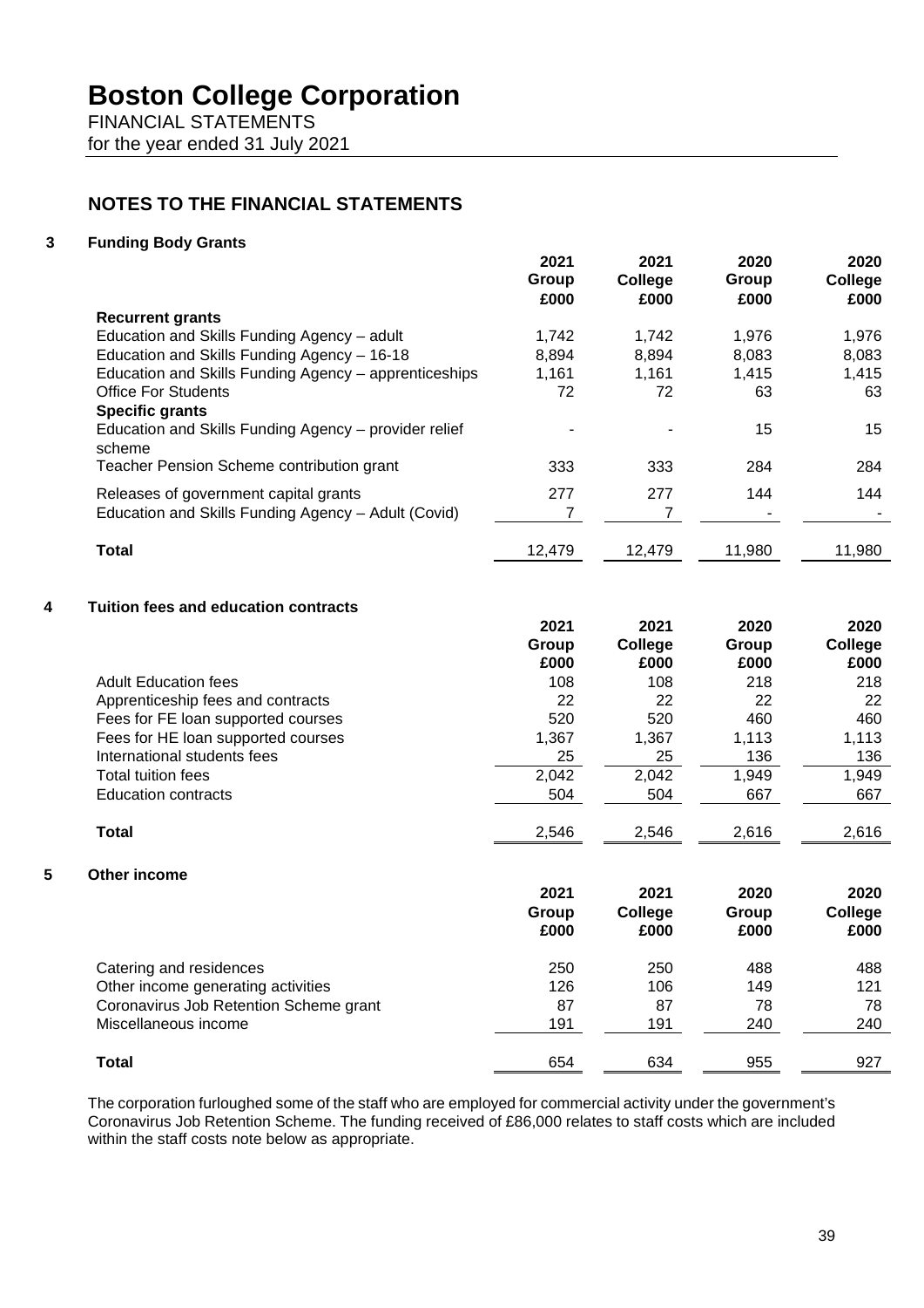# Boston College Corporation

FINANCIAL STATEMENTS
for the year ended 31 July 2021

## NOTES TO THE FINANCIAL STATEMENTS

### 3 Funding Body Grants

| | 2021 Group £000 | 2021 College £000 | 2020 Group £000 | 2020 College £000 |
|---|---|---|---|---|
| **Recurrent grants** | | | | |
| Education and Skills Funding Agency – adult | 1,742 | 1,742 | 1,976 | 1,976 |
| Education and Skills Funding Agency – 16-18 | 8,894 | 8,894 | 8,083 | 8,083 |
| Education and Skills Funding Agency – apprenticeships | 1,161 | 1,161 | 1,415 | 1,415 |
| Office For Students | 72 | 72 | 63 | 63 |
| **Specific grants** | | | | |
| Education and Skills Funding Agency – provider relief scheme | - | - | 15 | 15 |
| Teacher Pension Scheme contribution grant | 333 | 333 | 284 | 284 |
| Releases of government capital grants | 277 | 277 | 144 | 144 |
| Education and Skills Funding Agency – Adult (Covid) | 7 | 7 | - | - |
| **Total** | 12,479 | 12,479 | 11,980 | 11,980 |

### 4 Tuition fees and education contracts

| | 2021 Group £000 | 2021 College £000 | 2020 Group £000 | 2020 College £000 |
|---|---|---|---|---|
| Adult Education fees | 108 | 108 | 218 | 218 |
| Apprenticeship fees and contracts | 22 | 22 | 22 | 22 |
| Fees for FE loan supported courses | 520 | 520 | 460 | 460 |
| Fees for HE loan supported courses | 1,367 | 1,367 | 1,113 | 1,113 |
| International students fees | 25 | 25 | 136 | 136 |
| Total tuition fees | 2,042 | 2,042 | 1,949 | 1,949 |
| Education contracts | 504 | 504 | 667 | 667 |
| **Total** | 2,546 | 2,546 | 2,616 | 2,616 |

### 5 Other income

| | 2021 Group £000 | 2021 College £000 | 2020 Group £000 | 2020 College £000 |
|---|---|---|---|---|
| Catering and residences | 250 | 250 | 488 | 488 |
| Other income generating activities | 126 | 106 | 149 | 121 |
| Coronavirus Job Retention Scheme grant | 87 | 87 | 78 | 78 |
| Miscellaneous income | 191 | 191 | 240 | 240 |
| **Total** | 654 | 634 | 955 | 927 |

The corporation furloughed some of the staff who are employed for commercial activity under the government's Coronavirus Job Retention Scheme. The funding received of £86,000 relates to staff costs which are included within the staff costs note below as appropriate.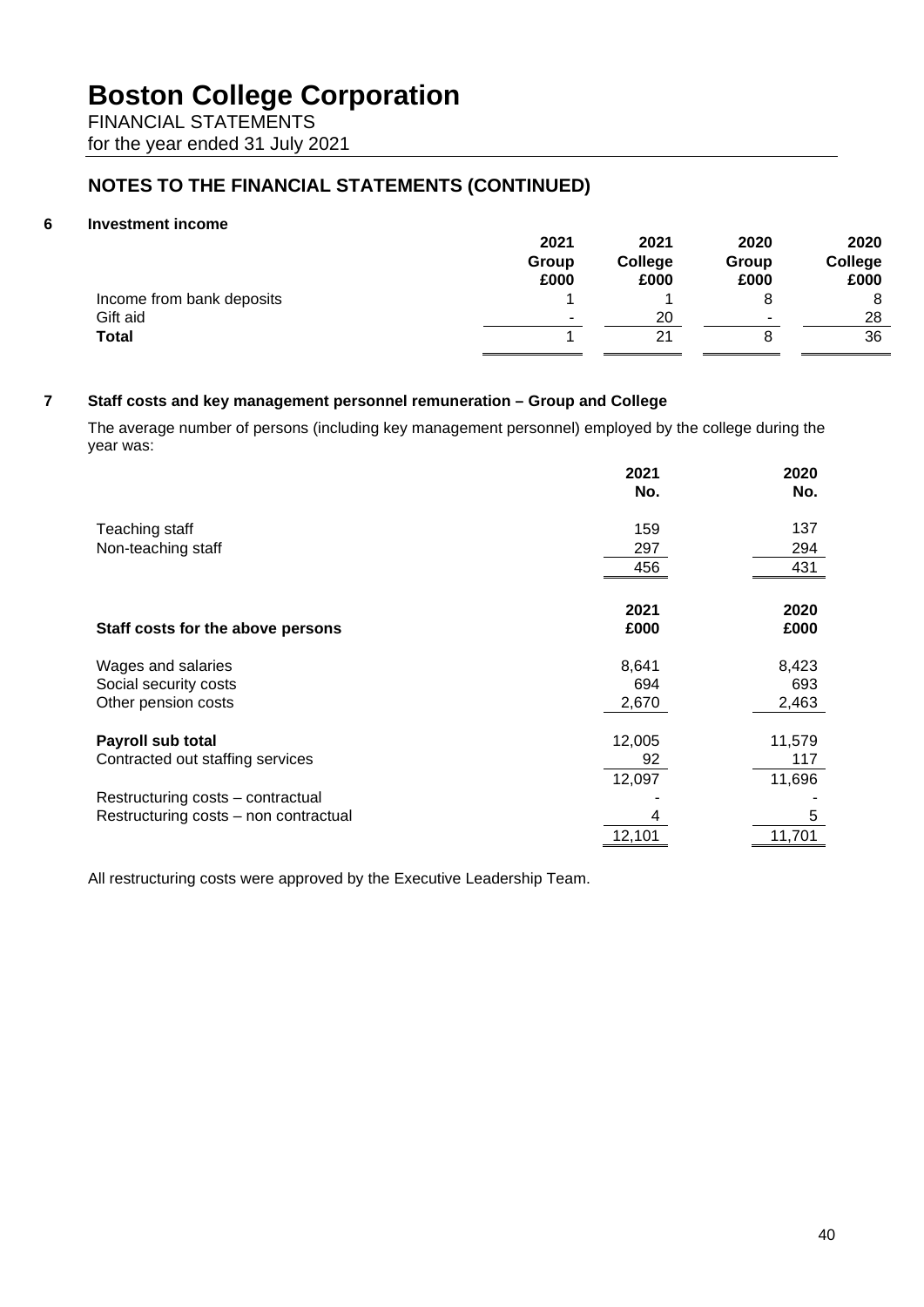# Boston College Corporation

FINANCIAL STATEMENTS
for the year ended 31 July 2021

## NOTES TO THE FINANCIAL STATEMENTS (CONTINUED)

### 6 Investment income

| | 2021 Group £000 | 2021 College £000 | 2020 Group £000 | 2020 College £000 |
|---|---|---|---|---|
| Income from bank deposits | 1 | 1 | 8 | 8 |
| Gift aid | - | 20 | - | 28 |
| **Total** | 1 | 21 | 8 | 36 |

### 7 Staff costs and key management personnel remuneration – Group and College

The average number of persons (including key management personnel) employed by the college during the year was:

| | 2021 No. | 2020 No. |
|---|---|---|
| Teaching staff | 159 | 137 |
| Non-teaching staff | 297 | 294 |
| | 456 | 431 |

| **Staff costs for the above persons** | 2021 £000 | 2020 £000 |
|---|---|---|
| Wages and salaries | 8,641 | 8,423 |
| Social security costs | 694 | 693 |
| Other pension costs | 2,670 | 2,463 |
| | | |
| **Payroll sub total** | 12,005 | 11,579 |
| Contracted out staffing services | 92 | 117 |
| | 12,097 | 11,696 |
| Restructuring costs – contractual | - | - |
| Restructuring costs – non contractual | 4 | 5 |
| | 12,101 | 11,701 |

All restructuring costs were approved by the Executive Leadership Team.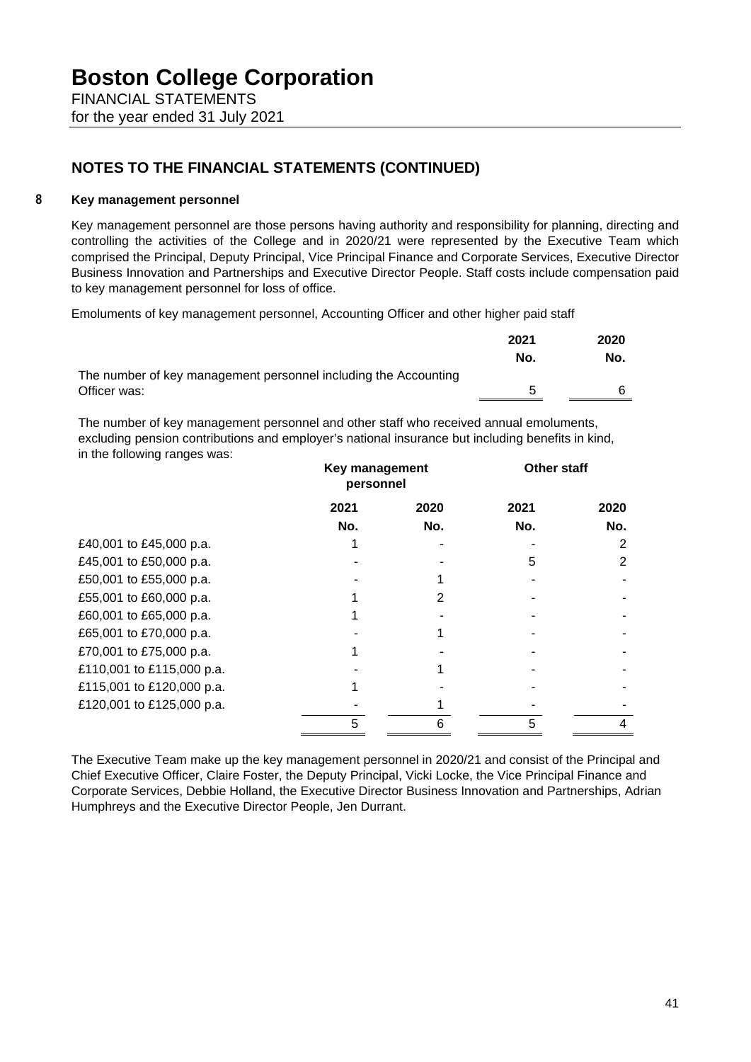# Boston College Corporation

FINANCIAL STATEMENTS
for the year ended 31 July 2021

## NOTES TO THE FINANCIAL STATEMENTS (CONTINUED)

### 8 Key management personnel

Key management personnel are those persons having authority and responsibility for planning, directing and controlling the activities of the College and in 2020/21 were represented by the Executive Team which comprised the Principal, Deputy Principal, Vice Principal Finance and Corporate Services, Executive Director Business Innovation and Partnerships and Executive Director People. Staff costs include compensation paid to key management personnel for loss of office.

Emoluments of key management personnel, Accounting Officer and other higher paid staff

| | 2021 | 2020 |
|---|---|---|
| | No. | No. |
| The number of key management personnel including the Accounting Officer was: | 5 | 6 |

The number of key management personnel and other staff who received annual emoluments, excluding pension contributions and employer's national insurance but including benefits in kind, in the following ranges was:

| | Key management personnel | | Other staff | |
|---|---|---|---|---|
| | 2021 | 2020 | 2021 | 2020 |
| | No. | No. | No. | No. |
| £40,001 to £45,000 p.a. | 1 | - | - | 2 |
| £45,001 to £50,000 p.a. | - | - | 5 | 2 |
| £50,001 to £55,000 p.a. | - | 1 | - | - |
| £55,001 to £60,000 p.a. | 1 | 2 | - | - |
| £60,001 to £65,000 p.a. | 1 | - | - | - |
| £65,001 to £70,000 p.a. | - | 1 | - | - |
| £70,001 to £75,000 p.a. | 1 | - | - | - |
| £110,001 to £115,000 p.a. | - | 1 | - | - |
| £115,001 to £120,000 p.a. | 1 | - | - | - |
| £120,001 to £125,000 p.a. | - | 1 | - | - |
| | 5 | 6 | 5 | 4 |

The Executive Team make up the key management personnel in 2020/21 and consist of the Principal and Chief Executive Officer, Claire Foster, the Deputy Principal, Vicki Locke, the Vice Principal Finance and Corporate Services, Debbie Holland, the Executive Director Business Innovation and Partnerships, Adrian Humphreys and the Executive Director People, Jen Durrant.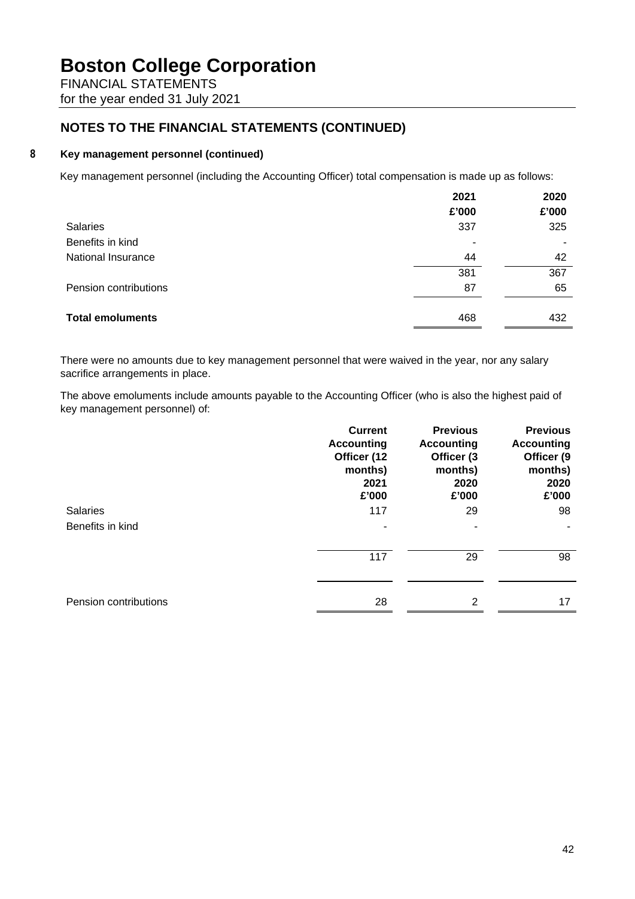# Boston College Corporation

FINANCIAL STATEMENTS
for the year ended 31 July 2021

## NOTES TO THE FINANCIAL STATEMENTS (CONTINUED)

### 8 Key management personnel (continued)

Key management personnel (including the Accounting Officer) total compensation is made up as follows:

| | 2021<br>£'000 | 2020<br>£'000 |
|---|---|---|
| Salaries | 337 | 325 |
| Benefits in kind | - | - |
| National Insurance | 44 | 42 |
| | 381 | 367 |
| Pension contributions | 87 | 65 |
| **Total emoluments** | 468 | 432 |

There were no amounts due to key management personnel that were waived in the year, nor any salary sacrifice arrangements in place.

The above emoluments include amounts payable to the Accounting Officer (who is also the highest paid of key management personnel) of:

| | Current Accounting Officer (12 months)<br>2021<br>£'000 | Previous Accounting Officer (3 months)<br>2020<br>£'000 | Previous Accounting Officer (9 months)<br>2020<br>£'000 |
|---|---|---|---|
| Salaries | 117 | 29 | 98 |
| Benefits in kind | - | - | - |
| | 117 | 29 | 98 |
| Pension contributions | 28 | 2 | 17 |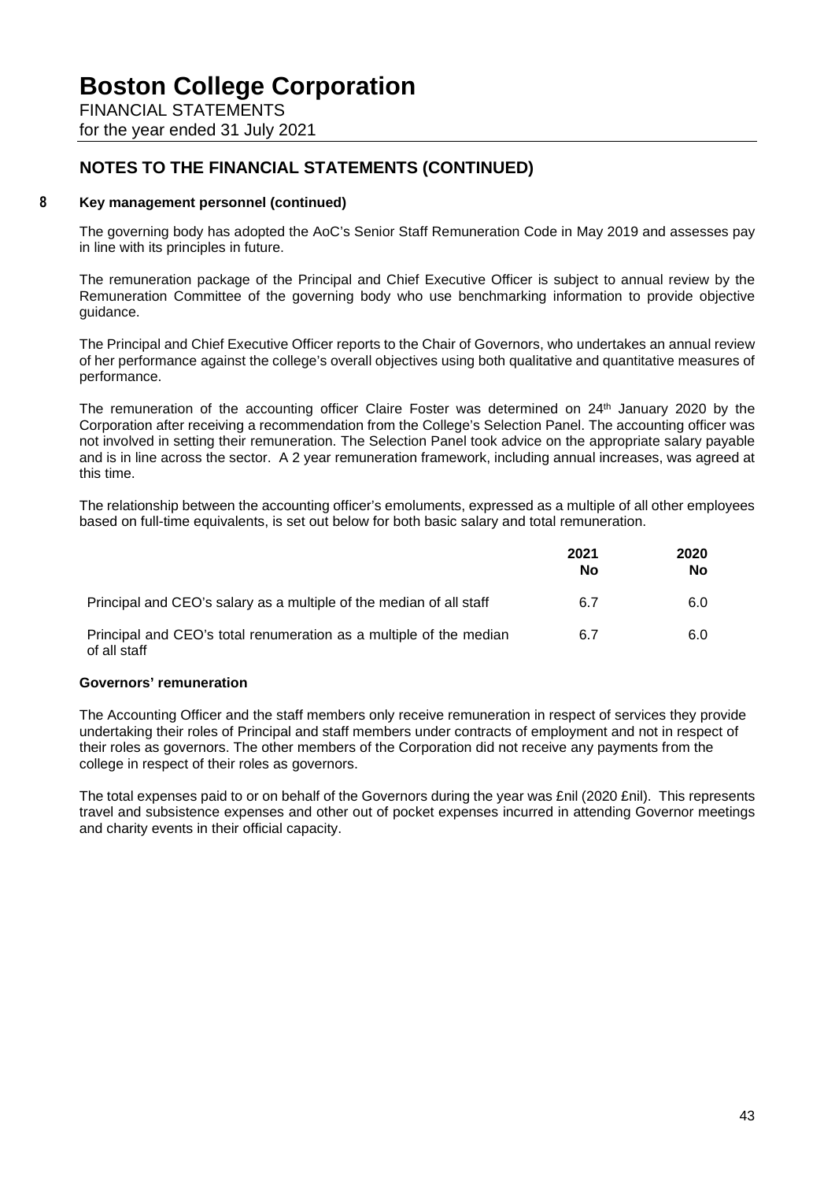# Boston College Corporation

FINANCIAL STATEMENTS
for the year ended 31 July 2021

## NOTES TO THE FINANCIAL STATEMENTS (CONTINUED)

### 8 Key management personnel (continued)

The governing body has adopted the AoC's Senior Staff Remuneration Code in May 2019 and assesses pay in line with its principles in future.

The remuneration package of the Principal and Chief Executive Officer is subject to annual review by the Remuneration Committee of the governing body who use benchmarking information to provide objective guidance.

The Principal and Chief Executive Officer reports to the Chair of Governors, who undertakes an annual review of her performance against the college's overall objectives using both qualitative and quantitative measures of performance.

The remuneration of the accounting officer Claire Foster was determined on 24th January 2020 by the Corporation after receiving a recommendation from the College's Selection Panel. The accounting officer was not involved in setting their remuneration. The Selection Panel took advice on the appropriate salary payable and is in line across the sector. A 2 year remuneration framework, including annual increases, was agreed at this time.

The relationship between the accounting officer's emoluments, expressed as a multiple of all other employees based on full-time equivalents, is set out below for both basic salary and total remuneration.

| | 2021 No | 2020 No |
|---|---|---|
| Principal and CEO's salary as a multiple of the median of all staff | 6.7 | 6.0 |
| Principal and CEO's total renumeration as a multiple of the median of all staff | 6.7 | 6.0 |

**Governors' remuneration**

The Accounting Officer and the staff members only receive remuneration in respect of services they provide undertaking their roles of Principal and staff members under contracts of employment and not in respect of their roles as governors. The other members of the Corporation did not receive any payments from the college in respect of their roles as governors.

The total expenses paid to or on behalf of the Governors during the year was £nil (2020 £nil). This represents travel and subsistence expenses and other out of pocket expenses incurred in attending Governor meetings and charity events in their official capacity.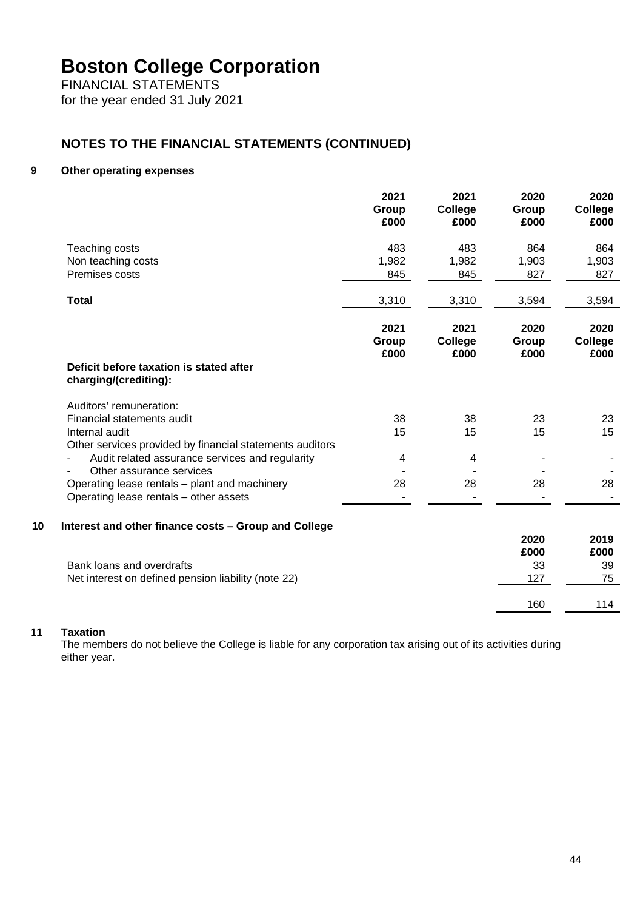# Boston College Corporation

FINANCIAL STATEMENTS
for the year ended 31 July 2021

## NOTES TO THE FINANCIAL STATEMENTS (CONTINUED)

### 9 Other operating expenses

| | 2021 Group £000 | 2021 College £000 | 2020 Group £000 | 2020 College £000 |
|---|---|---|---|---|
| Teaching costs | 483 | 483 | 864 | 864 |
| Non teaching costs | 1,982 | 1,982 | 1,903 | 1,903 |
| Premises costs | 845 | 845 | 827 | 827 |
| **Total** | 3,310 | 3,310 | 3,594 | 3,594 |

| | 2021 Group £000 | 2021 College £000 | 2020 Group £000 | 2020 College £000 |
|---|---|---|---|---|
| **Deficit before taxation is stated after charging/(crediting):** | | | | |
| Auditors' remuneration: | | | | |
| Financial statements audit | 38 | 38 | 23 | 23 |
| Internal audit | 15 | 15 | 15 | 15 |
| Other services provided by financial statements auditors | | | | |
| - Audit related assurance services and regularity | 4 | 4 | - | - |
| - Other assurance services | - | - | - | - |
| Operating lease rentals – plant and machinery | 28 | 28 | 28 | 28 |
| Operating lease rentals – other assets | - | - | - | - |

### 10 Interest and other finance costs – Group and College

| | 2020 £000 | 2019 £000 |
|---|---|---|
| Bank loans and overdrafts | 33 | 39 |
| Net interest on defined pension liability (note 22) | 127 | 75 |
| | 160 | 114 |

### 11 Taxation

The members do not believe the College is liable for any corporation tax arising out of its activities during either year.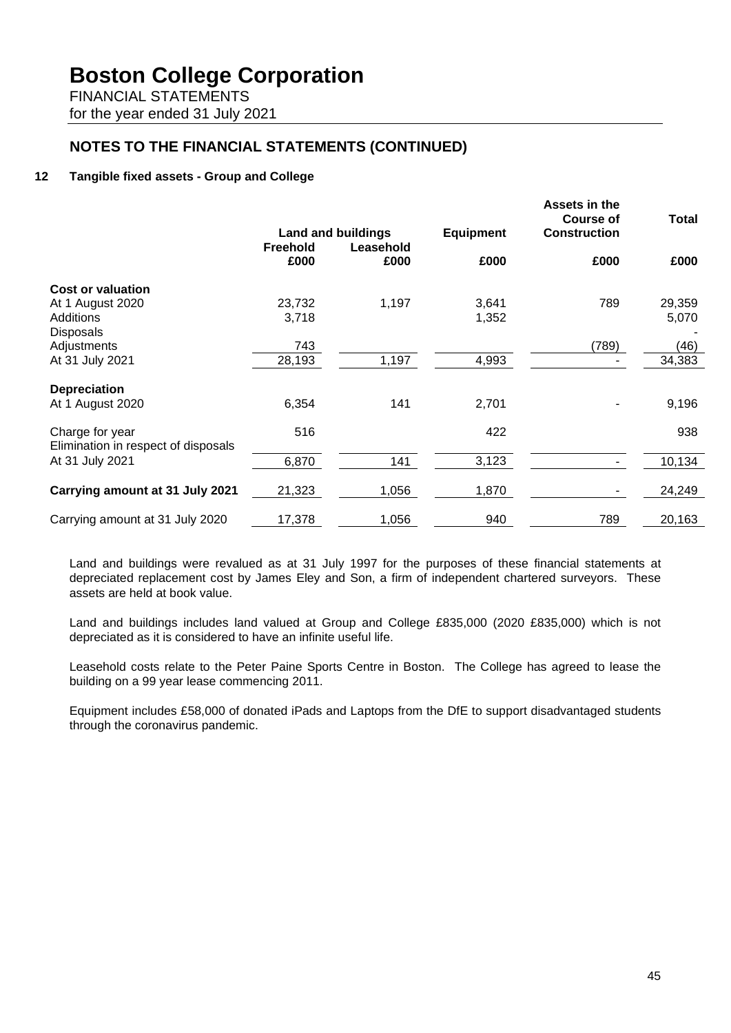# Boston College Corporation

FINANCIAL STATEMENTS
for the year ended 31 July 2021

## NOTES TO THE FINANCIAL STATEMENTS (CONTINUED)

### 12 Tangible fixed assets - Group and College

| | Land and buildings | | Equipment | Assets in the Course of Construction | Total |
|---|---|---|---|---|---|
| | Freehold | Leasehold | | | |
| | £000 | £000 | £000 | £000 | £000 |
| **Cost or valuation** | | | | | |
| At 1 August 2020 | 23,732 | 1,197 | 3,641 | 789 | 29,359 |
| Additions | 3,718 | | 1,352 | | 5,070 |
| Disposals | | | | | - |
| Adjustments | 743 | | | (789) | (46) |
| At 31 July 2021 | 28,193 | 1,197 | 4,993 | - | 34,383 |
| **Depreciation** | | | | | |
| At 1 August 2020 | 6,354 | 141 | 2,701 | - | 9,196 |
| Charge for year | 516 | | 422 | | 938 |
| Elimination in respect of disposals | | | | | |
| At 31 July 2021 | 6,870 | 141 | 3,123 | - | 10,134 |
| **Carrying amount at 31 July 2021** | 21,323 | 1,056 | 1,870 | - | 24,249 |
| Carrying amount at 31 July 2020 | 17,378 | 1,056 | 940 | 789 | 20,163 |

Land and buildings were revalued as at 31 July 1997 for the purposes of these financial statements at depreciated replacement cost by James Eley and Son, a firm of independent chartered surveyors. These assets are held at book value.

Land and buildings includes land valued at Group and College £835,000 (2020 £835,000) which is not depreciated as it is considered to have an infinite useful life.

Leasehold costs relate to the Peter Paine Sports Centre in Boston. The College has agreed to lease the building on a 99 year lease commencing 2011.

Equipment includes £58,000 of donated iPads and Laptops from the DfE to support disadvantaged students through the coronavirus pandemic.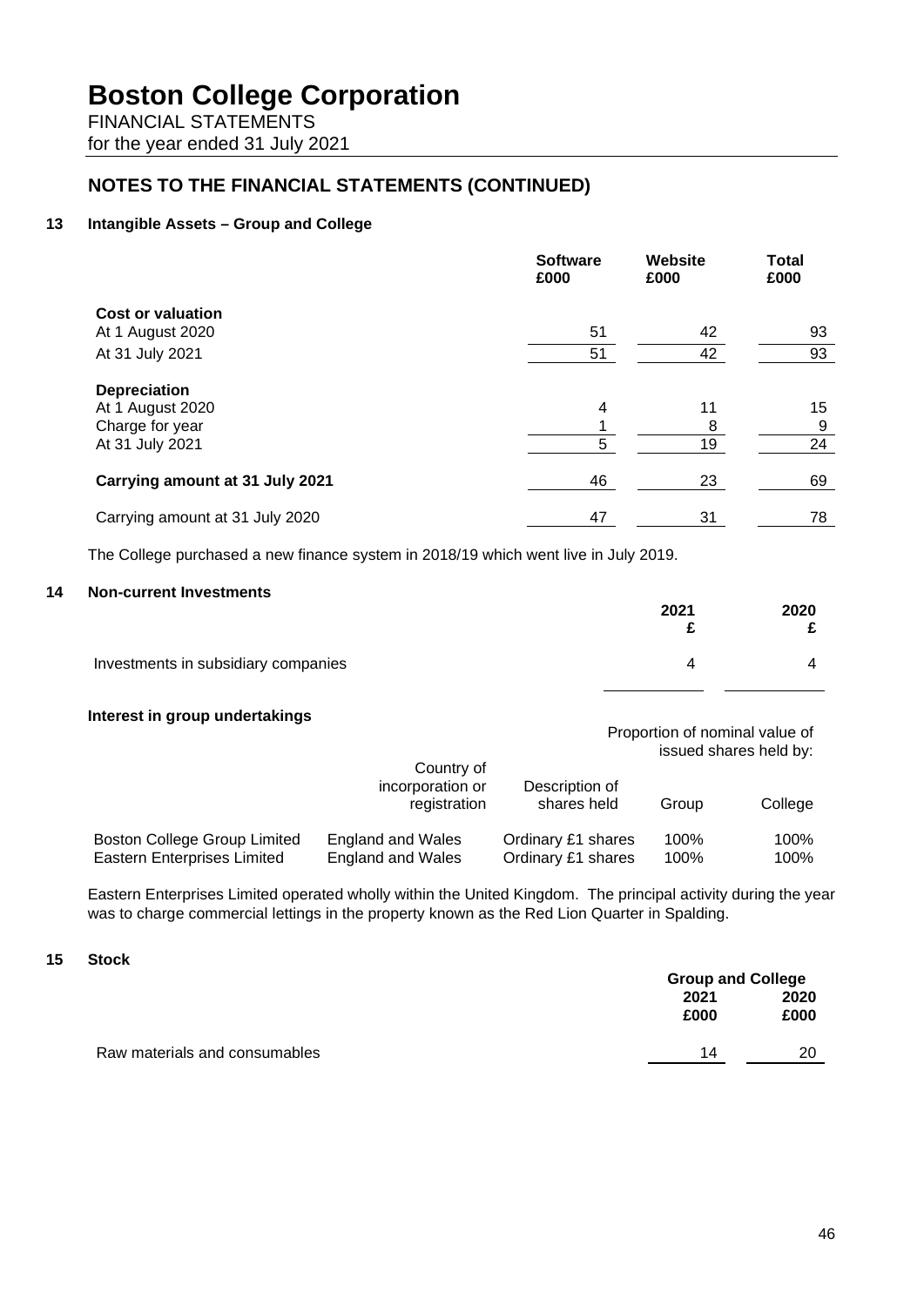# Boston College Corporation

FINANCIAL STATEMENTS
for the year ended 31 July 2021

## NOTES TO THE FINANCIAL STATEMENTS (CONTINUED)

### 13 Intangible Assets – Group and College

| | Software £000 | Website £000 | Total £000 |
|---|---|---|---|
| **Cost or valuation** | | | |
| At 1 August 2020 | 51 | 42 | 93 |
| At 31 July 2021 | 51 | 42 | 93 |
| **Depreciation** | | | |
| At 1 August 2020 | 4 | 11 | 15 |
| Charge for year | 1 | 8 | 9 |
| At 31 July 2021 | 5 | 19 | 24 |
| **Carrying amount at 31 July 2021** | 46 | 23 | 69 |
| Carrying amount at 31 July 2020 | 47 | 31 | 78 |

The College purchased a new finance system in 2018/19 which went live in July 2019.

### 14 Non-current Investments

| | 2021 £ | 2020 £ |
|---|---|---|
| Investments in subsidiary companies | 4 | 4 |

**Interest in group undertakings**

| | Country of incorporation or registration | Description of shares held | Proportion of nominal value of issued shares held by: Group | College |
|---|---|---|---|---|
| Boston College Group Limited | England and Wales | Ordinary £1 shares | 100% | 100% |
| Eastern Enterprises Limited | England and Wales | Ordinary £1 shares | 100% | 100% |

Eastern Enterprises Limited operated wholly within the United Kingdom. The principal activity during the year was to charge commercial lettings in the property known as the Red Lion Quarter in Spalding.

### 15 Stock

| | Group and College | |
|---|---|---|
| | 2021 £000 | 2020 £000 |
| Raw materials and consumables | 14 | 20 |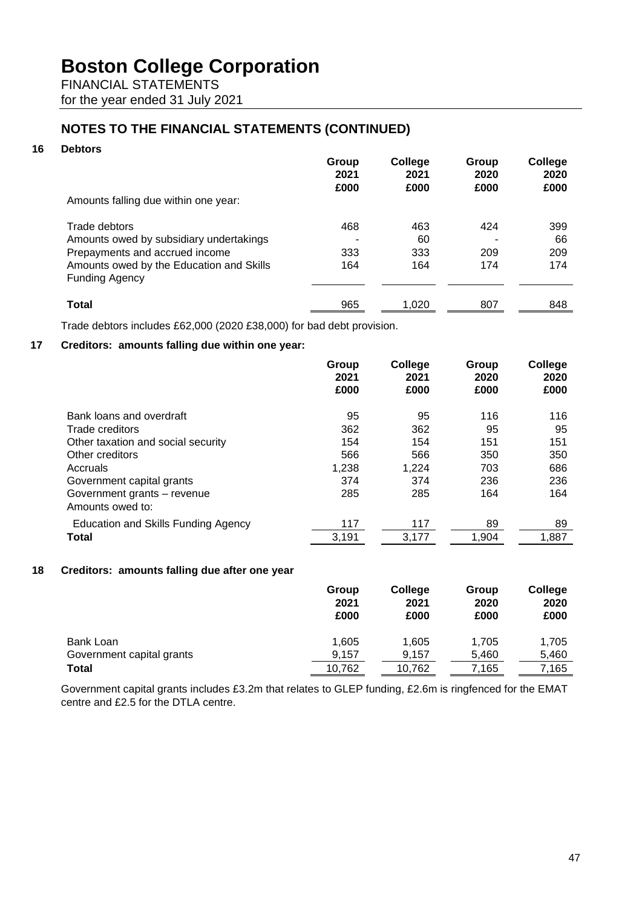# Boston College Corporation

FINANCIAL STATEMENTS

for the year ended 31 July 2021

## NOTES TO THE FINANCIAL STATEMENTS (CONTINUED)

### 16 Debtors

| | Group 2021 £000 | College 2021 £000 | Group 2020 £000 | College 2020 £000 |
|---|---|---|---|---|
| Amounts falling due within one year: | | | | |
| Trade debtors | 468 | 463 | 424 | 399 |
| Amounts owed by subsidiary undertakings | - | 60 | - | 66 |
| Prepayments and accrued income | 333 | 333 | 209 | 209 |
| Amounts owed by the Education and Skills Funding Agency | 164 | 164 | 174 | 174 |
| **Total** | 965 | 1,020 | 807 | 848 |

Trade debtors includes £62,000 (2020 £38,000) for bad debt provision.

### 17 Creditors: amounts falling due within one year:

| | Group 2021 £000 | College 2021 £000 | Group 2020 £000 | College 2020 £000 |
|---|---|---|---|---|
| Bank loans and overdraft | 95 | 95 | 116 | 116 |
| Trade creditors | 362 | 362 | 95 | 95 |
| Other taxation and social security | 154 | 154 | 151 | 151 |
| Other creditors | 566 | 566 | 350 | 350 |
| Accruals | 1,238 | 1,224 | 703 | 686 |
| Government capital grants | 374 | 374 | 236 | 236 |
| Government grants – revenue | 285 | 285 | 164 | 164 |
| Amounts owed to: | | | | |
| Education and Skills Funding Agency | 117 | 117 | 89 | 89 |
| **Total** | 3,191 | 3,177 | 1,904 | 1,887 |

### 18 Creditors: amounts falling due after one year

| | Group 2021 £000 | College 2021 £000 | Group 2020 £000 | College 2020 £000 |
|---|---|---|---|---|
| Bank Loan | 1,605 | 1,605 | 1,705 | 1,705 |
| Government capital grants | 9,157 | 9,157 | 5,460 | 5,460 |
| **Total** | 10,762 | 10,762 | 7,165 | 7,165 |

Government capital grants includes £3.2m that relates to GLEP funding, £2.6m is ringfenced for the EMAT centre and £2.5 for the DTLA centre.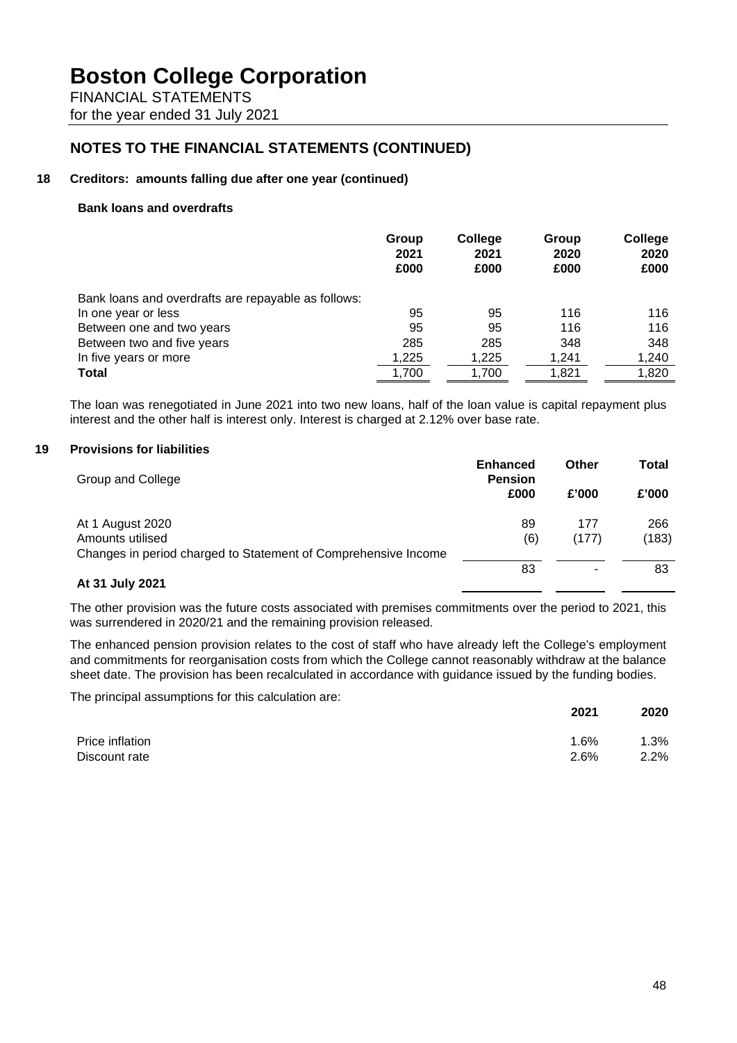# Boston College Corporation

FINANCIAL STATEMENTS
for the year ended 31 July 2021

## NOTES TO THE FINANCIAL STATEMENTS (CONTINUED)

### 18 Creditors: amounts falling due after one year (continued)

**Bank loans and overdrafts**

| | Group 2021 £000 | College 2021 £000 | Group 2020 £000 | College 2020 £000 |
|---|---|---|---|---|
| Bank loans and overdrafts are repayable as follows: | | | | |
| In one year or less | 95 | 95 | 116 | 116 |
| Between one and two years | 95 | 95 | 116 | 116 |
| Between two and five years | 285 | 285 | 348 | 348 |
| In five years or more | 1,225 | 1,225 | 1,241 | 1,240 |
| **Total** | 1,700 | 1,700 | 1,821 | 1,820 |

The loan was renegotiated in June 2021 into two new loans, half of the loan value is capital repayment plus interest and the other half is interest only. Interest is charged at 2.12% over base rate.

### 19 Provisions for liabilities

| Group and College | Enhanced Pension £000 | Other £'000 | Total £'000 |
|---|---|---|---|
| At 1 August 2020 | 89 | 177 | 266 |
| Amounts utilised | (6) | (177) | (183) |
| Changes in period charged to Statement of Comprehensive Income | | | |
| **At 31 July 2021** | 83 | - | 83 |

The other provision was the future costs associated with premises commitments over the period to 2021, this was surrendered in 2020/21 and the remaining provision released.

The enhanced pension provision relates to the cost of staff who have already left the College's employment and commitments for reorganisation costs from which the College cannot reasonably withdraw at the balance sheet date. The provision has been recalculated in accordance with guidance issued by the funding bodies.

The principal assumptions for this calculation are:

| | 2021 | 2020 |
|---|---|---|
| Price inflation | 1.6% | 1.3% |
| Discount rate | 2.6% | 2.2% |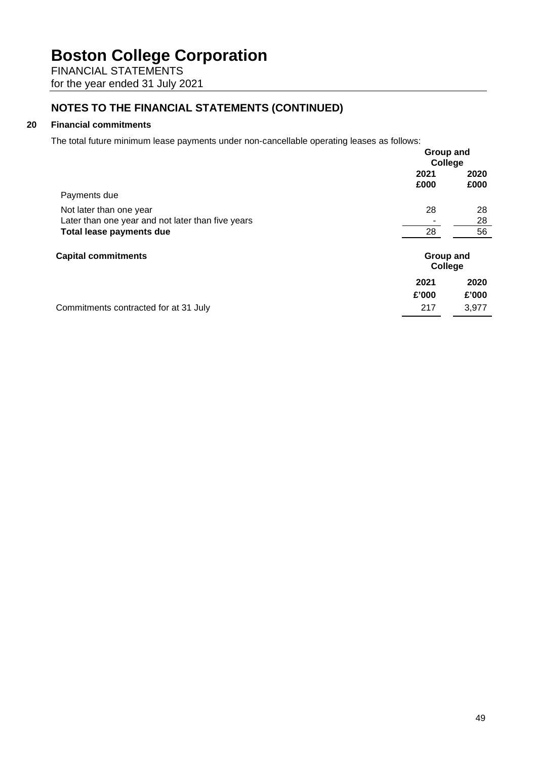# Boston College Corporation

FINANCIAL STATEMENTS
for the year ended 31 July 2021

## NOTES TO THE FINANCIAL STATEMENTS (CONTINUED)

### 20 Financial commitments

The total future minimum lease payments under non-cancellable operating leases as follows:

| | Group and College | |
|---|---|---|
| | 2021 | 2020 |
| | £000 | £000 |
| Payments due | | |
| Not later than one year | 28 | 28 |
| Later than one year and not later than five years | - | 28 |
| **Total lease payments due** | 28 | 56 |

**Capital commitments**

| | Group and College | |
|---|---|---|
| | 2021 | 2020 |
| | £'000 | £'000 |
| Commitments contracted for at 31 July | 217 | 3,977 |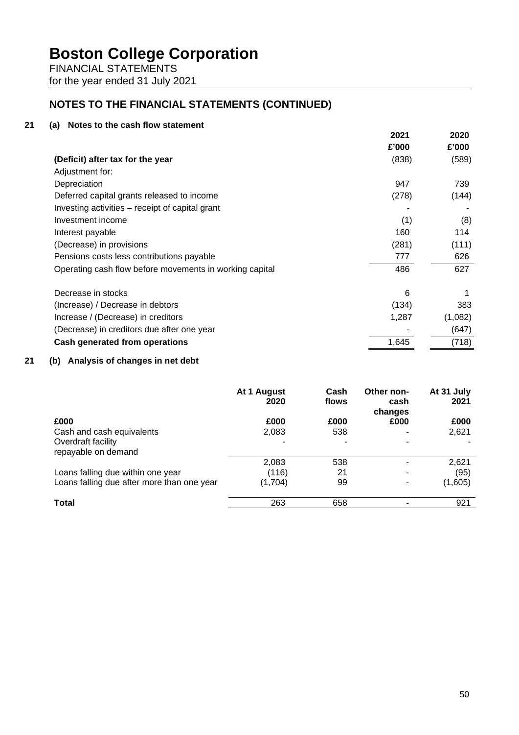# Boston College Corporation

FINANCIAL STATEMENTS
for the year ended 31 July 2021

## NOTES TO THE FINANCIAL STATEMENTS (CONTINUED)

### 21 (a) Notes to the cash flow statement

| | 2021 £'000 | 2020 £'000 |
|---|---|---|
| **(Deficit) after tax for the year** | (838) | (589) |
| Adjustment for: | | |
| Depreciation | 947 | 739 |
| Deferred capital grants released to income | (278) | (144) |
| Investing activities – receipt of capital grant | - | - |
| Investment income | (1) | (8) |
| Interest payable | 160 | 114 |
| (Decrease) in provisions | (281) | (111) |
| Pensions costs less contributions payable | 777 | 626 |
| Operating cash flow before movements in working capital | 486 | 627 |
| Decrease in stocks | 6 | 1 |
| (Increase) / Decrease in debtors | (134) | 383 |
| Increase / (Decrease) in creditors | 1,287 | (1,082) |
| (Decrease) in creditors due after one year | - | (647) |
| **Cash generated from operations** | 1,645 | (718) |

### 21 (b) Analysis of changes in net debt

| £000 | At 1 August 2020 £000 | Cash flows £000 | Other non-cash changes £000 | At 31 July 2021 £000 |
|---|---|---|---|---|
| Cash and cash equivalents | 2,083 | 538 | - | 2,621 |
| Overdraft facility repayable on demand | - | - | - | - |
| | 2,083 | 538 | - | 2,621 |
| Loans falling due within one year | (116) | 21 | - | (95) |
| Loans falling due after more than one year | (1,704) | 99 | - | (1,605) |
| **Total** | 263 | 658 | - | 921 |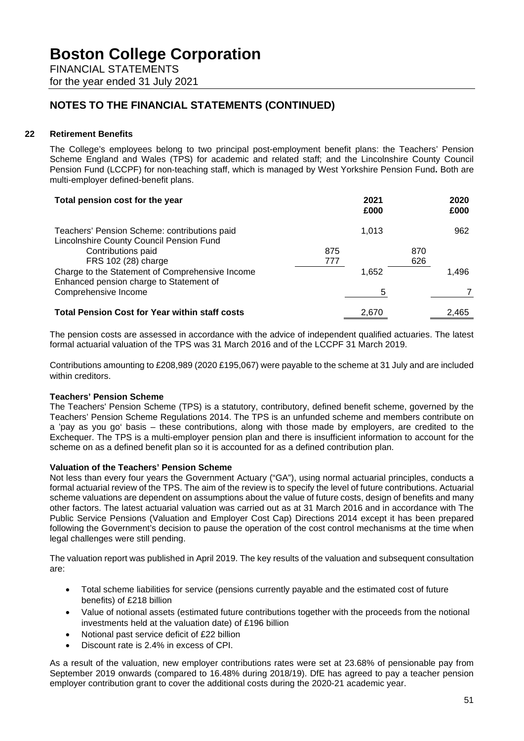# Boston College Corporation

FINANCIAL STATEMENTS

for the year ended 31 July 2021

## NOTES TO THE FINANCIAL STATEMENTS (CONTINUED)

### 22 Retirement Benefits

The College's employees belong to two principal post-employment benefit plans: the Teachers' Pension Scheme England and Wales (TPS) for academic and related staff; and the Lincolnshire County Council Pension Fund (LCCPF) for non-teaching staff, which is managed by West Yorkshire Pension Fund**.** Both are multi-employer defined-benefit plans.

| Total pension cost for the year | | 2021 £000 | | 2020 £000 |
|---|---|---|---|---|
| Teachers' Pension Scheme: contributions paid | | 1,013 | | 962 |
| Lincolnshire County Council Pension Fund | | | | |
| Contributions paid | 875 | | 870 | |
| FRS 102 (28) charge | 777 | | 626 | |
| Charge to the Statement of Comprehensive Income | | 1,652 | | 1,496 |
| Enhanced pension charge to Statement of Comprehensive Income | | 5 | | 7 |
| **Total Pension Cost for Year within staff costs** | | 2,670 | | 2,465 |

The pension costs are assessed in accordance with the advice of independent qualified actuaries. The latest formal actuarial valuation of the TPS was 31 March 2016 and of the LCCPF 31 March 2019.

Contributions amounting to £208,989 (2020 £195,067) were payable to the scheme at 31 July and are included within creditors.

**Teachers' Pension Scheme**

The Teachers' Pension Scheme (TPS) is a statutory, contributory, defined benefit scheme, governed by the Teachers' Pension Scheme Regulations 2014. The TPS is an unfunded scheme and members contribute on a 'pay as you go' basis – these contributions, along with those made by employers, are credited to the Exchequer. The TPS is a multi-employer pension plan and there is insufficient information to account for the scheme on as a defined benefit plan so it is accounted for as a defined contribution plan.

**Valuation of the Teachers' Pension Scheme**

Not less than every four years the Government Actuary ("GA"), using normal actuarial principles, conducts a formal actuarial review of the TPS. The aim of the review is to specify the level of future contributions. Actuarial scheme valuations are dependent on assumptions about the value of future costs, design of benefits and many other factors. The latest actuarial valuation was carried out as at 31 March 2016 and in accordance with The Public Service Pensions (Valuation and Employer Cost Cap) Directions 2014 except it has been prepared following the Government's decision to pause the operation of the cost control mechanisms at the time when legal challenges were still pending.

The valuation report was published in April 2019. The key results of the valuation and subsequent consultation are:

- Total scheme liabilities for service (pensions currently payable and the estimated cost of future benefits) of £218 billion
- Value of notional assets (estimated future contributions together with the proceeds from the notional investments held at the valuation date) of £196 billion
- Notional past service deficit of £22 billion
- Discount rate is 2.4% in excess of CPI.

As a result of the valuation, new employer contributions rates were set at 23.68% of pensionable pay from September 2019 onwards (compared to 16.48% during 2018/19). DfE has agreed to pay a teacher pension employer contribution grant to cover the additional costs during the 2020-21 academic year.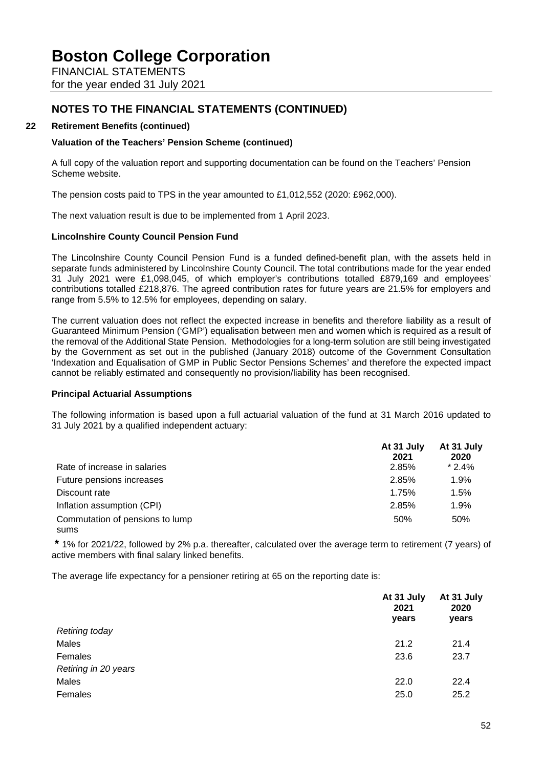# Boston College Corporation

FINANCIAL STATEMENTS

for the year ended 31 July 2021

## NOTES TO THE FINANCIAL STATEMENTS (CONTINUED)

### 22 Retirement Benefits (continued)

**Valuation of the Teachers' Pension Scheme (continued)**

A full copy of the valuation report and supporting documentation can be found on the Teachers' Pension Scheme website.

The pension costs paid to TPS in the year amounted to £1,012,552 (2020: £962,000).

The next valuation result is due to be implemented from 1 April 2023.

**Lincolnshire County Council Pension Fund**

The Lincolnshire County Council Pension Fund is a funded defined-benefit plan, with the assets held in separate funds administered by Lincolnshire County Council. The total contributions made for the year ended 31 July 2021 were £1,098,045, of which employer's contributions totalled £879,169 and employees' contributions totalled £218,876. The agreed contribution rates for future years are 21.5% for employers and range from 5.5% to 12.5% for employees, depending on salary.

The current valuation does not reflect the expected increase in benefits and therefore liability as a result of Guaranteed Minimum Pension ('GMP') equalisation between men and women which is required as a result of the removal of the Additional State Pension. Methodologies for a long-term solution are still being investigated by the Government as set out in the published (January 2018) outcome of the Government Consultation 'Indexation and Equalisation of GMP in Public Sector Pensions Schemes' and therefore the expected impact cannot be reliably estimated and consequently no provision/liability has been recognised.

**Principal Actuarial Assumptions**

The following information is based upon a full actuarial valuation of the fund at 31 March 2016 updated to 31 July 2021 by a qualified independent actuary:

| | At 31 July 2021 | At 31 July 2020 |
|---|---|---|
| Rate of increase in salaries | 2.85% | * 2.4% |
| Future pensions increases | 2.85% | 1.9% |
| Discount rate | 1.75% | 1.5% |
| Inflation assumption (CPI) | 2.85% | 1.9% |
| Commutation of pensions to lump sums | 50% | 50% |

**\*** 1% for 2021/22, followed by 2% p.a. thereafter, calculated over the average term to retirement (7 years) of active members with final salary linked benefits.

The average life expectancy for a pensioner retiring at 65 on the reporting date is:

| | At 31 July 2021 years | At 31 July 2020 years |
|---|---|---|
| *Retiring today* | | |
| Males | 21.2 | 21.4 |
| Females | 23.6 | 23.7 |
| *Retiring in 20 years* | | |
| Males | 22.0 | 22.4 |
| Females | 25.0 | 25.2 |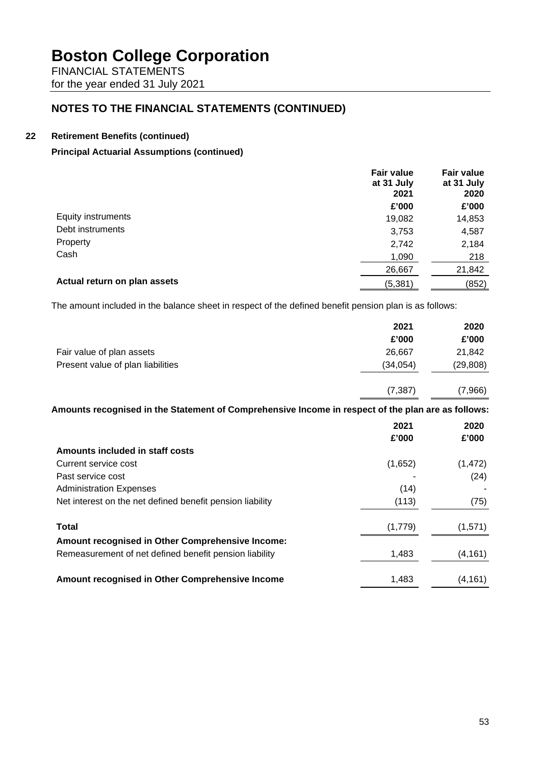# Boston College Corporation

FINANCIAL STATEMENTS
for the year ended 31 July 2021

## NOTES TO THE FINANCIAL STATEMENTS (CONTINUED)

### 22 Retirement Benefits (continued)

**Principal Actuarial Assumptions (continued)**

| | Fair value at 31 July 2021 | Fair value at 31 July 2020 |
|---|---|---|
| | £'000 | £'000 |
| Equity instruments | 19,082 | 14,853 |
| Debt instruments | 3,753 | 4,587 |
| Property | 2,742 | 2,184 |
| Cash | 1,090 | 218 |
| | 26,667 | 21,842 |
| **Actual return on plan assets** | (5,381) | (852) |

The amount included in the balance sheet in respect of the defined benefit pension plan is as follows:

| | 2021 | 2020 |
|---|---|---|
| | £'000 | £'000 |
| Fair value of plan assets | 26,667 | 21,842 |
| Present value of plan liabilities | (34,054) | (29,808) |
| | (7,387) | (7,966) |

**Amounts recognised in the Statement of Comprehensive Income in respect of the plan are as follows:**

| | 2021 | 2020 |
|---|---|---|
| | £'000 | £'000 |
| **Amounts included in staff costs** | | |
| Current service cost | (1,652) | (1,472) |
| Past service cost | - | (24) |
| Administration Expenses | (14) | - |
| Net interest on the net defined benefit pension liability | (113) | (75) |
| **Total** | (1,779) | (1,571) |
| **Amount recognised in Other Comprehensive Income:** | | |
| Remeasurement of net defined benefit pension liability | 1,483 | (4,161) |
| **Amount recognised in Other Comprehensive Income** | 1,483 | (4,161) |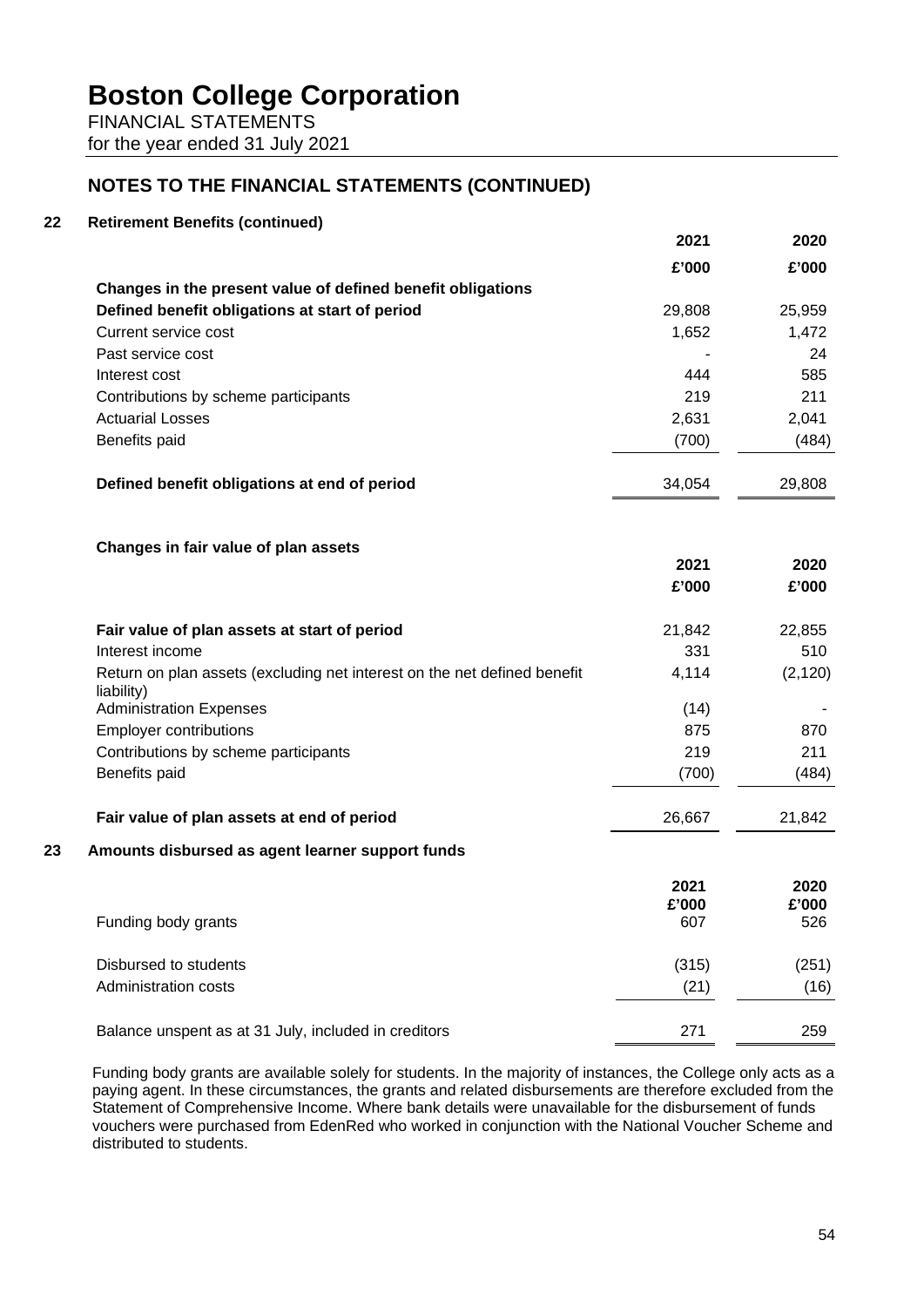# Boston College Corporation

FINANCIAL STATEMENTS
for the year ended 31 July 2021

## NOTES TO THE FINANCIAL STATEMENTS (CONTINUED)

### 22 Retirement Benefits (continued)

| | 2021 | 2020 |
|---|---|---|
| | £'000 | £'000 |
| **Changes in the present value of defined benefit obligations** | | |
| **Defined benefit obligations at start of period** | 29,808 | 25,959 |
| Current service cost | 1,652 | 1,472 |
| Past service cost | - | 24 |
| Interest cost | 444 | 585 |
| Contributions by scheme participants | 219 | 211 |
| Actuarial Losses | 2,631 | 2,041 |
| Benefits paid | (700) | (484) |
| **Defined benefit obligations at end of period** | 34,054 | 29,808 |

**Changes in fair value of plan assets**

| | 2021 | 2020 |
|---|---|---|
| | £'000 | £'000 |
| **Fair value of plan assets at start of period** | 21,842 | 22,855 |
| Interest income | 331 | 510 |
| Return on plan assets (excluding net interest on the net defined benefit liability) | 4,114 | (2,120) |
| Administration Expenses | (14) | - |
| Employer contributions | 875 | 870 |
| Contributions by scheme participants | 219 | 211 |
| Benefits paid | (700) | (484) |
| **Fair value of plan assets at end of period** | 26,667 | 21,842 |

### 23 Amounts disbursed as agent learner support funds

| | 2021 | 2020 |
|---|---|---|
| | £'000 | £'000 |
| Funding body grants | 607 | 526 |
| Disbursed to students | (315) | (251) |
| Administration costs | (21) | (16) |
| Balance unspent as at 31 July, included in creditors | 271 | 259 |

Funding body grants are available solely for students. In the majority of instances, the College only acts as a paying agent. In these circumstances, the grants and related disbursements are therefore excluded from the Statement of Comprehensive Income. Where bank details were unavailable for the disbursement of funds vouchers were purchased from EdenRed who worked in conjunction with the National Voucher Scheme and distributed to students.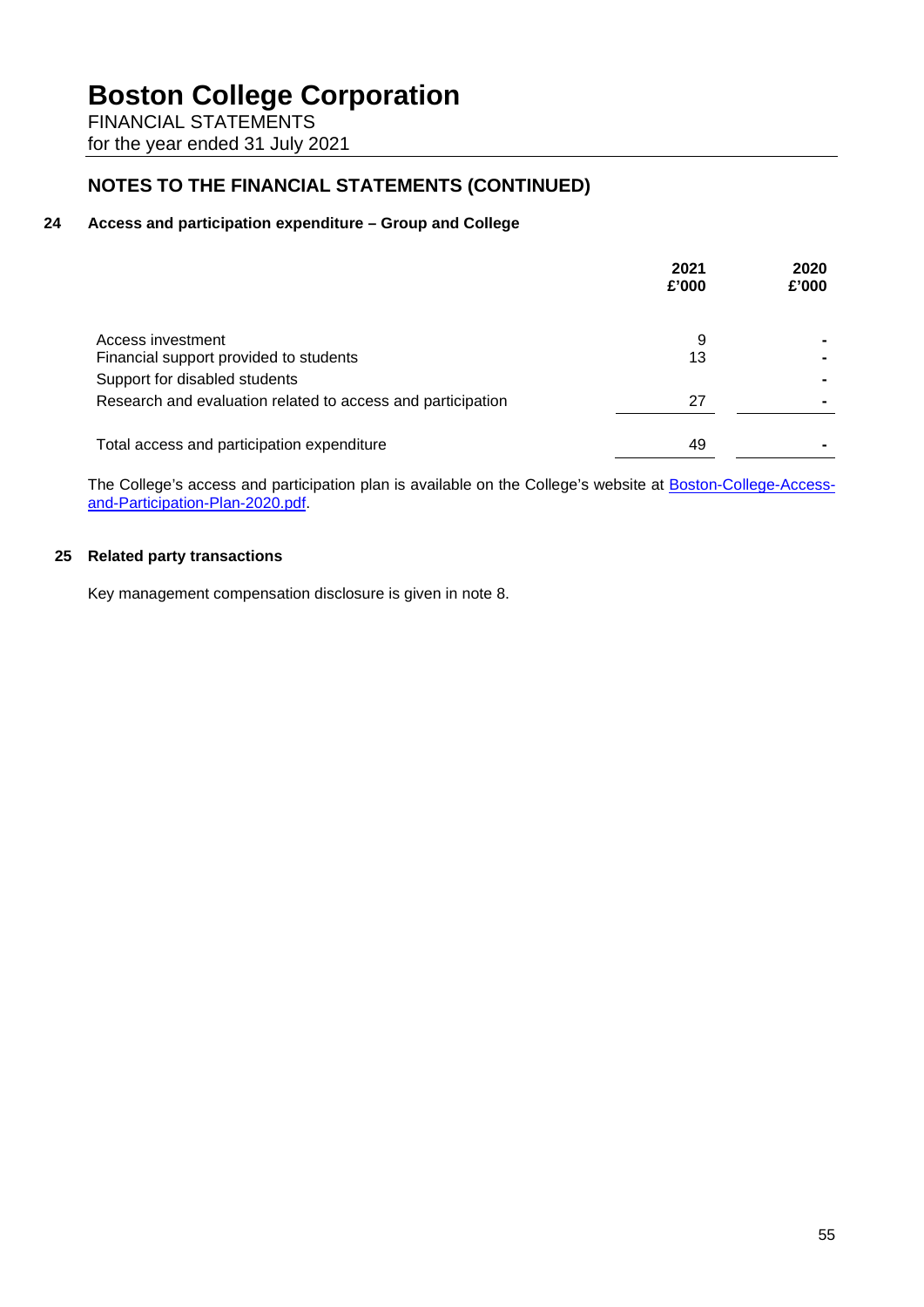# Boston College Corporation

FINANCIAL STATEMENTS
for the year ended 31 July 2021

## NOTES TO THE FINANCIAL STATEMENTS (CONTINUED)

### 24 Access and participation expenditure – Group and College

| | 2021 £'000 | 2020 £'000 |
|---|---|---|
| Access investment | 9 | - |
| Financial support provided to students | 13 | - |
| Support for disabled students | | - |
| Research and evaluation related to access and participation | 27 | - |
| Total access and participation expenditure | 49 | - |

The College's access and participation plan is available on the College's website at [Boston-College-Access-and-Participation-Plan-2020.pdf](Boston-College-Access-and-Participation-Plan-2020.pdf).

### 25 Related party transactions

Key management compensation disclosure is given in note 8.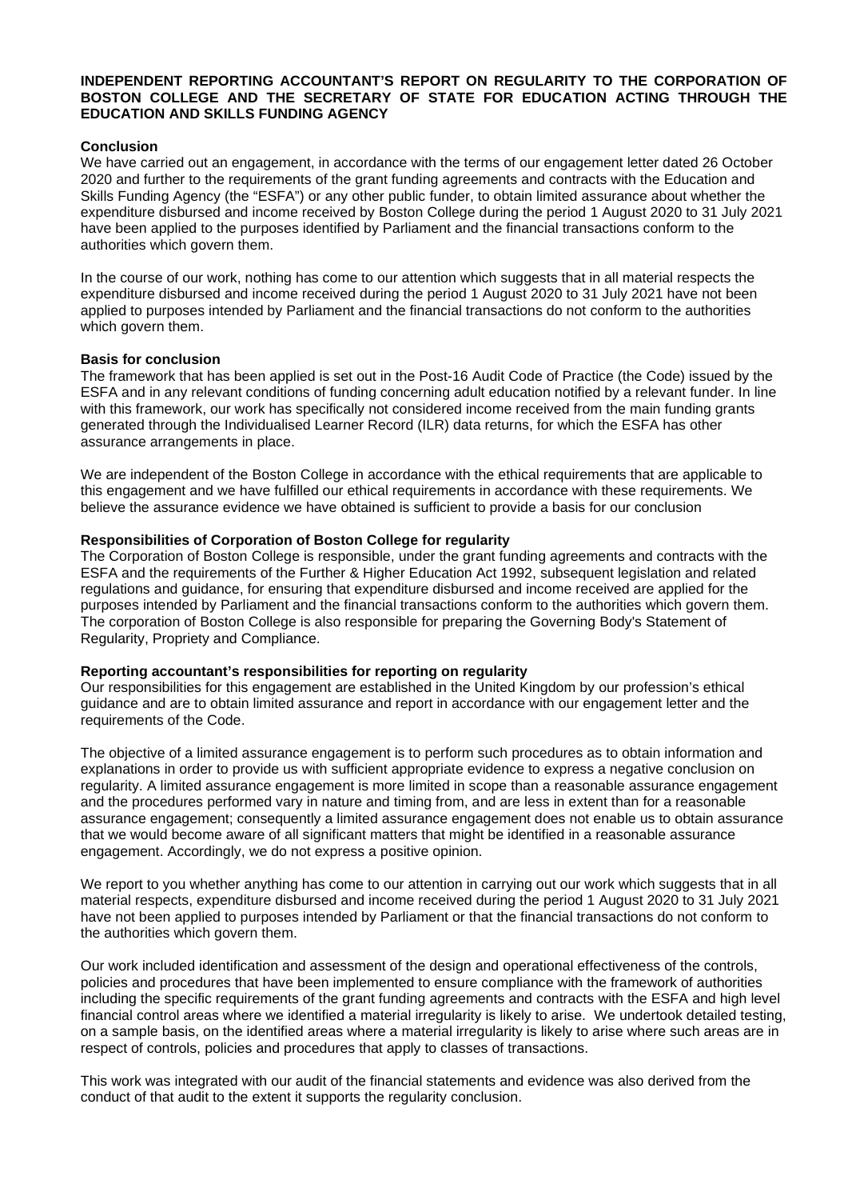**INDEPENDENT REPORTING ACCOUNTANT'S REPORT ON REGULARITY TO THE CORPORATION OF BOSTON COLLEGE AND THE SECRETARY OF STATE FOR EDUCATION ACTING THROUGH THE EDUCATION AND SKILLS FUNDING AGENCY**

**Conclusion**

We have carried out an engagement, in accordance with the terms of our engagement letter dated 26 October 2020 and further to the requirements of the grant funding agreements and contracts with the Education and Skills Funding Agency (the "ESFA") or any other public funder, to obtain limited assurance about whether the expenditure disbursed and income received by Boston College during the period 1 August 2020 to 31 July 2021 have been applied to the purposes identified by Parliament and the financial transactions conform to the authorities which govern them.

In the course of our work, nothing has come to our attention which suggests that in all material respects the expenditure disbursed and income received during the period 1 August 2020 to 31 July 2021 have not been applied to purposes intended by Parliament and the financial transactions do not conform to the authorities which govern them.

**Basis for conclusion**

The framework that has been applied is set out in the Post-16 Audit Code of Practice (the Code) issued by the ESFA and in any relevant conditions of funding concerning adult education notified by a relevant funder. In line with this framework, our work has specifically not considered income received from the main funding grants generated through the Individualised Learner Record (ILR) data returns, for which the ESFA has other assurance arrangements in place.

We are independent of the Boston College in accordance with the ethical requirements that are applicable to this engagement and we have fulfilled our ethical requirements in accordance with these requirements. We believe the assurance evidence we have obtained is sufficient to provide a basis for our conclusion

**Responsibilities of Corporation of Boston College for regularity**

The Corporation of Boston College is responsible, under the grant funding agreements and contracts with the ESFA and the requirements of the Further & Higher Education Act 1992, subsequent legislation and related regulations and guidance, for ensuring that expenditure disbursed and income received are applied for the purposes intended by Parliament and the financial transactions conform to the authorities which govern them. The corporation of Boston College is also responsible for preparing the Governing Body's Statement of Regularity, Propriety and Compliance.

**Reporting accountant's responsibilities for reporting on regularity**

Our responsibilities for this engagement are established in the United Kingdom by our profession's ethical guidance and are to obtain limited assurance and report in accordance with our engagement letter and the requirements of the Code.

The objective of a limited assurance engagement is to perform such procedures as to obtain information and explanations in order to provide us with sufficient appropriate evidence to express a negative conclusion on regularity. A limited assurance engagement is more limited in scope than a reasonable assurance engagement and the procedures performed vary in nature and timing from, and are less in extent than for a reasonable assurance engagement; consequently a limited assurance engagement does not enable us to obtain assurance that we would become aware of all significant matters that might be identified in a reasonable assurance engagement. Accordingly, we do not express a positive opinion.

We report to you whether anything has come to our attention in carrying out our work which suggests that in all material respects, expenditure disbursed and income received during the period 1 August 2020 to 31 July 2021 have not been applied to purposes intended by Parliament or that the financial transactions do not conform to the authorities which govern them.

Our work included identification and assessment of the design and operational effectiveness of the controls, policies and procedures that have been implemented to ensure compliance with the framework of authorities including the specific requirements of the grant funding agreements and contracts with the ESFA and high level financial control areas where we identified a material irregularity is likely to arise. We undertook detailed testing, on a sample basis, on the identified areas where a material irregularity is likely to arise where such areas are in respect of controls, policies and procedures that apply to classes of transactions.

This work was integrated with our audit of the financial statements and evidence was also derived from the conduct of that audit to the extent it supports the regularity conclusion.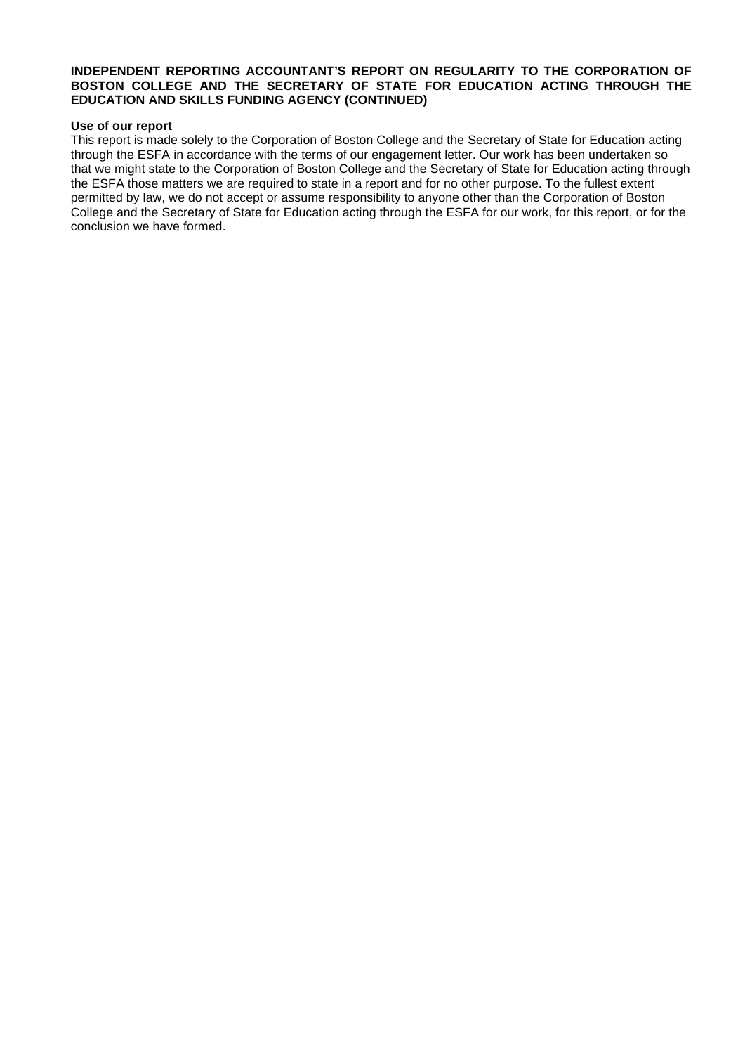**INDEPENDENT REPORTING ACCOUNTANT'S REPORT ON REGULARITY TO THE CORPORATION OF BOSTON COLLEGE AND THE SECRETARY OF STATE FOR EDUCATION ACTING THROUGH THE EDUCATION AND SKILLS FUNDING AGENCY (CONTINUED)**

**Use of our report**

This report is made solely to the Corporation of Boston College and the Secretary of State for Education acting through the ESFA in accordance with the terms of our engagement letter. Our work has been undertaken so that we might state to the Corporation of Boston College and the Secretary of State for Education acting through the ESFA those matters we are required to state in a report and for no other purpose. To the fullest extent permitted by law, we do not accept or assume responsibility to anyone other than the Corporation of Boston College and the Secretary of State for Education acting through the ESFA for our work, for this report, or for the conclusion we have formed.